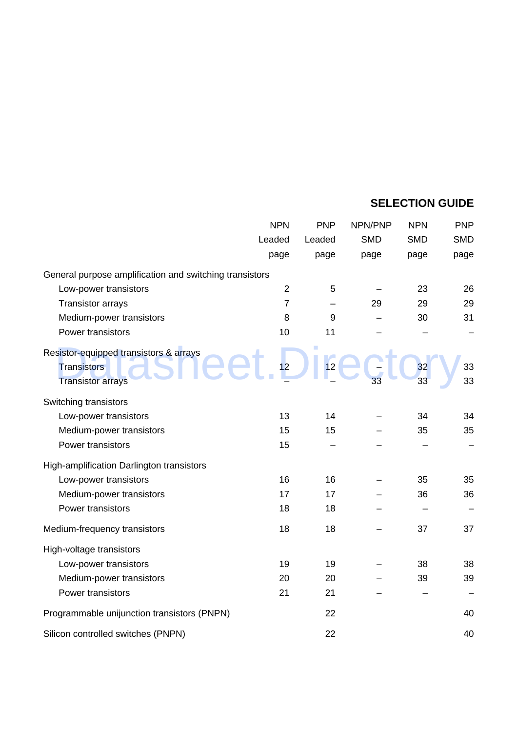## SELECTION GUIDE

| | NPN Leaded page | PNP Leaded page | NPN/PNP SMD page | NPN SMD page | PNP SMD page |
|---|---|---|---|---|---|
| **General purpose amplification and switching transistors** | | | | | |
| Low-power transistors | 2 | 5 | – | 23 | 26 |
| Transistor arrays | 7 | – | 29 | 29 | 29 |
| Medium-power transistors | 8 | 9 | – | 30 | 31 |
| Power transistors | 10 | 11 | – | – | – |
| **Resistor-equipped transistors & arrays** | | | | | |
| Transistors | 12 | 12 | – | 32 | 33 |
| Transistor arrays | – | – | 33 | 33 | 33 |
| **Switching transistors** | | | | | |
| Low-power transistors | 13 | 14 | – | 34 | 34 |
| Medium-power transistors | 15 | 15 | – | 35 | 35 |
| Power transistors | 15 | – | – | – | – |
| **High-amplification Darlington transistors** | | | | | |
| Low-power transistors | 16 | 16 | – | 35 | 35 |
| Medium-power transistors | 17 | 17 | – | 36 | 36 |
| Power transistors | 18 | 18 | – | – | – |
| **Medium-frequency transistors** | 18 | 18 | – | 37 | 37 |
| **High-voltage transistors** | | | | | |
| Low-power transistors | 19 | 19 | – | 38 | 38 |
| Medium-power transistors | 20 | 20 | – | 39 | 39 |
| Power transistors | 21 | 21 | – | – | – |
| **Programmable unijunction transistors (PNPN)** | | 22 | | | 40 |
| **Silicon controlled switches (PNPN)** | | 22 | | | 40 |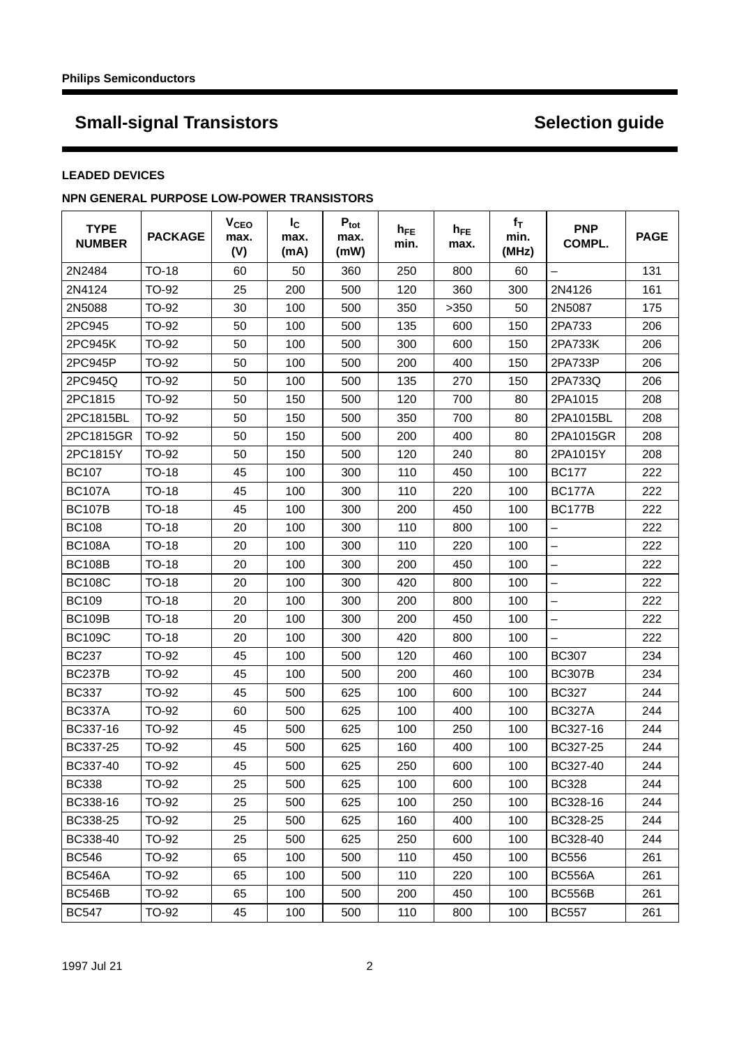# Small-signal Transistors — Selection guide

## LEADED DEVICES

### NPN GENERAL PURPOSE LOW-POWER TRANSISTORS

| TYPE NUMBER | PACKAGE | $V_{CEO}$ max. (V) | $I_C$ max. (mA) | $P_{tot}$ max. (mW) | $h_{FE}$ min. | $h_{FE}$ max. | $f_T$ min. (MHz) | PNP COMPL. | PAGE |
|---|---|---|---|---|---|---|---|---|---|
| 2N2484 | TO-18 | 60 | 50 | 360 | 250 | 800 | 60 | – | 131 |
| 2N4124 | TO-92 | 25 | 200 | 500 | 120 | 360 | 300 | 2N4126 | 161 |
| 2N5088 | TO-92 | 30 | 100 | 500 | 350 | >350 | 50 | 2N5087 | 175 |
| 2PC945 | TO-92 | 50 | 100 | 500 | 135 | 600 | 150 | 2PA733 | 206 |
| 2PC945K | TO-92 | 50 | 100 | 500 | 300 | 600 | 150 | 2PA733K | 206 |
| 2PC945P | TO-92 | 50 | 100 | 500 | 200 | 400 | 150 | 2PA733P | 206 |
| 2PC945Q | TO-92 | 50 | 100 | 500 | 135 | 270 | 150 | 2PA733Q | 206 |
| 2PC1815 | TO-92 | 50 | 150 | 500 | 120 | 700 | 80 | 2PA1015 | 208 |
| 2PC1815BL | TO-92 | 50 | 150 | 500 | 350 | 700 | 80 | 2PA1015BL | 208 |
| 2PC1815GR | TO-92 | 50 | 150 | 500 | 200 | 400 | 80 | 2PA1015GR | 208 |
| 2PC1815Y | TO-92 | 50 | 150 | 500 | 120 | 240 | 80 | 2PA1015Y | 208 |
| BC107 | TO-18 | 45 | 100 | 300 | 110 | 450 | 100 | BC177 | 222 |
| BC107A | TO-18 | 45 | 100 | 300 | 110 | 220 | 100 | BC177A | 222 |
| BC107B | TO-18 | 45 | 100 | 300 | 200 | 450 | 100 | BC177B | 222 |
| BC108 | TO-18 | 20 | 100 | 300 | 110 | 800 | 100 | – | 222 |
| BC108A | TO-18 | 20 | 100 | 300 | 110 | 220 | 100 | – | 222 |
| BC108B | TO-18 | 20 | 100 | 300 | 200 | 450 | 100 | – | 222 |
| BC108C | TO-18 | 20 | 100 | 300 | 420 | 800 | 100 | – | 222 |
| BC109 | TO-18 | 20 | 100 | 300 | 200 | 800 | 100 | – | 222 |
| BC109B | TO-18 | 20 | 100 | 300 | 200 | 450 | 100 | – | 222 |
| BC109C | TO-18 | 20 | 100 | 300 | 420 | 800 | 100 | – | 222 |
| BC237 | TO-92 | 45 | 100 | 500 | 120 | 460 | 100 | BC307 | 234 |
| BC237B | TO-92 | 45 | 100 | 500 | 200 | 460 | 100 | BC307B | 234 |
| BC337 | TO-92 | 45 | 500 | 625 | 100 | 600 | 100 | BC327 | 244 |
| BC337A | TO-92 | 60 | 500 | 625 | 100 | 400 | 100 | BC327A | 244 |
| BC337-16 | TO-92 | 45 | 500 | 625 | 100 | 250 | 100 | BC327-16 | 244 |
| BC337-25 | TO-92 | 45 | 500 | 625 | 160 | 400 | 100 | BC327-25 | 244 |
| BC337-40 | TO-92 | 45 | 500 | 625 | 250 | 600 | 100 | BC327-40 | 244 |
| BC338 | TO-92 | 25 | 500 | 625 | 100 | 600 | 100 | BC328 | 244 |
| BC338-16 | TO-92 | 25 | 500 | 625 | 100 | 250 | 100 | BC328-16 | 244 |
| BC338-25 | TO-92 | 25 | 500 | 625 | 160 | 400 | 100 | BC328-25 | 244 |
| BC338-40 | TO-92 | 25 | 500 | 625 | 250 | 600 | 100 | BC328-40 | 244 |
| BC546 | TO-92 | 65 | 100 | 500 | 110 | 450 | 100 | BC556 | 261 |
| BC546A | TO-92 | 65 | 100 | 500 | 110 | 220 | 100 | BC556A | 261 |
| BC546B | TO-92 | 65 | 100 | 500 | 200 | 450 | 100 | BC556B | 261 |
| BC547 | TO-92 | 45 | 100 | 500 | 110 | 800 | 100 | BC557 | 261 |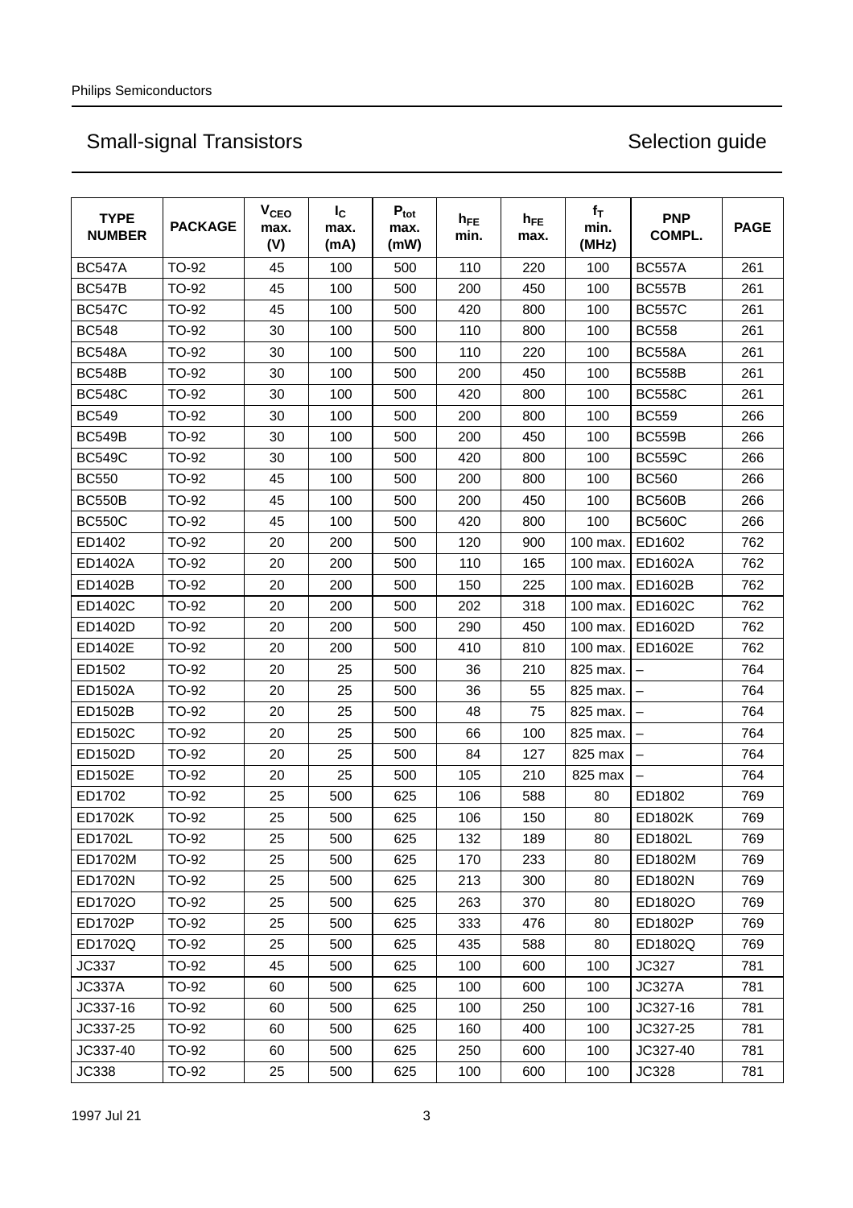## Small-signal Transistors

## Selection guide

| TYPE NUMBER | PACKAGE | $V_{CEO}$ max. (V) | $I_C$ max. (mA) | $P_{tot}$ max. (mW) | $h_{FE}$ min. | $h_{FE}$ max. | $f_T$ min. (MHz) | PNP COMPL. | PAGE |
|---|---|---|---|---|---|---|---|---|---|
| BC547A | TO-92 | 45 | 100 | 500 | 110 | 220 | 100 | BC557A | 261 |
| BC547B | TO-92 | 45 | 100 | 500 | 200 | 450 | 100 | BC557B | 261 |
| BC547C | TO-92 | 45 | 100 | 500 | 420 | 800 | 100 | BC557C | 261 |
| BC548 | TO-92 | 30 | 100 | 500 | 110 | 800 | 100 | BC558 | 261 |
| BC548A | TO-92 | 30 | 100 | 500 | 110 | 220 | 100 | BC558A | 261 |
| BC548B | TO-92 | 30 | 100 | 500 | 200 | 450 | 100 | BC558B | 261 |
| BC548C | TO-92 | 30 | 100 | 500 | 420 | 800 | 100 | BC558C | 261 |
| BC549 | TO-92 | 30 | 100 | 500 | 200 | 800 | 100 | BC559 | 266 |
| BC549B | TO-92 | 30 | 100 | 500 | 200 | 450 | 100 | BC559B | 266 |
| BC549C | TO-92 | 30 | 100 | 500 | 420 | 800 | 100 | BC559C | 266 |
| BC550 | TO-92 | 45 | 100 | 500 | 200 | 800 | 100 | BC560 | 266 |
| BC550B | TO-92 | 45 | 100 | 500 | 200 | 450 | 100 | BC560B | 266 |
| BC550C | TO-92 | 45 | 100 | 500 | 420 | 800 | 100 | BC560C | 266 |
| ED1402 | TO-92 | 20 | 200 | 500 | 120 | 900 | 100 max. | ED1602 | 762 |
| ED1402A | TO-92 | 20 | 200 | 500 | 110 | 165 | 100 max. | ED1602A | 762 |
| ED1402B | TO-92 | 20 | 200 | 500 | 150 | 225 | 100 max. | ED1602B | 762 |
| ED1402C | TO-92 | 20 | 200 | 500 | 202 | 318 | 100 max. | ED1602C | 762 |
| ED1402D | TO-92 | 20 | 200 | 500 | 290 | 450 | 100 max. | ED1602D | 762 |
| ED1402E | TO-92 | 20 | 200 | 500 | 410 | 810 | 100 max. | ED1602E | 762 |
| ED1502 | TO-92 | 20 | 25 | 500 | 36 | 210 | 825 max. | – | 764 |
| ED1502A | TO-92 | 20 | 25 | 500 | 36 | 55 | 825 max. | – | 764 |
| ED1502B | TO-92 | 20 | 25 | 500 | 48 | 75 | 825 max. | – | 764 |
| ED1502C | TO-92 | 20 | 25 | 500 | 66 | 100 | 825 max. | – | 764 |
| ED1502D | TO-92 | 20 | 25 | 500 | 84 | 127 | 825 max | – | 764 |
| ED1502E | TO-92 | 20 | 25 | 500 | 105 | 210 | 825 max | – | 764 |
| ED1702 | TO-92 | 25 | 500 | 625 | 106 | 588 | 80 | ED1802 | 769 |
| ED1702K | TO-92 | 25 | 500 | 625 | 106 | 150 | 80 | ED1802K | 769 |
| ED1702L | TO-92 | 25 | 500 | 625 | 132 | 189 | 80 | ED1802L | 769 |
| ED1702M | TO-92 | 25 | 500 | 625 | 170 | 233 | 80 | ED1802M | 769 |
| ED1702N | TO-92 | 25 | 500 | 625 | 213 | 300 | 80 | ED1802N | 769 |
| ED1702O | TO-92 | 25 | 500 | 625 | 263 | 370 | 80 | ED1802O | 769 |
| ED1702P | TO-92 | 25 | 500 | 625 | 333 | 476 | 80 | ED1802P | 769 |
| ED1702Q | TO-92 | 25 | 500 | 625 | 435 | 588 | 80 | ED1802Q | 769 |
| JC337 | TO-92 | 45 | 500 | 625 | 100 | 600 | 100 | JC327 | 781 |
| JC337A | TO-92 | 60 | 500 | 625 | 100 | 600 | 100 | JC327A | 781 |
| JC337-16 | TO-92 | 60 | 500 | 625 | 100 | 250 | 100 | JC327-16 | 781 |
| JC337-25 | TO-92 | 60 | 500 | 625 | 160 | 400 | 100 | JC327-25 | 781 |
| JC337-40 | TO-92 | 60 | 500 | 625 | 250 | 600 | 100 | JC327-40 | 781 |
| JC338 | TO-92 | 25 | 500 | 625 | 100 | 600 | 100 | JC328 | 781 |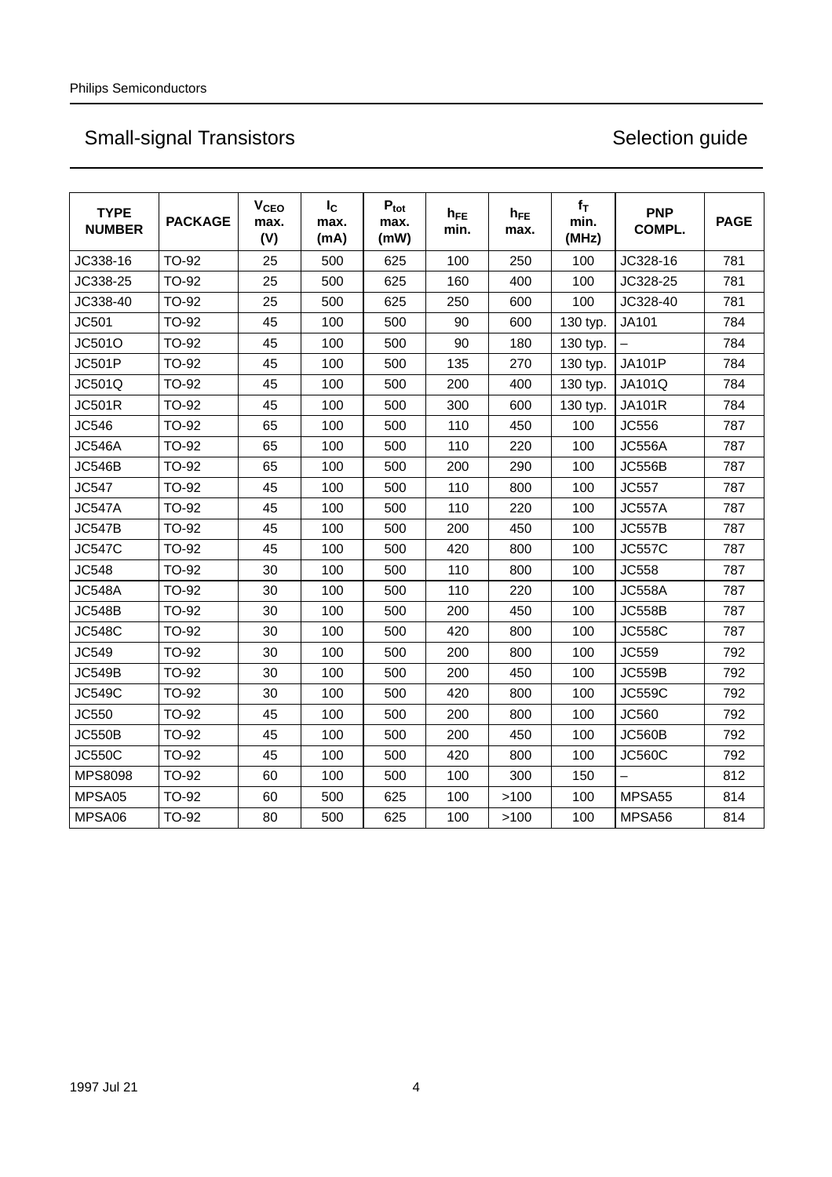## Small-signal Transistors

## Selection guide

| TYPE NUMBER | PACKAGE | $V_{CEO}$ max. (V) | $I_C$ max. (mA) | $P_{tot}$ max. (mW) | $h_{FE}$ min. | $h_{FE}$ max. | $f_T$ min. (MHz) | PNP COMPL. | PAGE |
|---|---|---|---|---|---|---|---|---|---|
| JC338-16 | TO-92 | 25 | 500 | 625 | 100 | 250 | 100 | JC328-16 | 781 |
| JC338-25 | TO-92 | 25 | 500 | 625 | 160 | 400 | 100 | JC328-25 | 781 |
| JC338-40 | TO-92 | 25 | 500 | 625 | 250 | 600 | 100 | JC328-40 | 781 |
| JC501 | TO-92 | 45 | 100 | 500 | 90 | 600 | 130 typ. | JA101 | 784 |
| JC501O | TO-92 | 45 | 100 | 500 | 90 | 180 | 130 typ. | – | 784 |
| JC501P | TO-92 | 45 | 100 | 500 | 135 | 270 | 130 typ. | JA101P | 784 |
| JC501Q | TO-92 | 45 | 100 | 500 | 200 | 400 | 130 typ. | JA101Q | 784 |
| JC501R | TO-92 | 45 | 100 | 500 | 300 | 600 | 130 typ. | JA101R | 784 |
| JC546 | TO-92 | 65 | 100 | 500 | 110 | 450 | 100 | JC556 | 787 |
| JC546A | TO-92 | 65 | 100 | 500 | 110 | 220 | 100 | JC556A | 787 |
| JC546B | TO-92 | 65 | 100 | 500 | 200 | 290 | 100 | JC556B | 787 |
| JC547 | TO-92 | 45 | 100 | 500 | 110 | 800 | 100 | JC557 | 787 |
| JC547A | TO-92 | 45 | 100 | 500 | 110 | 220 | 100 | JC557A | 787 |
| JC547B | TO-92 | 45 | 100 | 500 | 200 | 450 | 100 | JC557B | 787 |
| JC547C | TO-92 | 45 | 100 | 500 | 420 | 800 | 100 | JC557C | 787 |
| JC548 | TO-92 | 30 | 100 | 500 | 110 | 800 | 100 | JC558 | 787 |
| JC548A | TO-92 | 30 | 100 | 500 | 110 | 220 | 100 | JC558A | 787 |
| JC548B | TO-92 | 30 | 100 | 500 | 200 | 450 | 100 | JC558B | 787 |
| JC548C | TO-92 | 30 | 100 | 500 | 420 | 800 | 100 | JC558C | 787 |
| JC549 | TO-92 | 30 | 100 | 500 | 200 | 800 | 100 | JC559 | 792 |
| JC549B | TO-92 | 30 | 100 | 500 | 200 | 450 | 100 | JC559B | 792 |
| JC549C | TO-92 | 30 | 100 | 500 | 420 | 800 | 100 | JC559C | 792 |
| JC550 | TO-92 | 45 | 100 | 500 | 200 | 800 | 100 | JC560 | 792 |
| JC550B | TO-92 | 45 | 100 | 500 | 200 | 450 | 100 | JC560B | 792 |
| JC550C | TO-92 | 45 | 100 | 500 | 420 | 800 | 100 | JC560C | 792 |
| MPS8098 | TO-92 | 60 | 100 | 500 | 100 | 300 | 150 | – | 812 |
| MPSA05 | TO-92 | 60 | 500 | 625 | 100 | >100 | 100 | MPSA55 | 814 |
| MPSA06 | TO-92 | 80 | 500 | 625 | 100 | >100 | 100 | MPSA56 | 814 |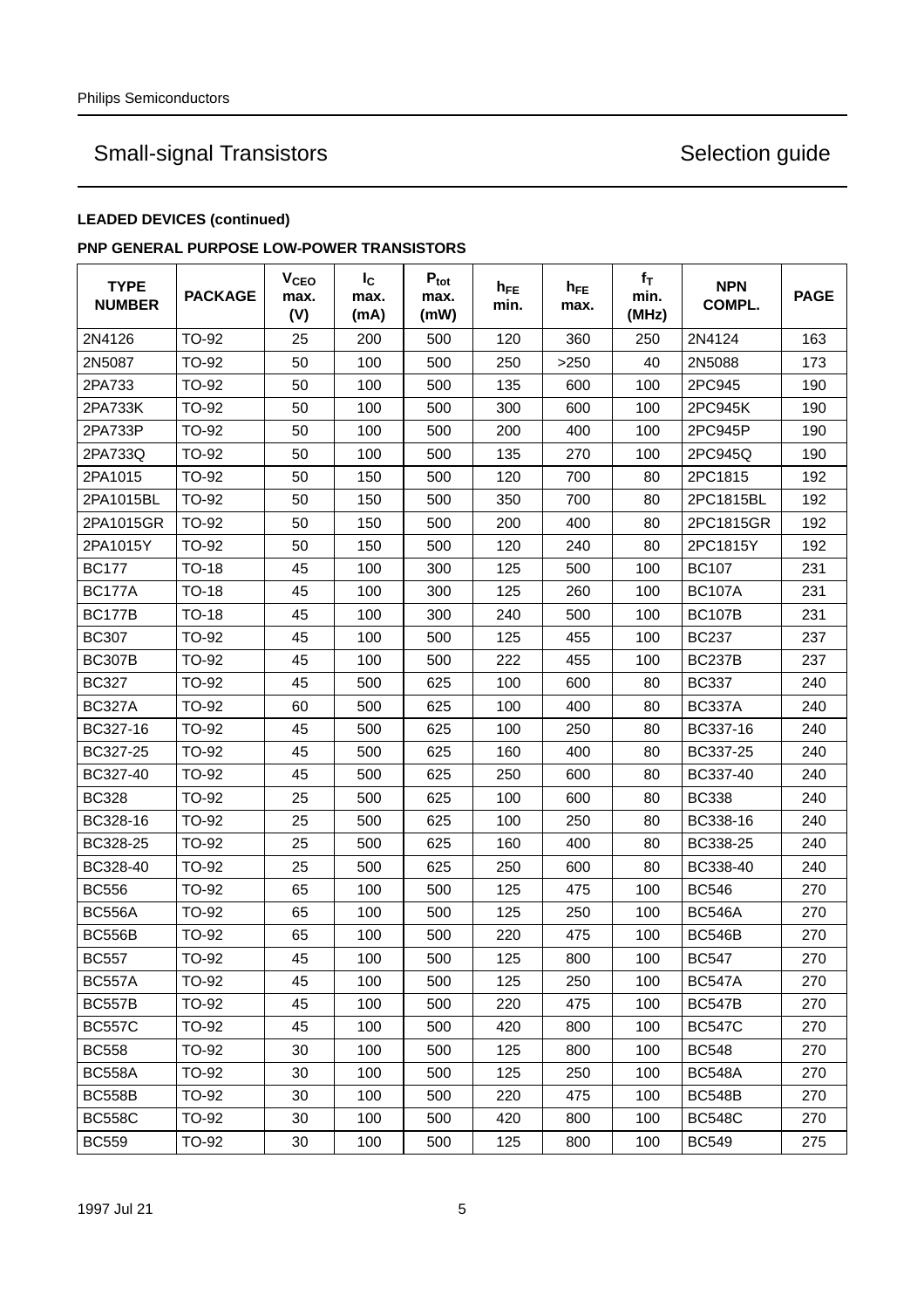**LEADED DEVICES (continued)**

**PNP GENERAL PURPOSE LOW-POWER TRANSISTORS**

| TYPE NUMBER | PACKAGE | $V_{CEO}$ max. (V) | $I_C$ max. (mA) | $P_{tot}$ max. (mW) | $h_{FE}$ min. | $h_{FE}$ max. | $f_T$ min. (MHz) | NPN COMPL. | PAGE |
|---|---|---|---|---|---|---|---|---|---|
| 2N4126 | TO-92 | 25 | 200 | 500 | 120 | 360 | 250 | 2N4124 | 163 |
| 2N5087 | TO-92 | 50 | 100 | 500 | 250 | >250 | 40 | 2N5088 | 173 |
| 2PA733 | TO-92 | 50 | 100 | 500 | 135 | 600 | 100 | 2PC945 | 190 |
| 2PA733K | TO-92 | 50 | 100 | 500 | 300 | 600 | 100 | 2PC945K | 190 |
| 2PA733P | TO-92 | 50 | 100 | 500 | 200 | 400 | 100 | 2PC945P | 190 |
| 2PA733Q | TO-92 | 50 | 100 | 500 | 135 | 270 | 100 | 2PC945Q | 190 |
| 2PA1015 | TO-92 | 50 | 150 | 500 | 120 | 700 | 80 | 2PC1815 | 192 |
| 2PA1015BL | TO-92 | 50 | 150 | 500 | 350 | 700 | 80 | 2PC1815BL | 192 |
| 2PA1015GR | TO-92 | 50 | 150 | 500 | 200 | 400 | 80 | 2PC1815GR | 192 |
| 2PA1015Y | TO-92 | 50 | 150 | 500 | 120 | 240 | 80 | 2PC1815Y | 192 |
| BC177 | TO-18 | 45 | 100 | 300 | 125 | 500 | 100 | BC107 | 231 |
| BC177A | TO-18 | 45 | 100 | 300 | 125 | 260 | 100 | BC107A | 231 |
| BC177B | TO-18 | 45 | 100 | 300 | 240 | 500 | 100 | BC107B | 231 |
| BC307 | TO-92 | 45 | 100 | 500 | 125 | 455 | 100 | BC237 | 237 |
| BC307B | TO-92 | 45 | 100 | 500 | 222 | 455 | 100 | BC237B | 237 |
| BC327 | TO-92 | 45 | 500 | 625 | 100 | 600 | 80 | BC337 | 240 |
| BC327A | TO-92 | 60 | 500 | 625 | 100 | 400 | 80 | BC337A | 240 |
| BC327-16 | TO-92 | 45 | 500 | 625 | 100 | 250 | 80 | BC337-16 | 240 |
| BC327-25 | TO-92 | 45 | 500 | 625 | 160 | 400 | 80 | BC337-25 | 240 |
| BC327-40 | TO-92 | 45 | 500 | 625 | 250 | 600 | 80 | BC337-40 | 240 |
| BC328 | TO-92 | 25 | 500 | 625 | 100 | 600 | 80 | BC338 | 240 |
| BC328-16 | TO-92 | 25 | 500 | 625 | 100 | 250 | 80 | BC338-16 | 240 |
| BC328-25 | TO-92 | 25 | 500 | 625 | 160 | 400 | 80 | BC338-25 | 240 |
| BC328-40 | TO-92 | 25 | 500 | 625 | 250 | 600 | 80 | BC338-40 | 240 |
| BC556 | TO-92 | 65 | 100 | 500 | 125 | 475 | 100 | BC546 | 270 |
| BC556A | TO-92 | 65 | 100 | 500 | 125 | 250 | 100 | BC546A | 270 |
| BC556B | TO-92 | 65 | 100 | 500 | 220 | 475 | 100 | BC546B | 270 |
| BC557 | TO-92 | 45 | 100 | 500 | 125 | 800 | 100 | BC547 | 270 |
| BC557A | TO-92 | 45 | 100 | 500 | 125 | 250 | 100 | BC547A | 270 |
| BC557B | TO-92 | 45 | 100 | 500 | 220 | 475 | 100 | BC547B | 270 |
| BC557C | TO-92 | 45 | 100 | 500 | 420 | 800 | 100 | BC547C | 270 |
| BC558 | TO-92 | 30 | 100 | 500 | 125 | 800 | 100 | BC548 | 270 |
| BC558A | TO-92 | 30 | 100 | 500 | 125 | 250 | 100 | BC548A | 270 |
| BC558B | TO-92 | 30 | 100 | 500 | 220 | 475 | 100 | BC548B | 270 |
| BC558C | TO-92 | 30 | 100 | 500 | 420 | 800 | 100 | BC548C | 270 |
| BC559 | TO-92 | 30 | 100 | 500 | 125 | 800 | 100 | BC549 | 275 |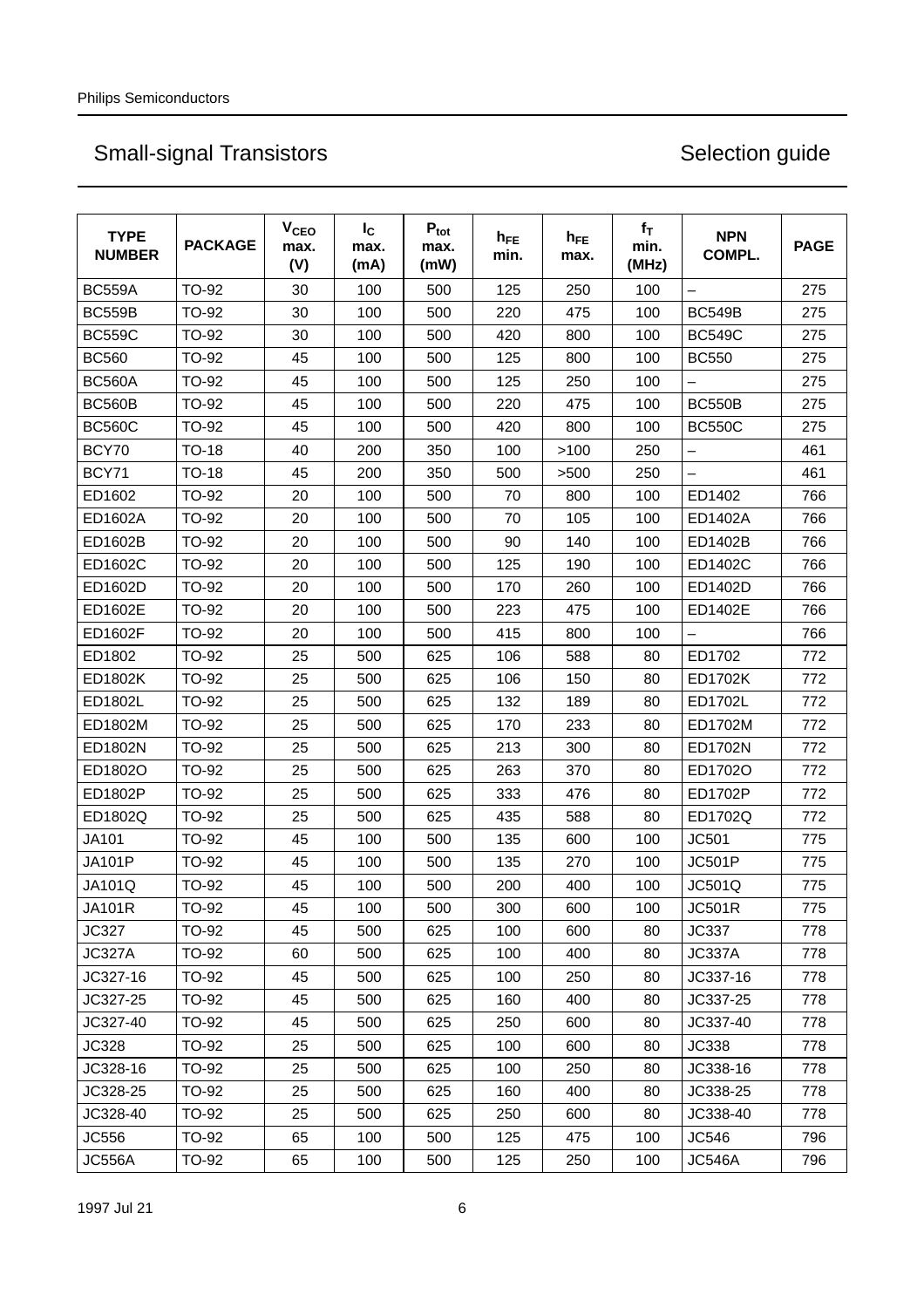Philips Semiconductors

## Small-signal Transistors — Selection guide

| TYPE NUMBER | PACKAGE | $V_{CEO}$ max. (V) | $I_C$ max. (mA) | $P_{tot}$ max. (mW) | $h_{FE}$ min. | $h_{FE}$ max. | $f_T$ min. (MHz) | NPN COMPL. | PAGE |
|---|---|---|---|---|---|---|---|---|---|
| BC559A | TO-92 | 30 | 100 | 500 | 125 | 250 | 100 | – | 275 |
| BC559B | TO-92 | 30 | 100 | 500 | 220 | 475 | 100 | BC549B | 275 |
| BC559C | TO-92 | 30 | 100 | 500 | 420 | 800 | 100 | BC549C | 275 |
| BC560 | TO-92 | 45 | 100 | 500 | 125 | 800 | 100 | BC550 | 275 |
| BC560A | TO-92 | 45 | 100 | 500 | 125 | 250 | 100 | – | 275 |
| BC560B | TO-92 | 45 | 100 | 500 | 220 | 475 | 100 | BC550B | 275 |
| BC560C | TO-92 | 45 | 100 | 500 | 420 | 800 | 100 | BC550C | 275 |
| BCY70 | TO-18 | 40 | 200 | 350 | 100 | >100 | 250 | – | 461 |
| BCY71 | TO-18 | 45 | 200 | 350 | 500 | >500 | 250 | – | 461 |
| ED1602 | TO-92 | 20 | 100 | 500 | 70 | 800 | 100 | ED1402 | 766 |
| ED1602A | TO-92 | 20 | 100 | 500 | 70 | 105 | 100 | ED1402A | 766 |
| ED1602B | TO-92 | 20 | 100 | 500 | 90 | 140 | 100 | ED1402B | 766 |
| ED1602C | TO-92 | 20 | 100 | 500 | 125 | 190 | 100 | ED1402C | 766 |
| ED1602D | TO-92 | 20 | 100 | 500 | 170 | 260 | 100 | ED1402D | 766 |
| ED1602E | TO-92 | 20 | 100 | 500 | 223 | 475 | 100 | ED1402E | 766 |
| ED1602F | TO-92 | 20 | 100 | 500 | 415 | 800 | 100 | – | 766 |
| ED1802 | TO-92 | 25 | 500 | 625 | 106 | 588 | 80 | ED1702 | 772 |
| ED1802K | TO-92 | 25 | 500 | 625 | 106 | 150 | 80 | ED1702K | 772 |
| ED1802L | TO-92 | 25 | 500 | 625 | 132 | 189 | 80 | ED1702L | 772 |
| ED1802M | TO-92 | 25 | 500 | 625 | 170 | 233 | 80 | ED1702M | 772 |
| ED1802N | TO-92 | 25 | 500 | 625 | 213 | 300 | 80 | ED1702N | 772 |
| ED1802O | TO-92 | 25 | 500 | 625 | 263 | 370 | 80 | ED1702O | 772 |
| ED1802P | TO-92 | 25 | 500 | 625 | 333 | 476 | 80 | ED1702P | 772 |
| ED1802Q | TO-92 | 25 | 500 | 625 | 435 | 588 | 80 | ED1702Q | 772 |
| JA101 | TO-92 | 45 | 100 | 500 | 135 | 600 | 100 | JC501 | 775 |
| JA101P | TO-92 | 45 | 100 | 500 | 135 | 270 | 100 | JC501P | 775 |
| JA101Q | TO-92 | 45 | 100 | 500 | 200 | 400 | 100 | JC501Q | 775 |
| JA101R | TO-92 | 45 | 100 | 500 | 300 | 600 | 100 | JC501R | 775 |
| JC327 | TO-92 | 45 | 500 | 625 | 100 | 600 | 80 | JC337 | 778 |
| JC327A | TO-92 | 60 | 500 | 625 | 100 | 400 | 80 | JC337A | 778 |
| JC327-16 | TO-92 | 45 | 500 | 625 | 100 | 250 | 80 | JC337-16 | 778 |
| JC327-25 | TO-92 | 45 | 500 | 625 | 160 | 400 | 80 | JC337-25 | 778 |
| JC327-40 | TO-92 | 45 | 500 | 625 | 250 | 600 | 80 | JC337-40 | 778 |
| JC328 | TO-92 | 25 | 500 | 625 | 100 | 600 | 80 | JC338 | 778 |
| JC328-16 | TO-92 | 25 | 500 | 625 | 100 | 250 | 80 | JC338-16 | 778 |
| JC328-25 | TO-92 | 25 | 500 | 625 | 160 | 400 | 80 | JC338-25 | 778 |
| JC328-40 | TO-92 | 25 | 500 | 625 | 250 | 600 | 80 | JC338-40 | 778 |
| JC556 | TO-92 | 65 | 100 | 500 | 125 | 475 | 100 | JC546 | 796 |
| JC556A | TO-92 | 65 | 100 | 500 | 125 | 250 | 100 | JC546A | 796 |

1997 Jul 21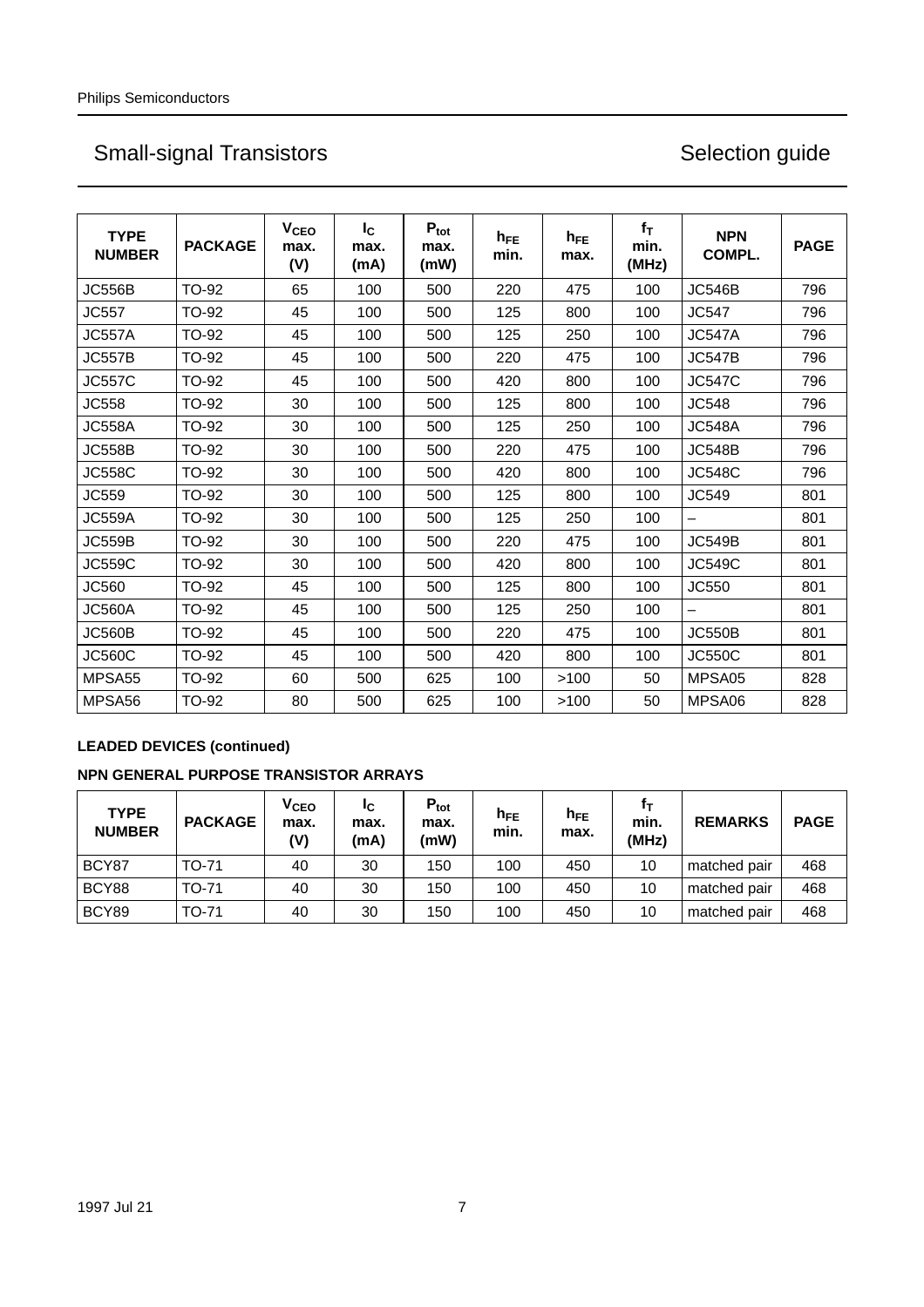# Small-signal Transistors — Selection guide

| TYPE NUMBER | PACKAGE | $V_{CEO}$ max. (V) | $I_C$ max. (mA) | $P_{tot}$ max. (mW) | $h_{FE}$ min. | $h_{FE}$ max. | $f_T$ min. (MHz) | NPN COMPL. | PAGE |
|---|---|---|---|---|---|---|---|---|---|
| JC556B | TO-92 | 65 | 100 | 500 | 220 | 475 | 100 | JC546B | 796 |
| JC557 | TO-92 | 45 | 100 | 500 | 125 | 800 | 100 | JC547 | 796 |
| JC557A | TO-92 | 45 | 100 | 500 | 125 | 250 | 100 | JC547A | 796 |
| JC557B | TO-92 | 45 | 100 | 500 | 220 | 475 | 100 | JC547B | 796 |
| JC557C | TO-92 | 45 | 100 | 500 | 420 | 800 | 100 | JC547C | 796 |
| JC558 | TO-92 | 30 | 100 | 500 | 125 | 800 | 100 | JC548 | 796 |
| JC558A | TO-92 | 30 | 100 | 500 | 125 | 250 | 100 | JC548A | 796 |
| JC558B | TO-92 | 30 | 100 | 500 | 220 | 475 | 100 | JC548B | 796 |
| JC558C | TO-92 | 30 | 100 | 500 | 420 | 800 | 100 | JC548C | 796 |
| JC559 | TO-92 | 30 | 100 | 500 | 125 | 800 | 100 | JC549 | 801 |
| JC559A | TO-92 | 30 | 100 | 500 | 125 | 250 | 100 | – | 801 |
| JC559B | TO-92 | 30 | 100 | 500 | 220 | 475 | 100 | JC549B | 801 |
| JC559C | TO-92 | 30 | 100 | 500 | 420 | 800 | 100 | JC549C | 801 |
| JC560 | TO-92 | 45 | 100 | 500 | 125 | 800 | 100 | JC550 | 801 |
| JC560A | TO-92 | 45 | 100 | 500 | 125 | 250 | 100 | – | 801 |
| JC560B | TO-92 | 45 | 100 | 500 | 220 | 475 | 100 | JC550B | 801 |
| JC560C | TO-92 | 45 | 100 | 500 | 420 | 800 | 100 | JC550C | 801 |
| MPSA55 | TO-92 | 60 | 500 | 625 | 100 | >100 | 50 | MPSA05 | 828 |
| MPSA56 | TO-92 | 80 | 500 | 625 | 100 | >100 | 50 | MPSA06 | 828 |

**LEADED DEVICES (continued)**

**NPN GENERAL PURPOSE TRANSISTOR ARRAYS**

| TYPE NUMBER | PACKAGE | $V_{CEO}$ max. (V) | $I_C$ max. (mA) | $P_{tot}$ max. (mW) | $h_{FE}$ min. | $h_{FE}$ max. | $f_T$ min. (MHz) | REMARKS | PAGE |
|---|---|---|---|---|---|---|---|---|---|
| BCY87 | TO-71 | 40 | 30 | 150 | 100 | 450 | 10 | matched pair | 468 |
| BCY88 | TO-71 | 40 | 30 | 150 | 100 | 450 | 10 | matched pair | 468 |
| BCY89 | TO-71 | 40 | 30 | 150 | 100 | 450 | 10 | matched pair | 468 |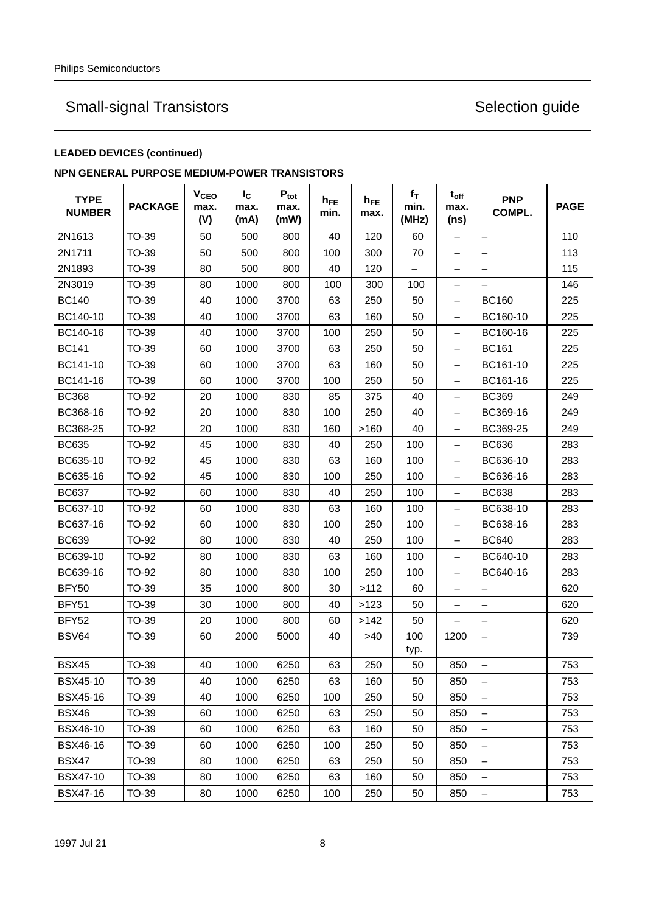**LEADED DEVICES (continued)**

**NPN GENERAL PURPOSE MEDIUM-POWER TRANSISTORS**

| TYPE NUMBER | PACKAGE | $V_{CEO}$ max. (V) | $I_C$ max. (mA) | $P_{tot}$ max. (mW) | $h_{FE}$ min. | $h_{FE}$ max. | $f_T$ min. (MHz) | $t_{off}$ max. (ns) | PNP COMPL. | PAGE |
|---|---|---|---|---|---|---|---|---|---|---|
| 2N1613 | TO-39 | 50 | 500 | 800 | 40 | 120 | 60 | – | – | 110 |
| 2N1711 | TO-39 | 50 | 500 | 800 | 100 | 300 | 70 | – | – | 113 |
| 2N1893 | TO-39 | 80 | 500 | 800 | 40 | 120 | – | – | – | 115 |
| 2N3019 | TO-39 | 80 | 1000 | 800 | 100 | 300 | 100 | – | – | 146 |
| BC140 | TO-39 | 40 | 1000 | 3700 | 63 | 250 | 50 | – | BC160 | 225 |
| BC140-10 | TO-39 | 40 | 1000 | 3700 | 63 | 160 | 50 | – | BC160-10 | 225 |
| BC140-16 | TO-39 | 40 | 1000 | 3700 | 100 | 250 | 50 | – | BC160-16 | 225 |
| BC141 | TO-39 | 60 | 1000 | 3700 | 63 | 250 | 50 | – | BC161 | 225 |
| BC141-10 | TO-39 | 60 | 1000 | 3700 | 63 | 160 | 50 | – | BC161-10 | 225 |
| BC141-16 | TO-39 | 60 | 1000 | 3700 | 100 | 250 | 50 | – | BC161-16 | 225 |
| BC368 | TO-92 | 20 | 1000 | 830 | 85 | 375 | 40 | – | BC369 | 249 |
| BC368-16 | TO-92 | 20 | 1000 | 830 | 100 | 250 | 40 | – | BC369-16 | 249 |
| BC368-25 | TO-92 | 20 | 1000 | 830 | 160 | >160 | 40 | – | BC369-25 | 249 |
| BC635 | TO-92 | 45 | 1000 | 830 | 40 | 250 | 100 | – | BC636 | 283 |
| BC635-10 | TO-92 | 45 | 1000 | 830 | 63 | 160 | 100 | – | BC636-10 | 283 |
| BC635-16 | TO-92 | 45 | 1000 | 830 | 100 | 250 | 100 | – | BC636-16 | 283 |
| BC637 | TO-92 | 60 | 1000 | 830 | 40 | 250 | 100 | – | BC638 | 283 |
| BC637-10 | TO-92 | 60 | 1000 | 830 | 63 | 160 | 100 | – | BC638-10 | 283 |
| BC637-16 | TO-92 | 60 | 1000 | 830 | 100 | 250 | 100 | – | BC638-16 | 283 |
| BC639 | TO-92 | 80 | 1000 | 830 | 40 | 250 | 100 | – | BC640 | 283 |
| BC639-10 | TO-92 | 80 | 1000 | 830 | 63 | 160 | 100 | – | BC640-10 | 283 |
| BC639-16 | TO-92 | 80 | 1000 | 830 | 100 | 250 | 100 | – | BC640-16 | 283 |
| BFY50 | TO-39 | 35 | 1000 | 800 | 30 | >112 | 60 | – | – | 620 |
| BFY51 | TO-39 | 30 | 1000 | 800 | 40 | >123 | 50 | – | – | 620 |
| BFY52 | TO-39 | 20 | 1000 | 800 | 60 | >142 | 50 | – | – | 620 |
| BSV64 | TO-39 | 60 | 2000 | 5000 | 40 | >40 | 100 typ. | 1200 | – | 739 |
| BSX45 | TO-39 | 40 | 1000 | 6250 | 63 | 250 | 50 | 850 | – | 753 |
| BSX45-10 | TO-39 | 40 | 1000 | 6250 | 63 | 160 | 50 | 850 | – | 753 |
| BSX45-16 | TO-39 | 40 | 1000 | 6250 | 100 | 250 | 50 | 850 | – | 753 |
| BSX46 | TO-39 | 60 | 1000 | 6250 | 63 | 250 | 50 | 850 | – | 753 |
| BSX46-10 | TO-39 | 60 | 1000 | 6250 | 63 | 160 | 50 | 850 | – | 753 |
| BSX46-16 | TO-39 | 60 | 1000 | 6250 | 100 | 250 | 50 | 850 | – | 753 |
| BSX47 | TO-39 | 80 | 1000 | 6250 | 63 | 250 | 50 | 850 | – | 753 |
| BSX47-10 | TO-39 | 80 | 1000 | 6250 | 63 | 160 | 50 | 850 | – | 753 |
| BSX47-16 | TO-39 | 80 | 1000 | 6250 | 100 | 250 | 50 | 850 | – | 753 |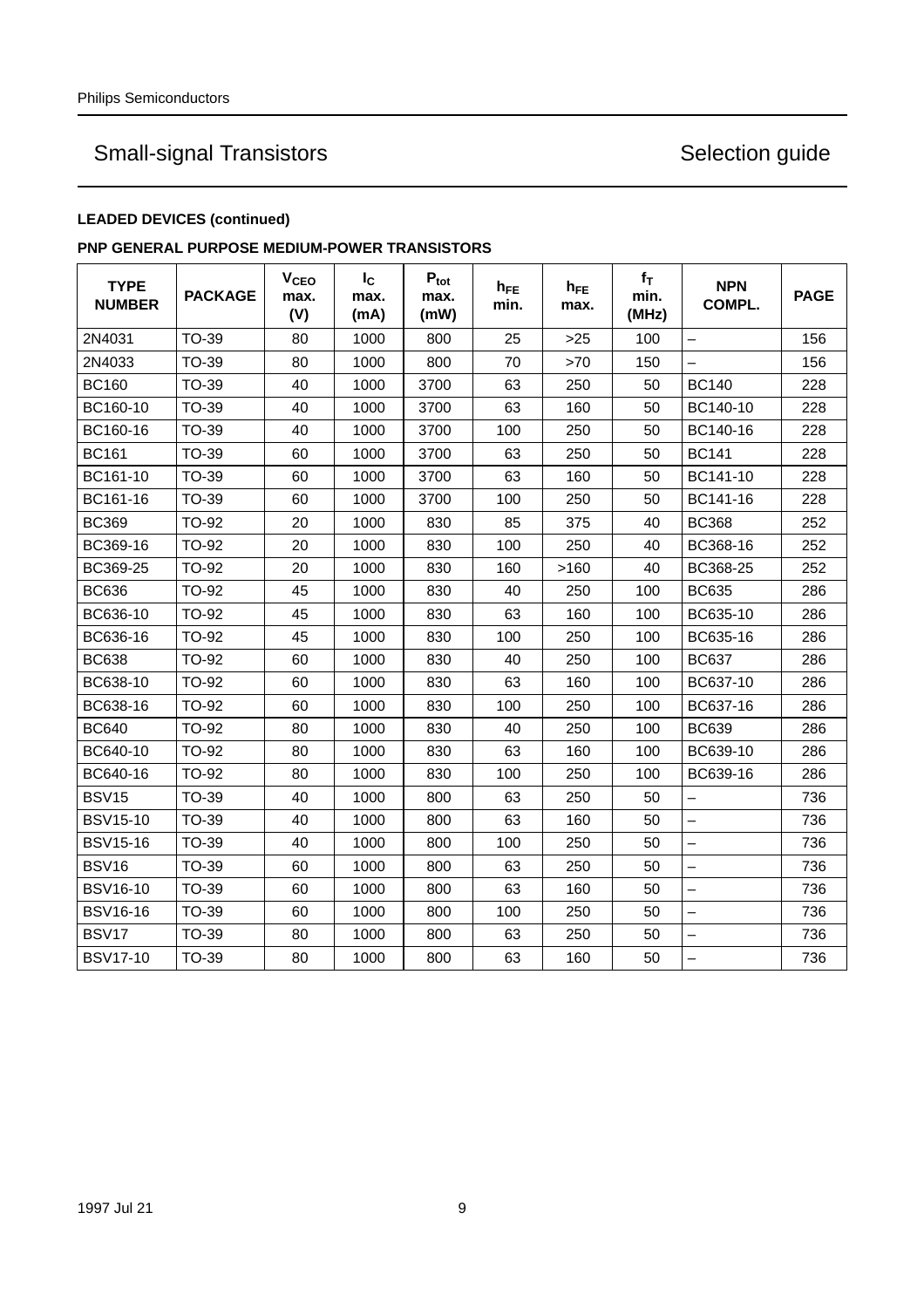# Small-signal Transistors — Selection guide

**LEADED DEVICES (continued)**

**PNP GENERAL PURPOSE MEDIUM-POWER TRANSISTORS**

| TYPE NUMBER | PACKAGE | $V_{CEO}$ max. (V) | $I_C$ max. (mA) | $P_{tot}$ max. (mW) | $h_{FE}$ min. | $h_{FE}$ max. | $f_T$ min. (MHz) | NPN COMPL. | PAGE |
|---|---|---|---|---|---|---|---|---|---|
| 2N4031 | TO-39 | 80 | 1000 | 800 | 25 | >25 | 100 | – | 156 |
| 2N4033 | TO-39 | 80 | 1000 | 800 | 70 | >70 | 150 | – | 156 |
| BC160 | TO-39 | 40 | 1000 | 3700 | 63 | 250 | 50 | BC140 | 228 |
| BC160-10 | TO-39 | 40 | 1000 | 3700 | 63 | 160 | 50 | BC140-10 | 228 |
| BC160-16 | TO-39 | 40 | 1000 | 3700 | 100 | 250 | 50 | BC140-16 | 228 |
| BC161 | TO-39 | 60 | 1000 | 3700 | 63 | 250 | 50 | BC141 | 228 |
| BC161-10 | TO-39 | 60 | 1000 | 3700 | 63 | 160 | 50 | BC141-10 | 228 |
| BC161-16 | TO-39 | 60 | 1000 | 3700 | 100 | 250 | 50 | BC141-16 | 228 |
| BC369 | TO-92 | 20 | 1000 | 830 | 85 | 375 | 40 | BC368 | 252 |
| BC369-16 | TO-92 | 20 | 1000 | 830 | 100 | 250 | 40 | BC368-16 | 252 |
| BC369-25 | TO-92 | 20 | 1000 | 830 | 160 | >160 | 40 | BC368-25 | 252 |
| BC636 | TO-92 | 45 | 1000 | 830 | 40 | 250 | 100 | BC635 | 286 |
| BC636-10 | TO-92 | 45 | 1000 | 830 | 63 | 160 | 100 | BC635-10 | 286 |
| BC636-16 | TO-92 | 45 | 1000 | 830 | 100 | 250 | 100 | BC635-16 | 286 |
| BC638 | TO-92 | 60 | 1000 | 830 | 40 | 250 | 100 | BC637 | 286 |
| BC638-10 | TO-92 | 60 | 1000 | 830 | 63 | 160 | 100 | BC637-10 | 286 |
| BC638-16 | TO-92 | 60 | 1000 | 830 | 100 | 250 | 100 | BC637-16 | 286 |
| BC640 | TO-92 | 80 | 1000 | 830 | 40 | 250 | 100 | BC639 | 286 |
| BC640-10 | TO-92 | 80 | 1000 | 830 | 63 | 160 | 100 | BC639-10 | 286 |
| BC640-16 | TO-92 | 80 | 1000 | 830 | 100 | 250 | 100 | BC639-16 | 286 |
| BSV15 | TO-39 | 40 | 1000 | 800 | 63 | 250 | 50 | – | 736 |
| BSV15-10 | TO-39 | 40 | 1000 | 800 | 63 | 160 | 50 | – | 736 |
| BSV15-16 | TO-39 | 40 | 1000 | 800 | 100 | 250 | 50 | – | 736 |
| BSV16 | TO-39 | 60 | 1000 | 800 | 63 | 250 | 50 | – | 736 |
| BSV16-10 | TO-39 | 60 | 1000 | 800 | 63 | 160 | 50 | – | 736 |
| BSV16-16 | TO-39 | 60 | 1000 | 800 | 100 | 250 | 50 | – | 736 |
| BSV17 | TO-39 | 80 | 1000 | 800 | 63 | 250 | 50 | – | 736 |
| BSV17-10 | TO-39 | 80 | 1000 | 800 | 63 | 160 | 50 | – | 736 |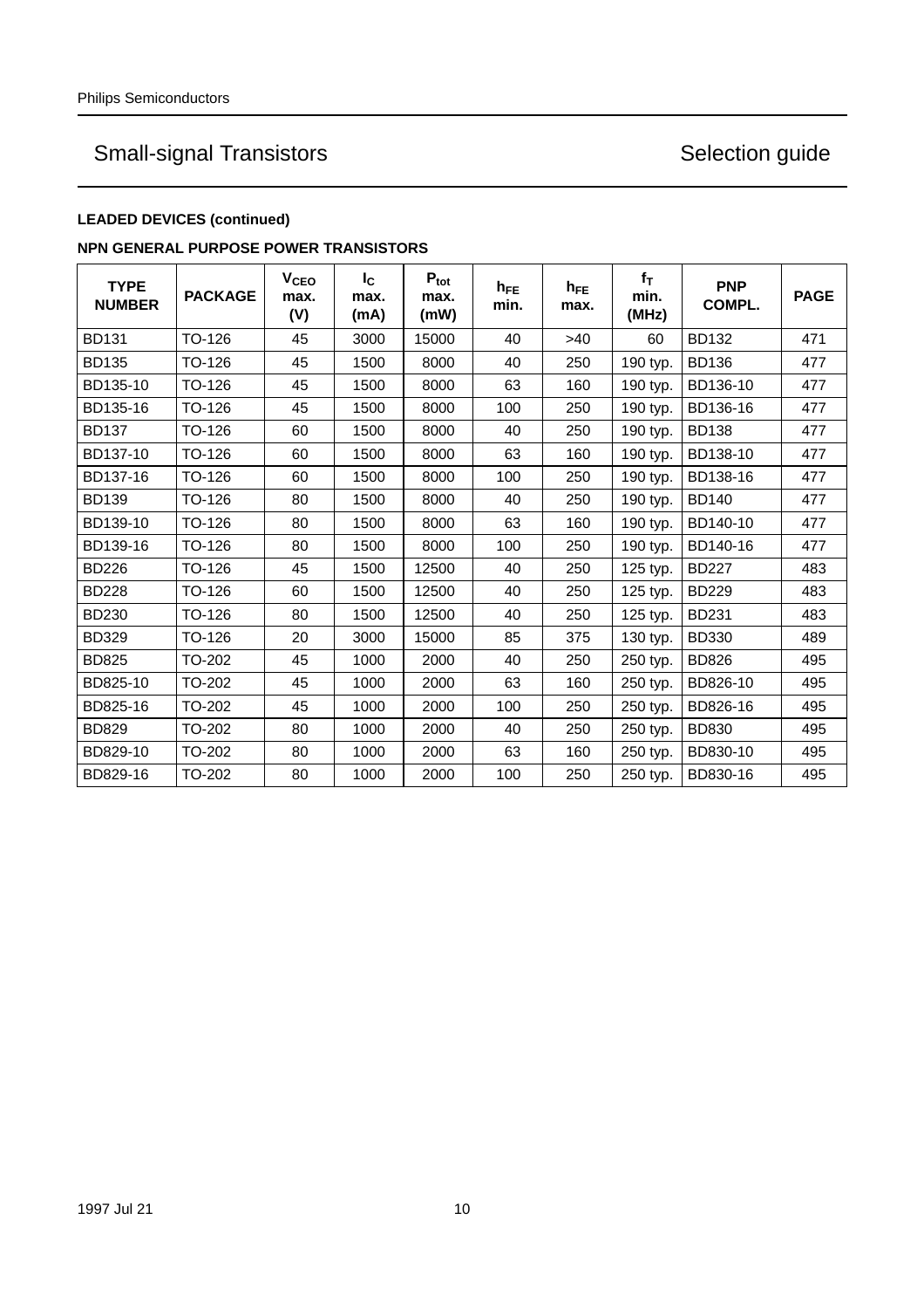# Small-signal Transistors — Selection guide

**LEADED DEVICES (continued)**

**NPN GENERAL PURPOSE POWER TRANSISTORS**

| TYPE NUMBER | PACKAGE | $V_{CEO}$ max. (V) | $I_C$ max. (mA) | $P_{tot}$ max. (mW) | $h_{FE}$ min. | $h_{FE}$ max. | $f_T$ min. (MHz) | PNP COMPL. | PAGE |
|---|---|---|---|---|---|---|---|---|---|
| BD131 | TO-126 | 45 | 3000 | 15000 | 40 | >40 | 60 | BD132 | 471 |
| BD135 | TO-126 | 45 | 1500 | 8000 | 40 | 250 | 190 typ. | BD136 | 477 |
| BD135-10 | TO-126 | 45 | 1500 | 8000 | 63 | 160 | 190 typ. | BD136-10 | 477 |
| BD135-16 | TO-126 | 45 | 1500 | 8000 | 100 | 250 | 190 typ. | BD136-16 | 477 |
| BD137 | TO-126 | 60 | 1500 | 8000 | 40 | 250 | 190 typ. | BD138 | 477 |
| BD137-10 | TO-126 | 60 | 1500 | 8000 | 63 | 160 | 190 typ. | BD138-10 | 477 |
| BD137-16 | TO-126 | 60 | 1500 | 8000 | 100 | 250 | 190 typ. | BD138-16 | 477 |
| BD139 | TO-126 | 80 | 1500 | 8000 | 40 | 250 | 190 typ. | BD140 | 477 |
| BD139-10 | TO-126 | 80 | 1500 | 8000 | 63 | 160 | 190 typ. | BD140-10 | 477 |
| BD139-16 | TO-126 | 80 | 1500 | 8000 | 100 | 250 | 190 typ. | BD140-16 | 477 |
| BD226 | TO-126 | 45 | 1500 | 12500 | 40 | 250 | 125 typ. | BD227 | 483 |
| BD228 | TO-126 | 60 | 1500 | 12500 | 40 | 250 | 125 typ. | BD229 | 483 |
| BD230 | TO-126 | 80 | 1500 | 12500 | 40 | 250 | 125 typ. | BD231 | 483 |
| BD329 | TO-126 | 20 | 3000 | 15000 | 85 | 375 | 130 typ. | BD330 | 489 |
| BD825 | TO-202 | 45 | 1000 | 2000 | 40 | 250 | 250 typ. | BD826 | 495 |
| BD825-10 | TO-202 | 45 | 1000 | 2000 | 63 | 160 | 250 typ. | BD826-10 | 495 |
| BD825-16 | TO-202 | 45 | 1000 | 2000 | 100 | 250 | 250 typ. | BD826-16 | 495 |
| BD829 | TO-202 | 80 | 1000 | 2000 | 40 | 250 | 250 typ. | BD830 | 495 |
| BD829-10 | TO-202 | 80 | 1000 | 2000 | 63 | 160 | 250 typ. | BD830-10 | 495 |
| BD829-16 | TO-202 | 80 | 1000 | 2000 | 100 | 250 | 250 typ. | BD830-16 | 495 |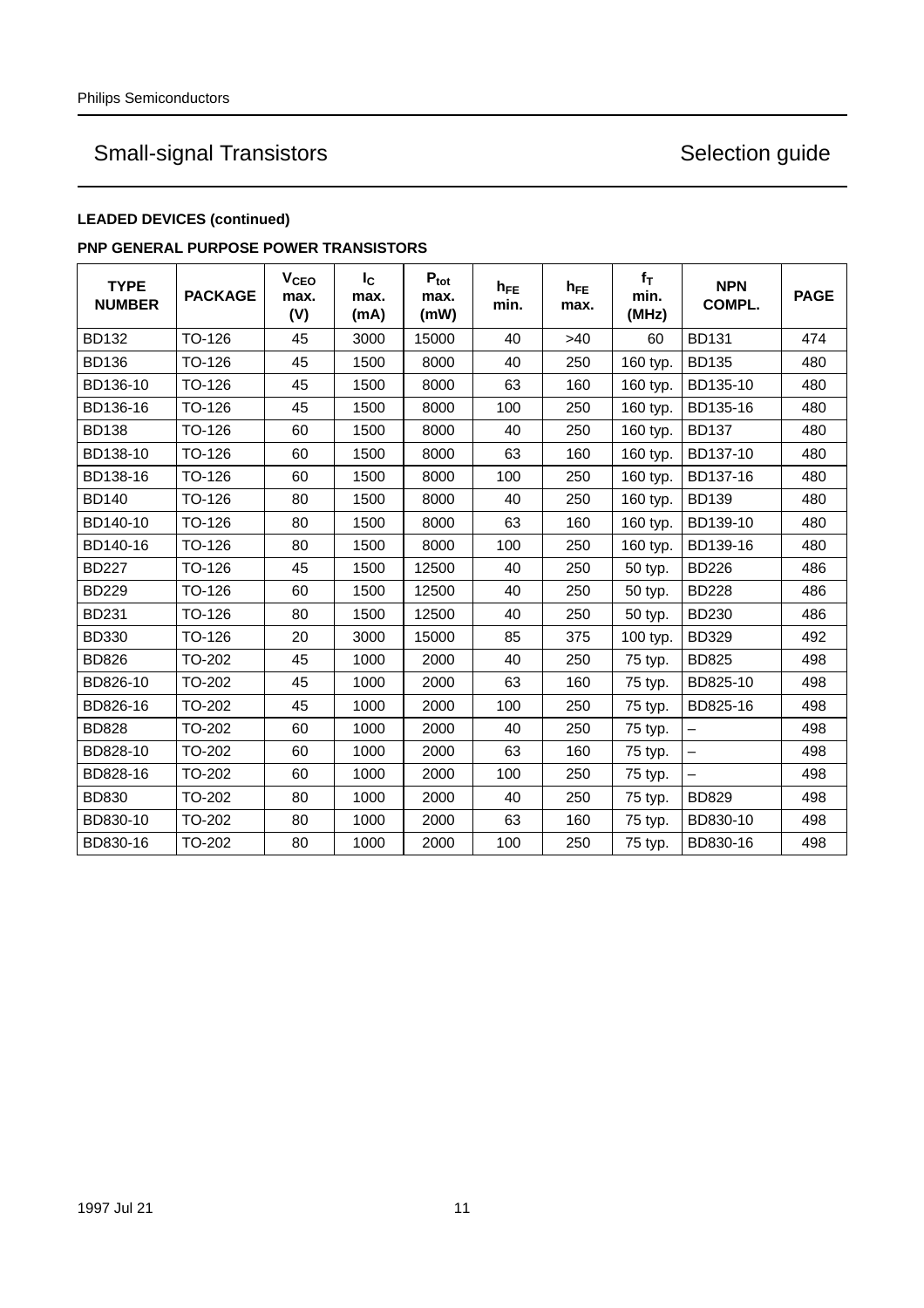## Small-signal Transistors — Selection guide

**LEADED DEVICES (continued)**

**PNP GENERAL PURPOSE POWER TRANSISTORS**

| TYPE NUMBER | PACKAGE | $V_{CEO}$ max. (V) | $I_C$ max. (mA) | $P_{tot}$ max. (mW) | $h_{FE}$ min. | $h_{FE}$ max. | $f_T$ min. (MHz) | NPN COMPL. | PAGE |
|---|---|---|---|---|---|---|---|---|---|
| BD132 | TO-126 | 45 | 3000 | 15000 | 40 | >40 | 60 | BD131 | 474 |
| BD136 | TO-126 | 45 | 1500 | 8000 | 40 | 250 | 160 typ. | BD135 | 480 |
| BD136-10 | TO-126 | 45 | 1500 | 8000 | 63 | 160 | 160 typ. | BD135-10 | 480 |
| BD136-16 | TO-126 | 45 | 1500 | 8000 | 100 | 250 | 160 typ. | BD135-16 | 480 |
| BD138 | TO-126 | 60 | 1500 | 8000 | 40 | 250 | 160 typ. | BD137 | 480 |
| BD138-10 | TO-126 | 60 | 1500 | 8000 | 63 | 160 | 160 typ. | BD137-10 | 480 |
| BD138-16 | TO-126 | 60 | 1500 | 8000 | 100 | 250 | 160 typ. | BD137-16 | 480 |
| BD140 | TO-126 | 80 | 1500 | 8000 | 40 | 250 | 160 typ. | BD139 | 480 |
| BD140-10 | TO-126 | 80 | 1500 | 8000 | 63 | 160 | 160 typ. | BD139-10 | 480 |
| BD140-16 | TO-126 | 80 | 1500 | 8000 | 100 | 250 | 160 typ. | BD139-16 | 480 |
| BD227 | TO-126 | 45 | 1500 | 12500 | 40 | 250 | 50 typ. | BD226 | 486 |
| BD229 | TO-126 | 60 | 1500 | 12500 | 40 | 250 | 50 typ. | BD228 | 486 |
| BD231 | TO-126 | 80 | 1500 | 12500 | 40 | 250 | 50 typ. | BD230 | 486 |
| BD330 | TO-126 | 20 | 3000 | 15000 | 85 | 375 | 100 typ. | BD329 | 492 |
| BD826 | TO-202 | 45 | 1000 | 2000 | 40 | 250 | 75 typ. | BD825 | 498 |
| BD826-10 | TO-202 | 45 | 1000 | 2000 | 63 | 160 | 75 typ. | BD825-10 | 498 |
| BD826-16 | TO-202 | 45 | 1000 | 2000 | 100 | 250 | 75 typ. | BD825-16 | 498 |
| BD828 | TO-202 | 60 | 1000 | 2000 | 40 | 250 | 75 typ. | – | 498 |
| BD828-10 | TO-202 | 60 | 1000 | 2000 | 63 | 160 | 75 typ. | – | 498 |
| BD828-16 | TO-202 | 60 | 1000 | 2000 | 100 | 250 | 75 typ. | – | 498 |
| BD830 | TO-202 | 80 | 1000 | 2000 | 40 | 250 | 75 typ. | BD829 | 498 |
| BD830-10 | TO-202 | 80 | 1000 | 2000 | 63 | 160 | 75 typ. | BD830-10 | 498 |
| BD830-16 | TO-202 | 80 | 1000 | 2000 | 100 | 250 | 75 typ. | BD830-16 | 498 |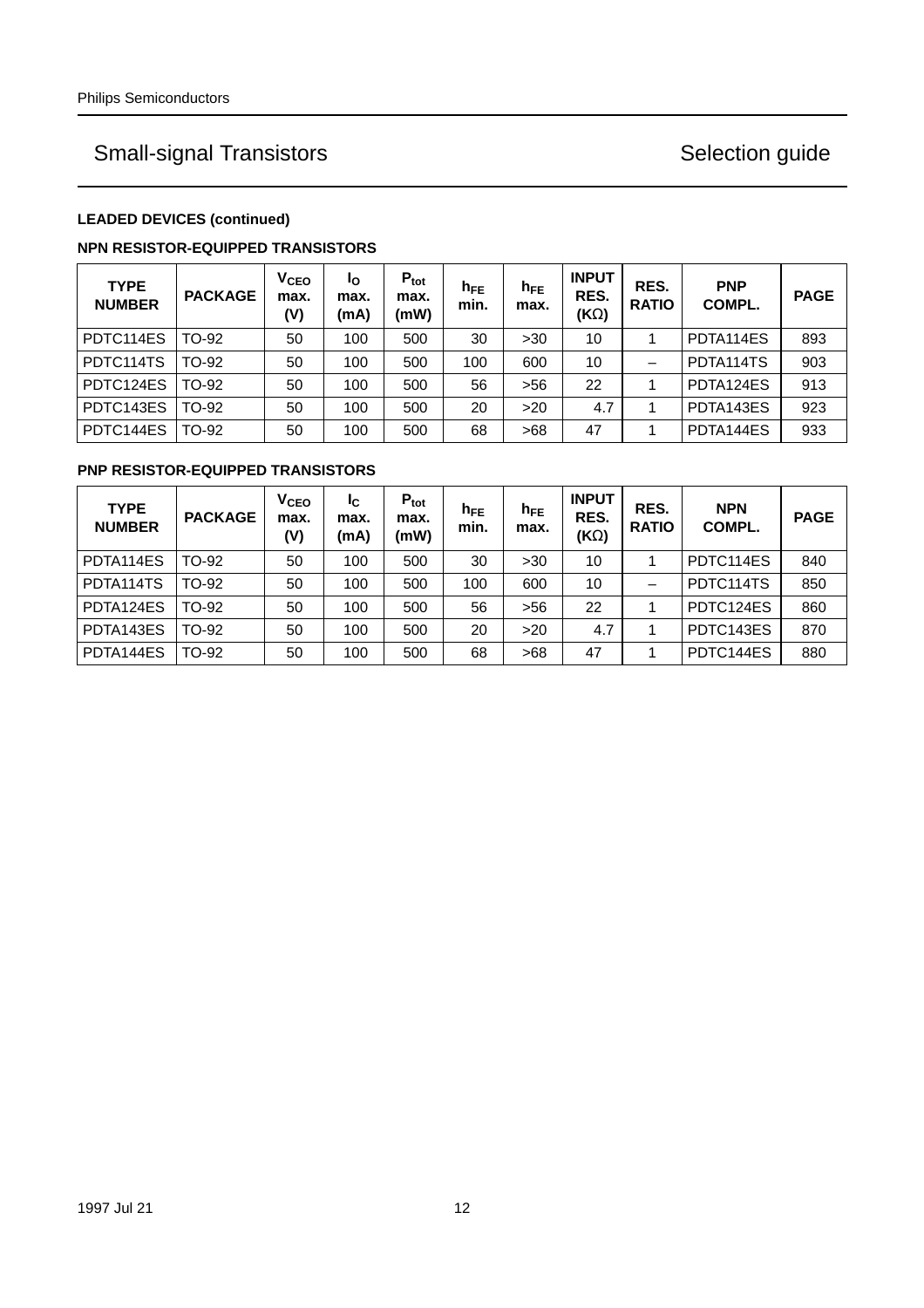## LEADED DEVICES (continued)

### NPN RESISTOR-EQUIPPED TRANSISTORS

| TYPE NUMBER | PACKAGE | $V_{CEO}$ max. (V) | $I_O$ max. (mA) | $P_{tot}$ max. (mW) | $h_{FE}$ min. | $h_{FE}$ max. | INPUT RES. (KΩ) | RES. RATIO | PNP COMPL. | PAGE |
|---|---|---|---|---|---|---|---|---|---|---|
| PDTC114ES | TO-92 | 50 | 100 | 500 | 30 | >30 | 10 | 1 | PDTA114ES | 893 |
| PDTC114TS | TO-92 | 50 | 100 | 500 | 100 | 600 | 10 | – | PDTA114TS | 903 |
| PDTC124ES | TO-92 | 50 | 100 | 500 | 56 | >56 | 22 | 1 | PDTA124ES | 913 |
| PDTC143ES | TO-92 | 50 | 100 | 500 | 20 | >20 | 4.7 | 1 | PDTA143ES | 923 |
| PDTC144ES | TO-92 | 50 | 100 | 500 | 68 | >68 | 47 | 1 | PDTA144ES | 933 |

### PNP RESISTOR-EQUIPPED TRANSISTORS

| TYPE NUMBER | PACKAGE | $V_{CEO}$ max. (V) | $I_C$ max. (mA) | $P_{tot}$ max. (mW) | $h_{FE}$ min. | $h_{FE}$ max. | INPUT RES. (KΩ) | RES. RATIO | NPN COMPL. | PAGE |
|---|---|---|---|---|---|---|---|---|---|---|
| PDTA114ES | TO-92 | 50 | 100 | 500 | 30 | >30 | 10 | 1 | PDTC114ES | 840 |
| PDTA114TS | TO-92 | 50 | 100 | 500 | 100 | 600 | 10 | – | PDTC114TS | 850 |
| PDTA124ES | TO-92 | 50 | 100 | 500 | 56 | >56 | 22 | 1 | PDTC124ES | 860 |
| PDTA143ES | TO-92 | 50 | 100 | 500 | 20 | >20 | 4.7 | 1 | PDTC143ES | 870 |
| PDTA144ES | TO-92 | 50 | 100 | 500 | 68 | >68 | 47 | 1 | PDTC144ES | 880 |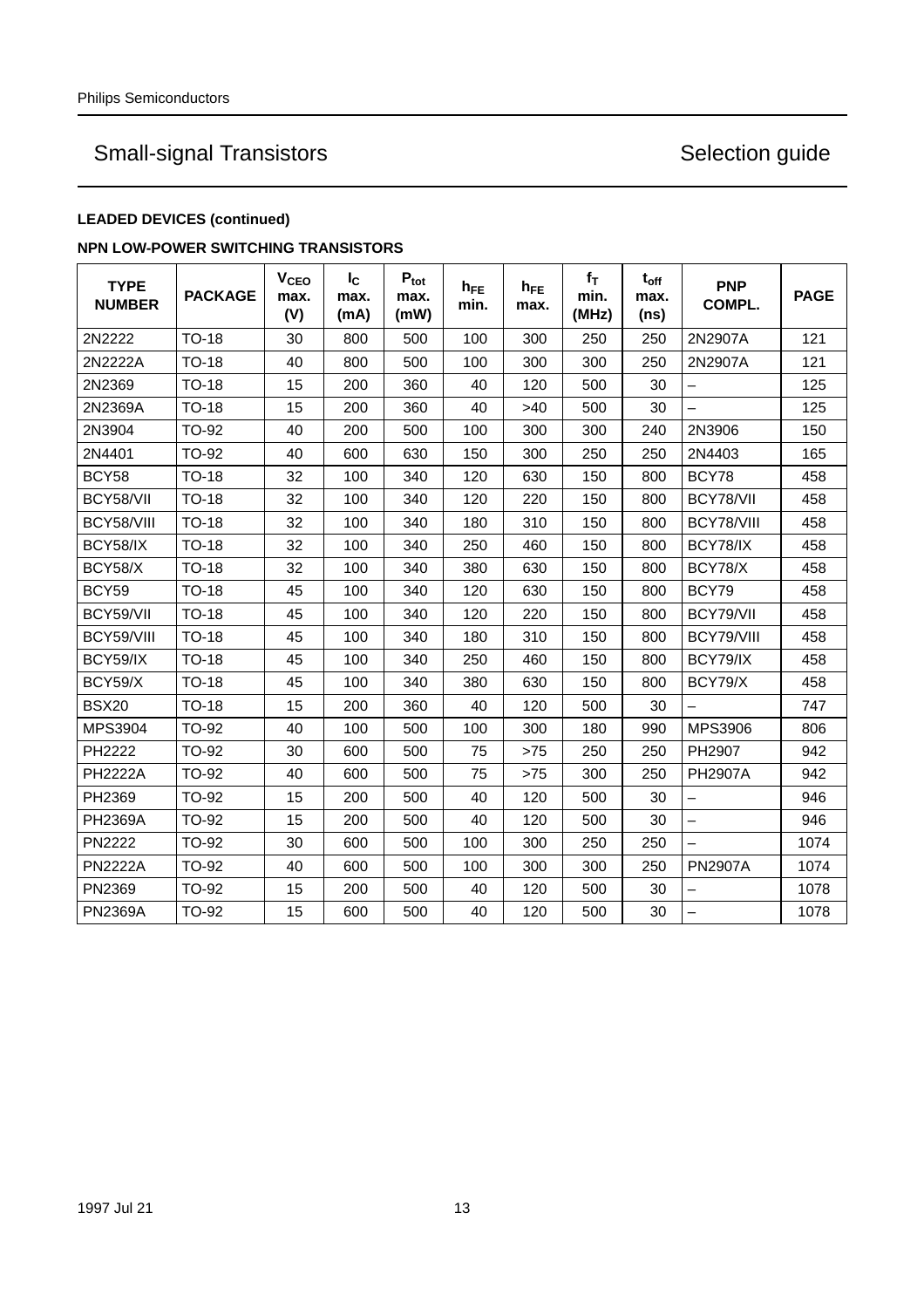# Small-signal Transistors — Selection guide

**LEADED DEVICES (continued)**

**NPN LOW-POWER SWITCHING TRANSISTORS**

| TYPE NUMBER | PACKAGE | $V_{CEO}$ max. (V) | $I_C$ max. (mA) | $P_{tot}$ max. (mW) | $h_{FE}$ min. | $h_{FE}$ max. | $f_T$ min. (MHz) | $t_{off}$ max. (ns) | PNP COMPL. | PAGE |
|---|---|---|---|---|---|---|---|---|---|---|
| 2N2222 | TO-18 | 30 | 800 | 500 | 100 | 300 | 250 | 250 | 2N2907A | 121 |
| 2N2222A | TO-18 | 40 | 800 | 500 | 100 | 300 | 300 | 250 | 2N2907A | 121 |
| 2N2369 | TO-18 | 15 | 200 | 360 | 40 | 120 | 500 | 30 | – | 125 |
| 2N2369A | TO-18 | 15 | 200 | 360 | 40 | >40 | 500 | 30 | – | 125 |
| 2N3904 | TO-92 | 40 | 200 | 500 | 100 | 300 | 300 | 240 | 2N3906 | 150 |
| 2N4401 | TO-92 | 40 | 600 | 630 | 150 | 300 | 250 | 250 | 2N4403 | 165 |
| BCY58 | TO-18 | 32 | 100 | 340 | 120 | 630 | 150 | 800 | BCY78 | 458 |
| BCY58/VII | TO-18 | 32 | 100 | 340 | 120 | 220 | 150 | 800 | BCY78/VII | 458 |
| BCY58/VIII | TO-18 | 32 | 100 | 340 | 180 | 310 | 150 | 800 | BCY78/VIII | 458 |
| BCY58/IX | TO-18 | 32 | 100 | 340 | 250 | 460 | 150 | 800 | BCY78/IX | 458 |
| BCY58/X | TO-18 | 32 | 100 | 340 | 380 | 630 | 150 | 800 | BCY78/X | 458 |
| BCY59 | TO-18 | 45 | 100 | 340 | 120 | 630 | 150 | 800 | BCY79 | 458 |
| BCY59/VII | TO-18 | 45 | 100 | 340 | 120 | 220 | 150 | 800 | BCY79/VII | 458 |
| BCY59/VIII | TO-18 | 45 | 100 | 340 | 180 | 310 | 150 | 800 | BCY79/VIII | 458 |
| BCY59/IX | TO-18 | 45 | 100 | 340 | 250 | 460 | 150 | 800 | BCY79/IX | 458 |
| BCY59/X | TO-18 | 45 | 100 | 340 | 380 | 630 | 150 | 800 | BCY79/X | 458 |
| BSX20 | TO-18 | 15 | 200 | 360 | 40 | 120 | 500 | 30 | – | 747 |
| MPS3904 | TO-92 | 40 | 100 | 500 | 100 | 300 | 180 | 990 | MPS3906 | 806 |
| PH2222 | TO-92 | 30 | 600 | 500 | 75 | >75 | 250 | 250 | PH2907 | 942 |
| PH2222A | TO-92 | 40 | 600 | 500 | 75 | >75 | 300 | 250 | PH2907A | 942 |
| PH2369 | TO-92 | 15 | 200 | 500 | 40 | 120 | 500 | 30 | – | 946 |
| PH2369A | TO-92 | 15 | 200 | 500 | 40 | 120 | 500 | 30 | – | 946 |
| PN2222 | TO-92 | 30 | 600 | 500 | 100 | 300 | 250 | 250 | – | 1074 |
| PN2222A | TO-92 | 40 | 600 | 500 | 100 | 300 | 300 | 250 | PN2907A | 1074 |
| PN2369 | TO-92 | 15 | 200 | 500 | 40 | 120 | 500 | 30 | – | 1078 |
| PN2369A | TO-92 | 15 | 600 | 500 | 40 | 120 | 500 | 30 | – | 1078 |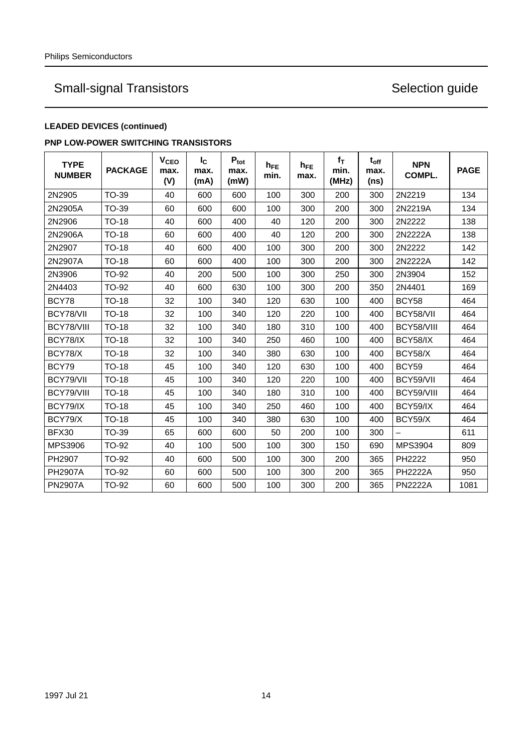# Small-signal Transistors — Selection guide

**LEADED DEVICES (continued)**

**PNP LOW-POWER SWITCHING TRANSISTORS**

| TYPE NUMBER | PACKAGE | $V_{CEO}$ max. (V) | $I_C$ max. (mA) | $P_{tot}$ max. (mW) | $h_{FE}$ min. | $h_{FE}$ max. | $f_T$ min. (MHz) | $t_{off}$ max. (ns) | NPN COMPL. | PAGE |
|---|---|---|---|---|---|---|---|---|---|---|
| 2N2905 | TO-39 | 40 | 600 | 600 | 100 | 300 | 200 | 300 | 2N2219 | 134 |
| 2N2905A | TO-39 | 60 | 600 | 600 | 100 | 300 | 200 | 300 | 2N2219A | 134 |
| 2N2906 | TO-18 | 40 | 600 | 400 | 40 | 120 | 200 | 300 | 2N2222 | 138 |
| 2N2906A | TO-18 | 60 | 600 | 400 | 40 | 120 | 200 | 300 | 2N2222A | 138 |
| 2N2907 | TO-18 | 40 | 600 | 400 | 100 | 300 | 200 | 300 | 2N2222 | 142 |
| 2N2907A | TO-18 | 60 | 600 | 400 | 100 | 300 | 200 | 300 | 2N2222A | 142 |
| 2N3906 | TO-92 | 40 | 200 | 500 | 100 | 300 | 250 | 300 | 2N3904 | 152 |
| 2N4403 | TO-92 | 40 | 600 | 630 | 100 | 300 | 200 | 350 | 2N4401 | 169 |
| BCY78 | TO-18 | 32 | 100 | 340 | 120 | 630 | 100 | 400 | BCY58 | 464 |
| BCY78/VII | TO-18 | 32 | 100 | 340 | 120 | 220 | 100 | 400 | BCY58/VII | 464 |
| BCY78/VIII | TO-18 | 32 | 100 | 340 | 180 | 310 | 100 | 400 | BCY58/VIII | 464 |
| BCY78/IX | TO-18 | 32 | 100 | 340 | 250 | 460 | 100 | 400 | BCY58/IX | 464 |
| BCY78/X | TO-18 | 32 | 100 | 340 | 380 | 630 | 100 | 400 | BCY58/X | 464 |
| BCY79 | TO-18 | 45 | 100 | 340 | 120 | 630 | 100 | 400 | BCY59 | 464 |
| BCY79/VII | TO-18 | 45 | 100 | 340 | 120 | 220 | 100 | 400 | BCY59/VII | 464 |
| BCY79/VIII | TO-18 | 45 | 100 | 340 | 180 | 310 | 100 | 400 | BCY59/VIII | 464 |
| BCY79/IX | TO-18 | 45 | 100 | 340 | 250 | 460 | 100 | 400 | BCY59/IX | 464 |
| BCY79/X | TO-18 | 45 | 100 | 340 | 380 | 630 | 100 | 400 | BCY59/X | 464 |
| BFX30 | TO-39 | 65 | 600 | 600 | 50 | 200 | 100 | 300 | – | 611 |
| MPS3906 | TO-92 | 40 | 100 | 500 | 100 | 300 | 150 | 690 | MPS3904 | 809 |
| PH2907 | TO-92 | 40 | 600 | 500 | 100 | 300 | 200 | 365 | PH2222 | 950 |
| PH2907A | TO-92 | 60 | 600 | 500 | 100 | 300 | 200 | 365 | PH2222A | 950 |
| PN2907A | TO-92 | 60 | 600 | 500 | 100 | 300 | 200 | 365 | PN2222A | 1081 |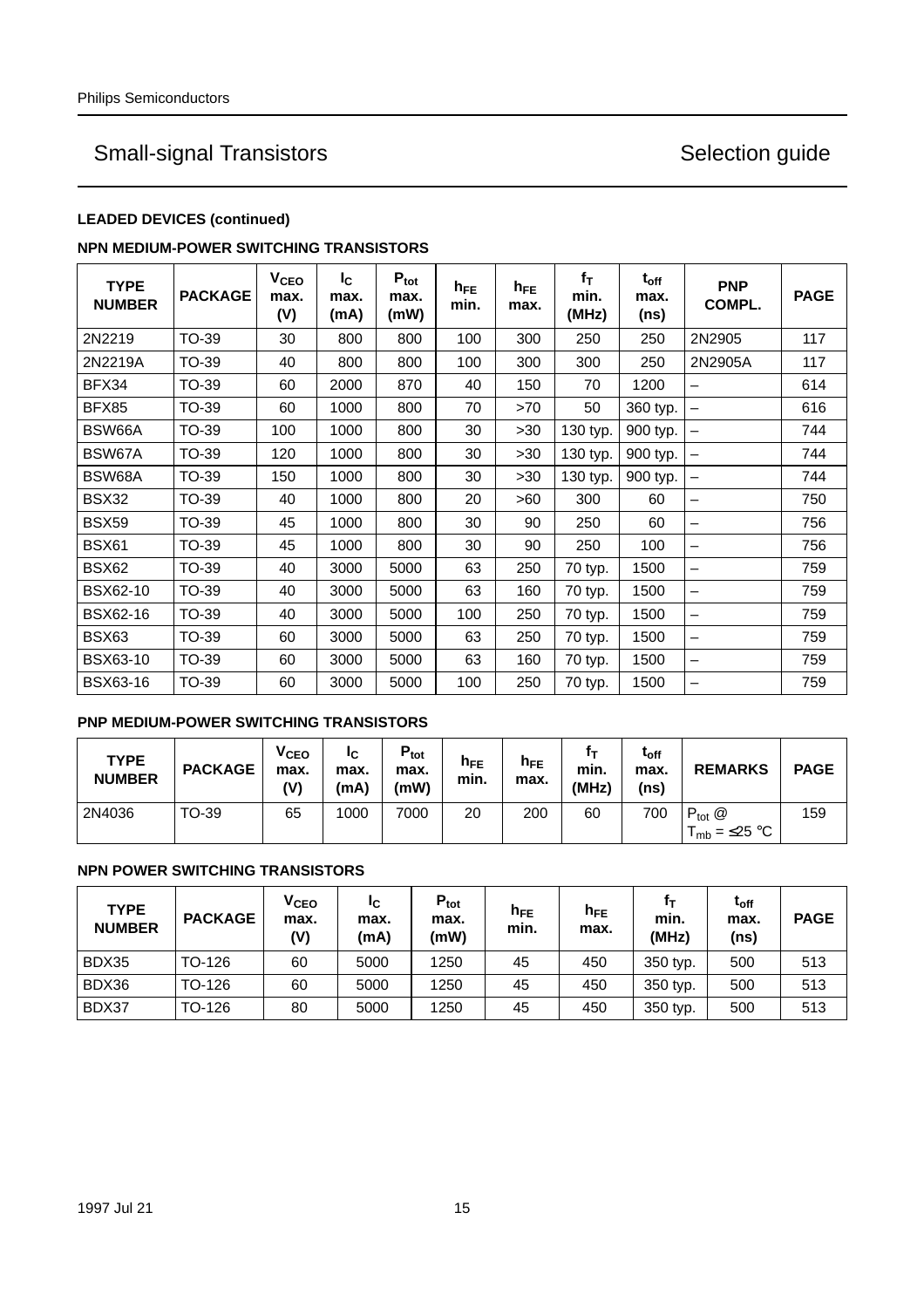## Small-signal Transistors — Selection guide

**LEADED DEVICES (continued)**

**NPN MEDIUM-POWER SWITCHING TRANSISTORS**

| TYPE NUMBER | PACKAGE | $V_{CEO}$ max. (V) | $I_C$ max. (mA) | $P_{tot}$ max. (mW) | $h_{FE}$ min. | $h_{FE}$ max. | $f_T$ min. (MHz) | $t_{off}$ max. (ns) | PNP COMPL. | PAGE |
|---|---|---|---|---|---|---|---|---|---|---|
| 2N2219 | TO-39 | 30 | 800 | 800 | 100 | 300 | 250 | 250 | 2N2905 | 117 |
| 2N2219A | TO-39 | 40 | 800 | 800 | 100 | 300 | 300 | 250 | 2N2905A | 117 |
| BFX34 | TO-39 | 60 | 2000 | 870 | 40 | 150 | 70 | 1200 | – | 614 |
| BFX85 | TO-39 | 60 | 1000 | 800 | 70 | >70 | 50 | 360 typ. | – | 616 |
| BSW66A | TO-39 | 100 | 1000 | 800 | 30 | >30 | 130 typ. | 900 typ. | – | 744 |
| BSW67A | TO-39 | 120 | 1000 | 800 | 30 | >30 | 130 typ. | 900 typ. | – | 744 |
| BSW68A | TO-39 | 150 | 1000 | 800 | 30 | >30 | 130 typ. | 900 typ. | – | 744 |
| BSX32 | TO-39 | 40 | 1000 | 800 | 20 | >60 | 300 | 60 | – | 750 |
| BSX59 | TO-39 | 45 | 1000 | 800 | 30 | 90 | 250 | 60 | – | 756 |
| BSX61 | TO-39 | 45 | 1000 | 800 | 30 | 90 | 250 | 100 | – | 756 |
| BSX62 | TO-39 | 40 | 3000 | 5000 | 63 | 250 | 70 typ. | 1500 | – | 759 |
| BSX62-10 | TO-39 | 40 | 3000 | 5000 | 63 | 160 | 70 typ. | 1500 | – | 759 |
| BSX62-16 | TO-39 | 40 | 3000 | 5000 | 100 | 250 | 70 typ. | 1500 | – | 759 |
| BSX63 | TO-39 | 60 | 3000 | 5000 | 63 | 250 | 70 typ. | 1500 | – | 759 |
| BSX63-10 | TO-39 | 60 | 3000 | 5000 | 63 | 160 | 70 typ. | 1500 | – | 759 |
| BSX63-16 | TO-39 | 60 | 3000 | 5000 | 100 | 250 | 70 typ. | 1500 | – | 759 |

**PNP MEDIUM-POWER SWITCHING TRANSISTORS**

| TYPE NUMBER | PACKAGE | $V_{CEO}$ max. (V) | $I_C$ max. (mA) | $P_{tot}$ max. (mW) | $h_{FE}$ min. | $h_{FE}$ max. | $f_T$ min. (MHz) | $t_{off}$ max. (ns) | REMARKS | PAGE |
|---|---|---|---|---|---|---|---|---|---|---|
| 2N4036 | TO-39 | 65 | 1000 | 7000 | 20 | 200 | 60 | 700 | $P_{tot}$ @ $T_{mb} = \leq 25$ °C | 159 |

**NPN POWER SWITCHING TRANSISTORS**

| TYPE NUMBER | PACKAGE | $V_{CEO}$ max. (V) | $I_C$ max. (mA) | $P_{tot}$ max. (mW) | $h_{FE}$ min. | $h_{FE}$ max. | $f_T$ min. (MHz) | $t_{off}$ max. (ns) | PAGE |
|---|---|---|---|---|---|---|---|---|---|
| BDX35 | TO-126 | 60 | 5000 | 1250 | 45 | 450 | 350 typ. | 500 | 513 |
| BDX36 | TO-126 | 60 | 5000 | 1250 | 45 | 450 | 350 typ. | 500 | 513 |
| BDX37 | TO-126 | 80 | 5000 | 1250 | 45 | 450 | 350 typ. | 500 | 513 |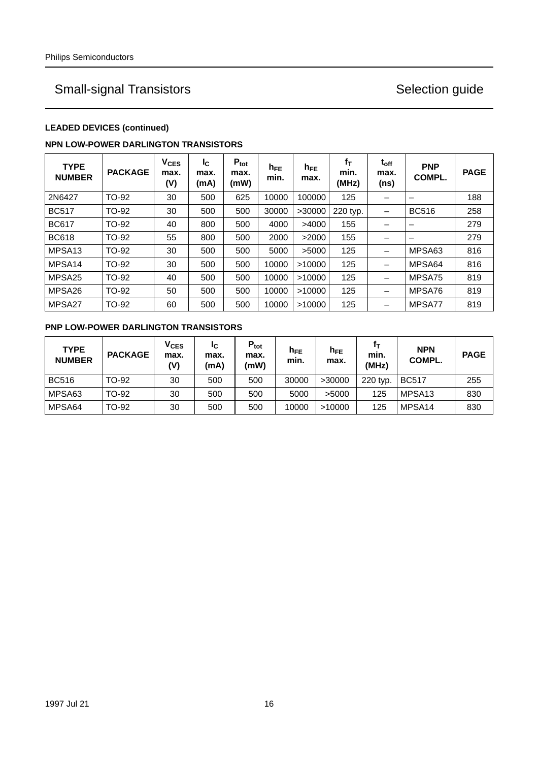## Small-signal Transistors — Selection guide

**LEADED DEVICES (continued)**

**NPN LOW-POWER DARLINGTON TRANSISTORS**

| TYPE NUMBER | PACKAGE | $V_{CES}$ max. (V) | $I_C$ max. (mA) | $P_{tot}$ max. (mW) | $h_{FE}$ min. | $h_{FE}$ max. | $f_T$ min. (MHz) | $t_{off}$ max. (ns) | PNP COMPL. | PAGE |
|---|---|---|---|---|---|---|---|---|---|---|
| 2N6427 | TO-92 | 30 | 500 | 625 | 10000 | 100000 | 125 | – | – | 188 |
| BC517 | TO-92 | 30 | 500 | 500 | 30000 | >30000 | 220 typ. | – | BC516 | 258 |
| BC617 | TO-92 | 40 | 800 | 500 | 4000 | >4000 | 155 | – | – | 279 |
| BC618 | TO-92 | 55 | 800 | 500 | 2000 | >2000 | 155 | – | – | 279 |
| MPSA13 | TO-92 | 30 | 500 | 500 | 5000 | >5000 | 125 | – | MPSA63 | 816 |
| MPSA14 | TO-92 | 30 | 500 | 500 | 10000 | >10000 | 125 | – | MPSA64 | 816 |
| MPSA25 | TO-92 | 40 | 500 | 500 | 10000 | >10000 | 125 | – | MPSA75 | 819 |
| MPSA26 | TO-92 | 50 | 500 | 500 | 10000 | >10000 | 125 | – | MPSA76 | 819 |
| MPSA27 | TO-92 | 60 | 500 | 500 | 10000 | >10000 | 125 | – | MPSA77 | 819 |

**PNP LOW-POWER DARLINGTON TRANSISTORS**

| TYPE NUMBER | PACKAGE | $V_{CES}$ max. (V) | $I_C$ max. (mA) | $P_{tot}$ max. (mW) | $h_{FE}$ min. | $h_{FE}$ max. | $f_T$ min. (MHz) | NPN COMPL. | PAGE |
|---|---|---|---|---|---|---|---|---|---|
| BC516 | TO-92 | 30 | 500 | 500 | 30000 | >30000 | 220 typ. | BC517 | 255 |
| MPSA63 | TO-92 | 30 | 500 | 500 | 5000 | >5000 | 125 | MPSA13 | 830 |
| MPSA64 | TO-92 | 30 | 500 | 500 | 10000 | >10000 | 125 | MPSA14 | 830 |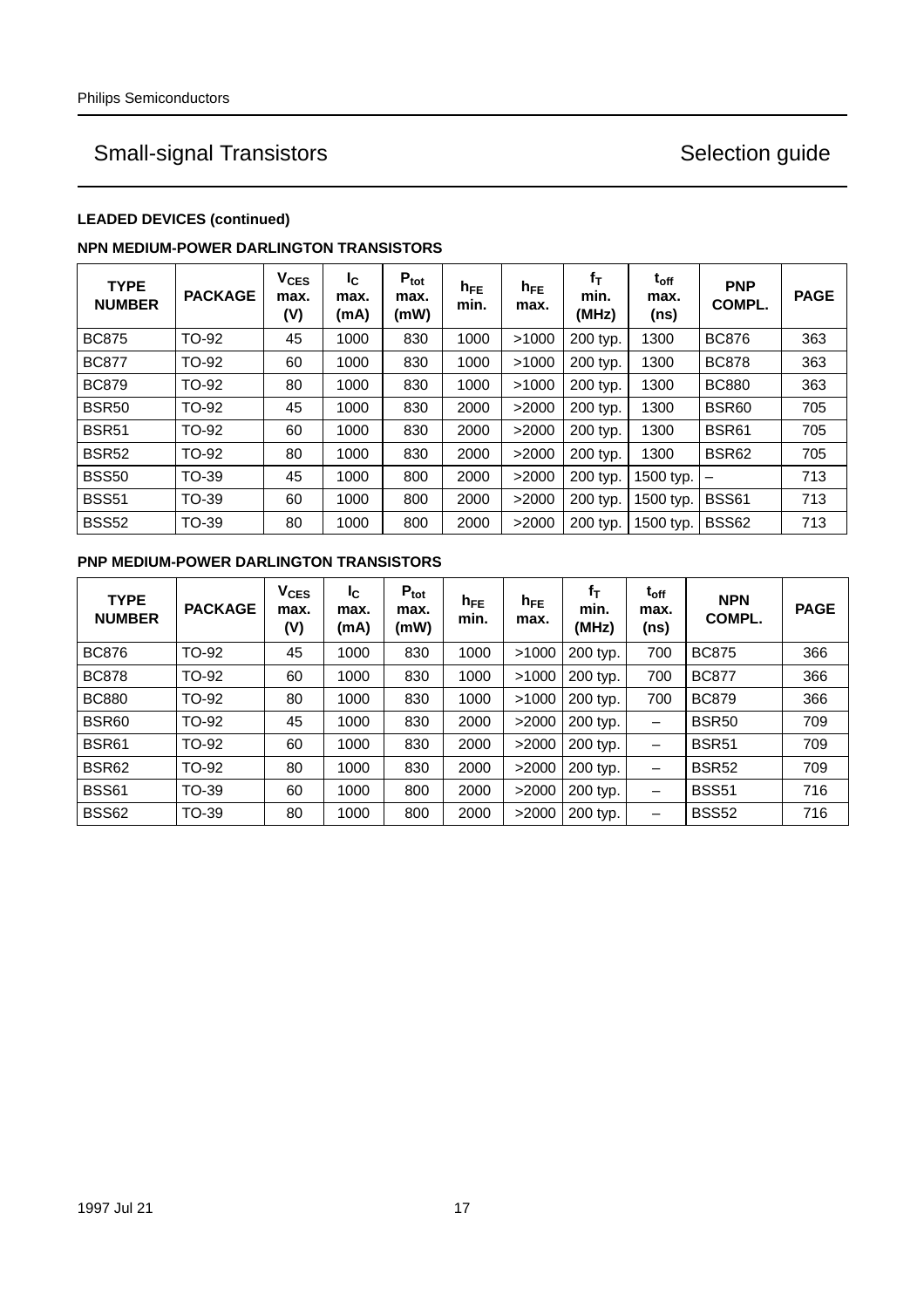## LEADED DEVICES (continued)

### NPN MEDIUM-POWER DARLINGTON TRANSISTORS

| TYPE NUMBER | PACKAGE | $V_{CES}$ max. (V) | $I_C$ max. (mA) | $P_{tot}$ max. (mW) | $h_{FE}$ min. | $h_{FE}$ max. | $f_T$ min. (MHz) | $t_{off}$ max. (ns) | PNP COMPL. | PAGE |
|---|---|---|---|---|---|---|---|---|---|---|
| BC875 | TO-92 | 45 | 1000 | 830 | 1000 | >1000 | 200 typ. | 1300 | BC876 | 363 |
| BC877 | TO-92 | 60 | 1000 | 830 | 1000 | >1000 | 200 typ. | 1300 | BC878 | 363 |
| BC879 | TO-92 | 80 | 1000 | 830 | 1000 | >1000 | 200 typ. | 1300 | BC880 | 363 |
| BSR50 | TO-92 | 45 | 1000 | 830 | 2000 | >2000 | 200 typ. | 1300 | BSR60 | 705 |
| BSR51 | TO-92 | 60 | 1000 | 830 | 2000 | >2000 | 200 typ. | 1300 | BSR61 | 705 |
| BSR52 | TO-92 | 80 | 1000 | 830 | 2000 | >2000 | 200 typ. | 1300 | BSR62 | 705 |
| BSS50 | TO-39 | 45 | 1000 | 800 | 2000 | >2000 | 200 typ. | 1500 typ. | – | 713 |
| BSS51 | TO-39 | 60 | 1000 | 800 | 2000 | >2000 | 200 typ. | 1500 typ. | BSS61 | 713 |
| BSS52 | TO-39 | 80 | 1000 | 800 | 2000 | >2000 | 200 typ. | 1500 typ. | BSS62 | 713 |

### PNP MEDIUM-POWER DARLINGTON TRANSISTORS

| TYPE NUMBER | PACKAGE | $V_{CES}$ max. (V) | $I_C$ max. (mA) | $P_{tot}$ max. (mW) | $h_{FE}$ min. | $h_{FE}$ max. | $f_T$ min. (MHz) | $t_{off}$ max. (ns) | NPN COMPL. | PAGE |
|---|---|---|---|---|---|---|---|---|---|---|
| BC876 | TO-92 | 45 | 1000 | 830 | 1000 | >1000 | 200 typ. | 700 | BC875 | 366 |
| BC878 | TO-92 | 60 | 1000 | 830 | 1000 | >1000 | 200 typ. | 700 | BC877 | 366 |
| BC880 | TO-92 | 80 | 1000 | 830 | 1000 | >1000 | 200 typ. | 700 | BC879 | 366 |
| BSR60 | TO-92 | 45 | 1000 | 830 | 2000 | >2000 | 200 typ. | – | BSR50 | 709 |
| BSR61 | TO-92 | 60 | 1000 | 830 | 2000 | >2000 | 200 typ. | – | BSR51 | 709 |
| BSR62 | TO-92 | 80 | 1000 | 830 | 2000 | >2000 | 200 typ. | – | BSR52 | 709 |
| BSS61 | TO-39 | 60 | 1000 | 800 | 2000 | >2000 | 200 typ. | – | BSS51 | 716 |
| BSS62 | TO-39 | 80 | 1000 | 800 | 2000 | >2000 | 200 typ. | – | BSS52 | 716 |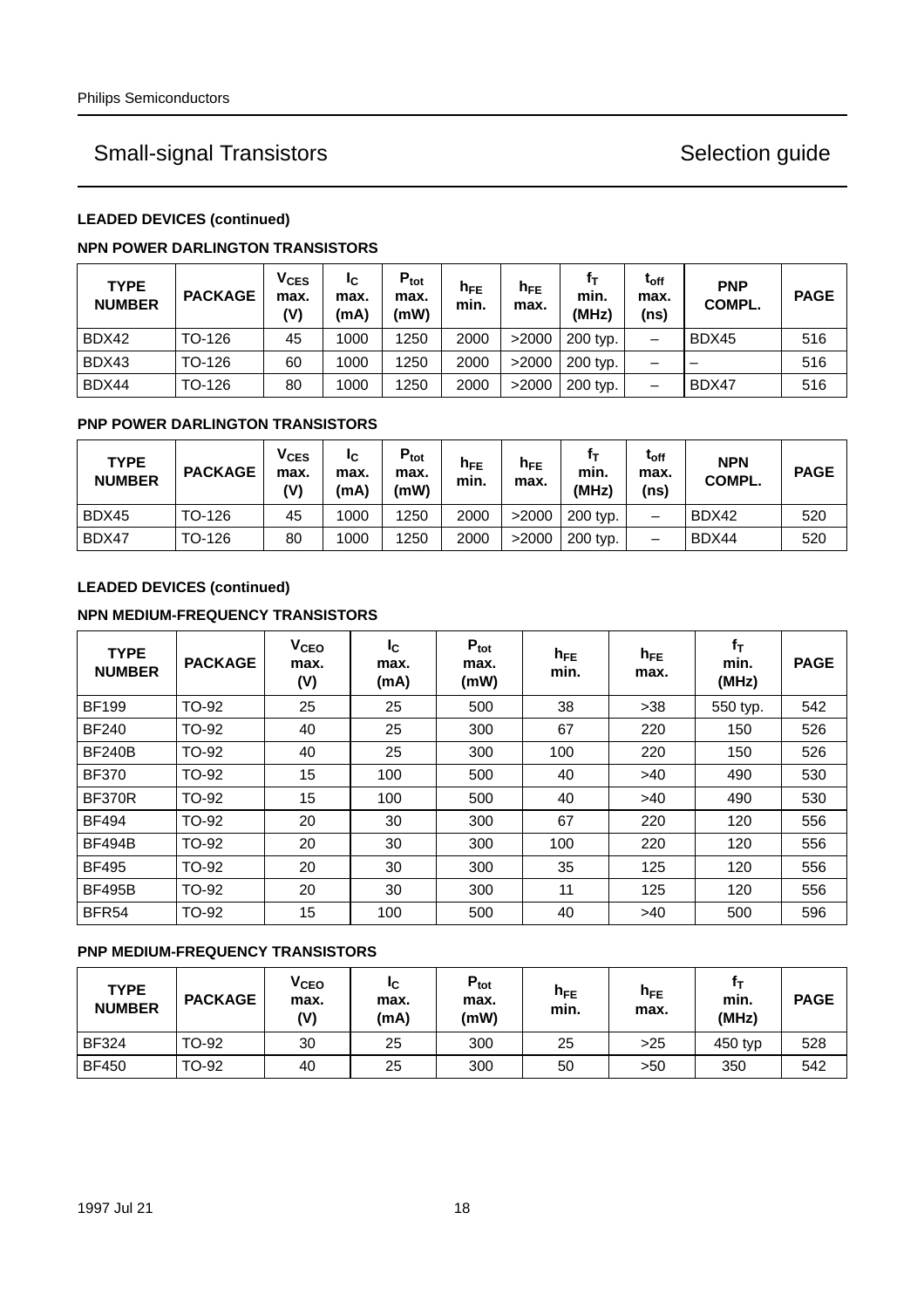# Small-signal Transistors

Selection guide

### LEADED DEVICES (continued)

#### NPN POWER DARLINGTON TRANSISTORS

| TYPE NUMBER | PACKAGE | $V_{CES}$ max. (V) | $I_C$ max. (mA) | $P_{tot}$ max. (mW) | $h_{FE}$ min. | $h_{FE}$ max. | $f_T$ min. (MHz) | $t_{off}$ max. (ns) | PNP COMPL. | PAGE |
|---|---|---|---|---|---|---|---|---|---|---|
| BDX42 | TO-126 | 45 | 1000 | 1250 | 2000 | >2000 | 200 typ. | – | BDX45 | 516 |
| BDX43 | TO-126 | 60 | 1000 | 1250 | 2000 | >2000 | 200 typ. | – | – | 516 |
| BDX44 | TO-126 | 80 | 1000 | 1250 | 2000 | >2000 | 200 typ. | – | BDX47 | 516 |

#### PNP POWER DARLINGTON TRANSISTORS

| TYPE NUMBER | PACKAGE | $V_{CES}$ max. (V) | $I_C$ max. (mA) | $P_{tot}$ max. (mW) | $h_{FE}$ min. | $h_{FE}$ max. | $f_T$ min. (MHz) | $t_{off}$ max. (ns) | NPN COMPL. | PAGE |
|---|---|---|---|---|---|---|---|---|---|---|
| BDX45 | TO-126 | 45 | 1000 | 1250 | 2000 | >2000 | 200 typ. | – | BDX42 | 520 |
| BDX47 | TO-126 | 80 | 1000 | 1250 | 2000 | >2000 | 200 typ. | – | BDX44 | 520 |

### LEADED DEVICES (continued)

#### NPN MEDIUM-FREQUENCY TRANSISTORS

| TYPE NUMBER | PACKAGE | $V_{CEO}$ max. (V) | $I_C$ max. (mA) | $P_{tot}$ max. (mW) | $h_{FE}$ min. | $h_{FE}$ max. | $f_T$ min. (MHz) | PAGE |
|---|---|---|---|---|---|---|---|---|
| BF199 | TO-92 | 25 | 25 | 500 | 38 | >38 | 550 typ. | 542 |
| BF240 | TO-92 | 40 | 25 | 300 | 67 | 220 | 150 | 526 |
| BF240B | TO-92 | 40 | 25 | 300 | 100 | 220 | 150 | 526 |
| BF370 | TO-92 | 15 | 100 | 500 | 40 | >40 | 490 | 530 |
| BF370R | TO-92 | 15 | 100 | 500 | 40 | >40 | 490 | 530 |
| BF494 | TO-92 | 20 | 30 | 300 | 67 | 220 | 120 | 556 |
| BF494B | TO-92 | 20 | 30 | 300 | 100 | 220 | 120 | 556 |
| BF495 | TO-92 | 20 | 30 | 300 | 35 | 125 | 120 | 556 |
| BF495B | TO-92 | 20 | 30 | 300 | 11 | 125 | 120 | 556 |
| BFR54 | TO-92 | 15 | 100 | 500 | 40 | >40 | 500 | 596 |

#### PNP MEDIUM-FREQUENCY TRANSISTORS

| TYPE NUMBER | PACKAGE | $V_{CEO}$ max. (V) | $I_C$ max. (mA) | $P_{tot}$ max. (mW) | $h_{FE}$ min. | $h_{FE}$ max. | $f_T$ min. (MHz) | PAGE |
|---|---|---|---|---|---|---|---|---|
| BF324 | TO-92 | 30 | 25 | 300 | 25 | >25 | 450 typ | 528 |
| BF450 | TO-92 | 40 | 25 | 300 | 50 | >50 | 350 | 542 |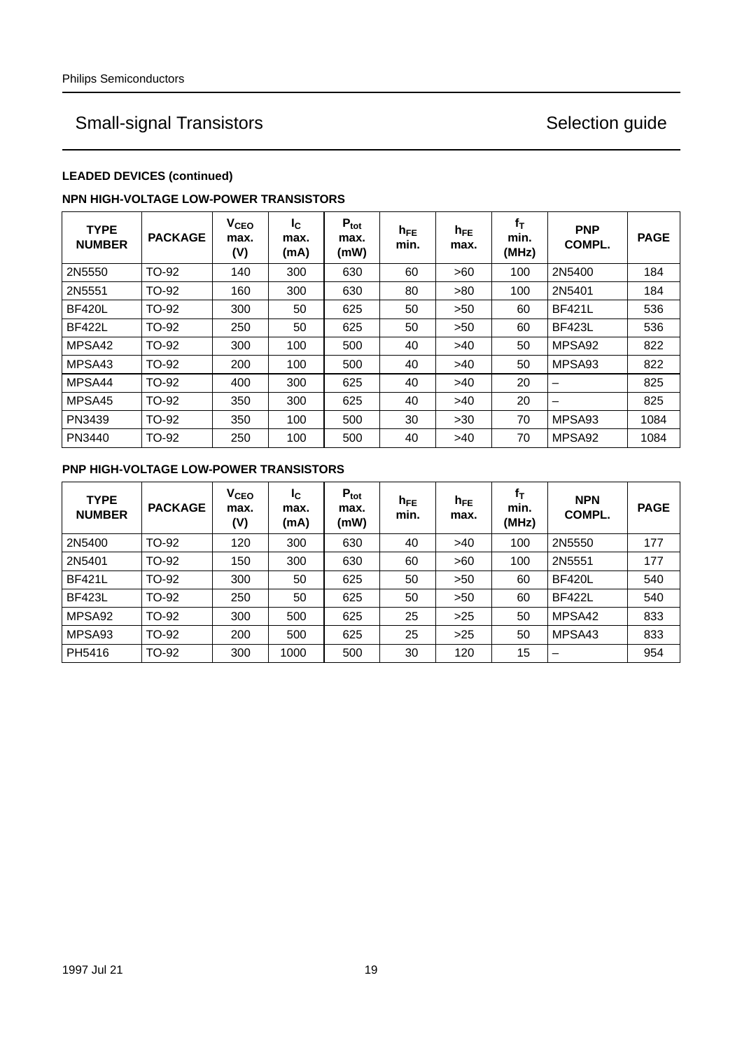## LEADED DEVICES (continued)

### NPN HIGH-VOLTAGE LOW-POWER TRANSISTORS

| TYPE NUMBER | PACKAGE | $V_{CEO}$ max. (V) | $I_C$ max. (mA) | $P_{tot}$ max. (mW) | $h_{FE}$ min. | $h_{FE}$ max. | $f_T$ min. (MHz) | PNP COMPL. | PAGE |
|---|---|---|---|---|---|---|---|---|---|
| 2N5550 | TO-92 | 140 | 300 | 630 | 60 | >60 | 100 | 2N5400 | 184 |
| 2N5551 | TO-92 | 160 | 300 | 630 | 80 | >80 | 100 | 2N5401 | 184 |
| BF420L | TO-92 | 300 | 50 | 625 | 50 | >50 | 60 | BF421L | 536 |
| BF422L | TO-92 | 250 | 50 | 625 | 50 | >50 | 60 | BF423L | 536 |
| MPSA42 | TO-92 | 300 | 100 | 500 | 40 | >40 | 50 | MPSA92 | 822 |
| MPSA43 | TO-92 | 200 | 100 | 500 | 40 | >40 | 50 | MPSA93 | 822 |
| MPSA44 | TO-92 | 400 | 300 | 625 | 40 | >40 | 20 | – | 825 |
| MPSA45 | TO-92 | 350 | 300 | 625 | 40 | >40 | 20 | – | 825 |
| PN3439 | TO-92 | 350 | 100 | 500 | 30 | >30 | 70 | MPSA93 | 1084 |
| PN3440 | TO-92 | 250 | 100 | 500 | 40 | >40 | 70 | MPSA92 | 1084 |

### PNP HIGH-VOLTAGE LOW-POWER TRANSISTORS

| TYPE NUMBER | PACKAGE | $V_{CEO}$ max. (V) | $I_C$ max. (mA) | $P_{tot}$ max. (mW) | $h_{FE}$ min. | $h_{FE}$ max. | $f_T$ min. (MHz) | NPN COMPL. | PAGE |
|---|---|---|---|---|---|---|---|---|---|
| 2N5400 | TO-92 | 120 | 300 | 630 | 40 | >40 | 100 | 2N5550 | 177 |
| 2N5401 | TO-92 | 150 | 300 | 630 | 60 | >60 | 100 | 2N5551 | 177 |
| BF421L | TO-92 | 300 | 50 | 625 | 50 | >50 | 60 | BF420L | 540 |
| BF423L | TO-92 | 250 | 50 | 625 | 50 | >50 | 60 | BF422L | 540 |
| MPSA92 | TO-92 | 300 | 500 | 625 | 25 | >25 | 50 | MPSA42 | 833 |
| MPSA93 | TO-92 | 200 | 500 | 625 | 25 | >25 | 50 | MPSA43 | 833 |
| PH5416 | TO-92 | 300 | 1000 | 500 | 30 | 120 | 15 | – | 954 |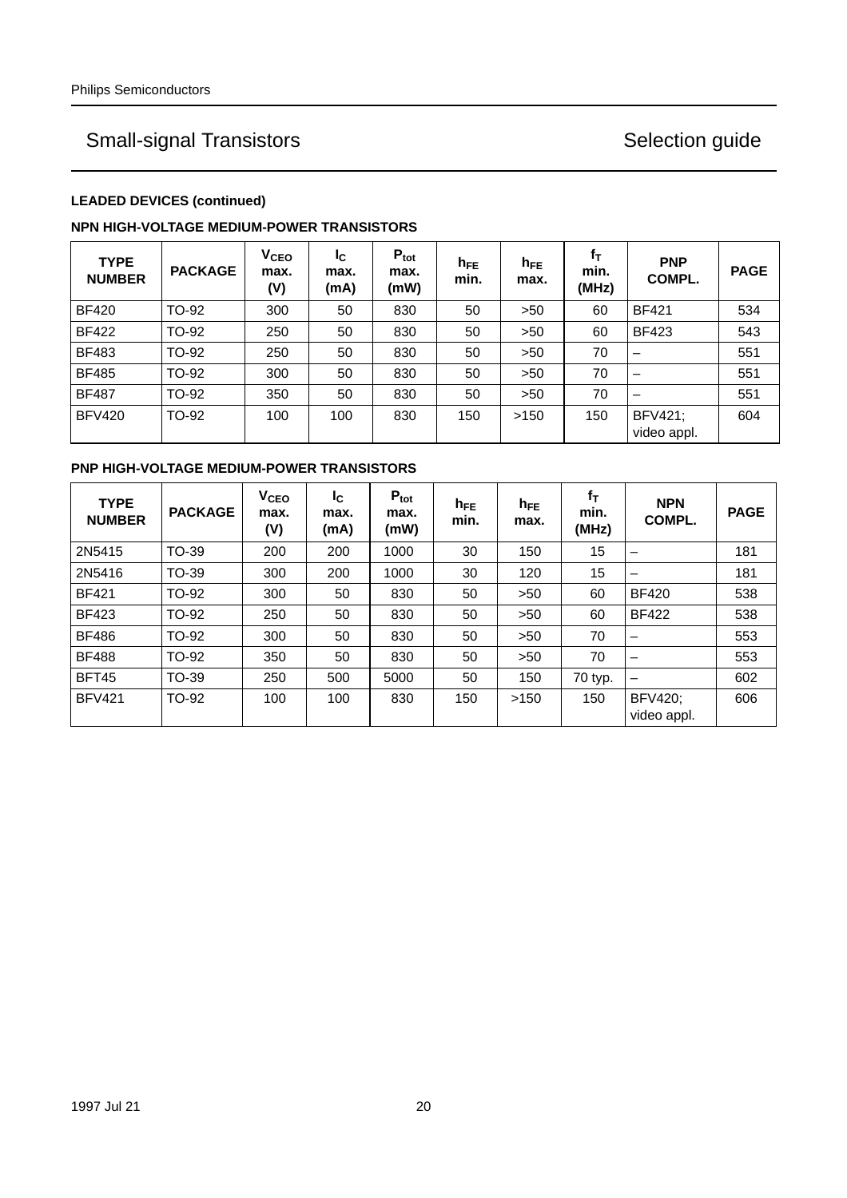## Small-signal Transistors — Selection guide

**LEADED DEVICES (continued)**

**NPN HIGH-VOLTAGE MEDIUM-POWER TRANSISTORS**

| TYPE NUMBER | PACKAGE | $V_{CEO}$ max. (V) | $I_C$ max. (mA) | $P_{tot}$ max. (mW) | $h_{FE}$ min. | $h_{FE}$ max. | $f_T$ min. (MHz) | PNP COMPL. | PAGE |
|---|---|---|---|---|---|---|---|---|---|
| BF420 | TO-92 | 300 | 50 | 830 | 50 | >50 | 60 | BF421 | 534 |
| BF422 | TO-92 | 250 | 50 | 830 | 50 | >50 | 60 | BF423 | 543 |
| BF483 | TO-92 | 250 | 50 | 830 | 50 | >50 | 70 | – | 551 |
| BF485 | TO-92 | 300 | 50 | 830 | 50 | >50 | 70 | – | 551 |
| BF487 | TO-92 | 350 | 50 | 830 | 50 | >50 | 70 | – | 551 |
| BFV420 | TO-92 | 100 | 100 | 830 | 150 | >150 | 150 | BFV421; video appl. | 604 |

**PNP HIGH-VOLTAGE MEDIUM-POWER TRANSISTORS**

| TYPE NUMBER | PACKAGE | $V_{CEO}$ max. (V) | $I_C$ max. (mA) | $P_{tot}$ max. (mW) | $h_{FE}$ min. | $h_{FE}$ max. | $f_T$ min. (MHz) | NPN COMPL. | PAGE |
|---|---|---|---|---|---|---|---|---|---|
| 2N5415 | TO-39 | 200 | 200 | 1000 | 30 | 150 | 15 | – | 181 |
| 2N5416 | TO-39 | 300 | 200 | 1000 | 30 | 120 | 15 | – | 181 |
| BF421 | TO-92 | 300 | 50 | 830 | 50 | >50 | 60 | BF420 | 538 |
| BF423 | TO-92 | 250 | 50 | 830 | 50 | >50 | 60 | BF422 | 538 |
| BF486 | TO-92 | 300 | 50 | 830 | 50 | >50 | 70 | – | 553 |
| BF488 | TO-92 | 350 | 50 | 830 | 50 | >50 | 70 | – | 553 |
| BFT45 | TO-39 | 250 | 500 | 5000 | 50 | 150 | 70 typ. | – | 602 |
| BFV421 | TO-92 | 100 | 100 | 830 | 150 | >150 | 150 | BFV420; video appl. | 606 |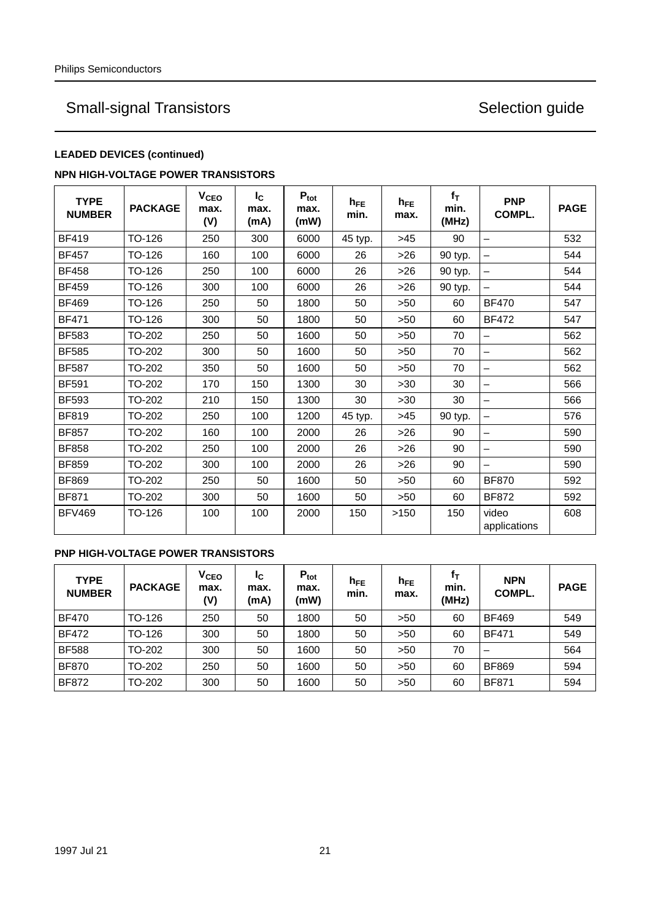# Small-signal Transistors

Selection guide

**LEADED DEVICES (continued)**

**NPN HIGH-VOLTAGE POWER TRANSISTORS**

| TYPE NUMBER | PACKAGE | $V_{CEO}$ max. (V) | $I_C$ max. (mA) | $P_{tot}$ max. (mW) | $h_{FE}$ min. | $h_{FE}$ max. | $f_T$ min. (MHz) | PNP COMPL. | PAGE |
|---|---|---|---|---|---|---|---|---|---|
| BF419 | TO-126 | 250 | 300 | 6000 | 45 typ. | >45 | 90 | – | 532 |
| BF457 | TO-126 | 160 | 100 | 6000 | 26 | >26 | 90 typ. | – | 544 |
| BF458 | TO-126 | 250 | 100 | 6000 | 26 | >26 | 90 typ. | – | 544 |
| BF459 | TO-126 | 300 | 100 | 6000 | 26 | >26 | 90 typ. | – | 544 |
| BF469 | TO-126 | 250 | 50 | 1800 | 50 | >50 | 60 | BF470 | 547 |
| BF471 | TO-126 | 300 | 50 | 1800 | 50 | >50 | 60 | BF472 | 547 |
| BF583 | TO-202 | 250 | 50 | 1600 | 50 | >50 | 70 | – | 562 |
| BF585 | TO-202 | 300 | 50 | 1600 | 50 | >50 | 70 | – | 562 |
| BF587 | TO-202 | 350 | 50 | 1600 | 50 | >50 | 70 | – | 562 |
| BF591 | TO-202 | 170 | 150 | 1300 | 30 | >30 | 30 | – | 566 |
| BF593 | TO-202 | 210 | 150 | 1300 | 30 | >30 | 30 | – | 566 |
| BF819 | TO-202 | 250 | 100 | 1200 | 45 typ. | >45 | 90 typ. | – | 576 |
| BF857 | TO-202 | 160 | 100 | 2000 | 26 | >26 | 90 | – | 590 |
| BF858 | TO-202 | 250 | 100 | 2000 | 26 | >26 | 90 | – | 590 |
| BF859 | TO-202 | 300 | 100 | 2000 | 26 | >26 | 90 | – | 590 |
| BF869 | TO-202 | 250 | 50 | 1600 | 50 | >50 | 60 | BF870 | 592 |
| BF871 | TO-202 | 300 | 50 | 1600 | 50 | >50 | 60 | BF872 | 592 |
| BFV469 | TO-126 | 100 | 100 | 2000 | 150 | >150 | 150 | video applications | 608 |

**PNP HIGH-VOLTAGE POWER TRANSISTORS**

| TYPE NUMBER | PACKAGE | $V_{CEO}$ max. (V) | $I_C$ max. (mA) | $P_{tot}$ max. (mW) | $h_{FE}$ min. | $h_{FE}$ max. | $f_T$ min. (MHz) | NPN COMPL. | PAGE |
|---|---|---|---|---|---|---|---|---|---|
| BF470 | TO-126 | 250 | 50 | 1800 | 50 | >50 | 60 | BF469 | 549 |
| BF472 | TO-126 | 300 | 50 | 1800 | 50 | >50 | 60 | BF471 | 549 |
| BF588 | TO-202 | 300 | 50 | 1600 | 50 | >50 | 70 | – | 564 |
| BF870 | TO-202 | 250 | 50 | 1600 | 50 | >50 | 60 | BF869 | 594 |
| BF872 | TO-202 | 300 | 50 | 1600 | 50 | >50 | 60 | BF871 | 594 |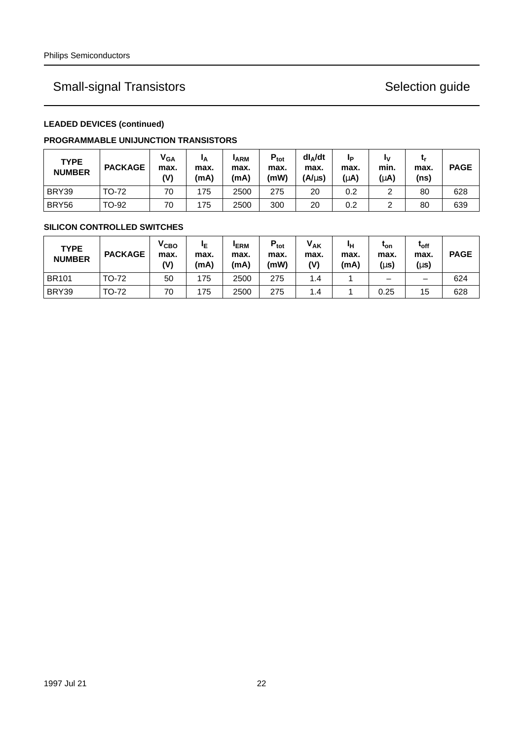# Small-signal Transistors — Selection guide

**LEADED DEVICES (continued)**

**PROGRAMMABLE UNIJUNCTION TRANSISTORS**

| TYPE NUMBER | PACKAGE | $V_{GA}$ max. (V) | $I_A$ max. (mA) | $I_{ARM}$ max. (mA) | $P_{tot}$ max. (mW) | $dI_A/dt$ max. (A/μs) | $I_P$ max. (μA) | $I_V$ min. (μA) | $t_r$ max. (ns) | PAGE |
|---|---|---|---|---|---|---|---|---|---|---|
| BRY39 | TO-72 | 70 | 175 | 2500 | 275 | 20 | 0.2 | 2 | 80 | 628 |
| BRY56 | TO-92 | 70 | 175 | 2500 | 300 | 20 | 0.2 | 2 | 80 | 639 |

**SILICON CONTROLLED SWITCHES**

| TYPE NUMBER | PACKAGE | $V_{CBO}$ max. (V) | $I_E$ max. (mA) | $I_{ERM}$ max. (mA) | $P_{tot}$ max. (mW) | $V_{AK}$ max. (V) | $I_H$ max. (mA) | $t_{on}$ max. (μs) | $t_{off}$ max. (μs) | PAGE |
|---|---|---|---|---|---|---|---|---|---|---|
| BR101 | TO-72 | 50 | 175 | 2500 | 275 | 1.4 | 1 | – | – | 624 |
| BRY39 | TO-72 | 70 | 175 | 2500 | 275 | 1.4 | 1 | 0.25 | 15 | 628 |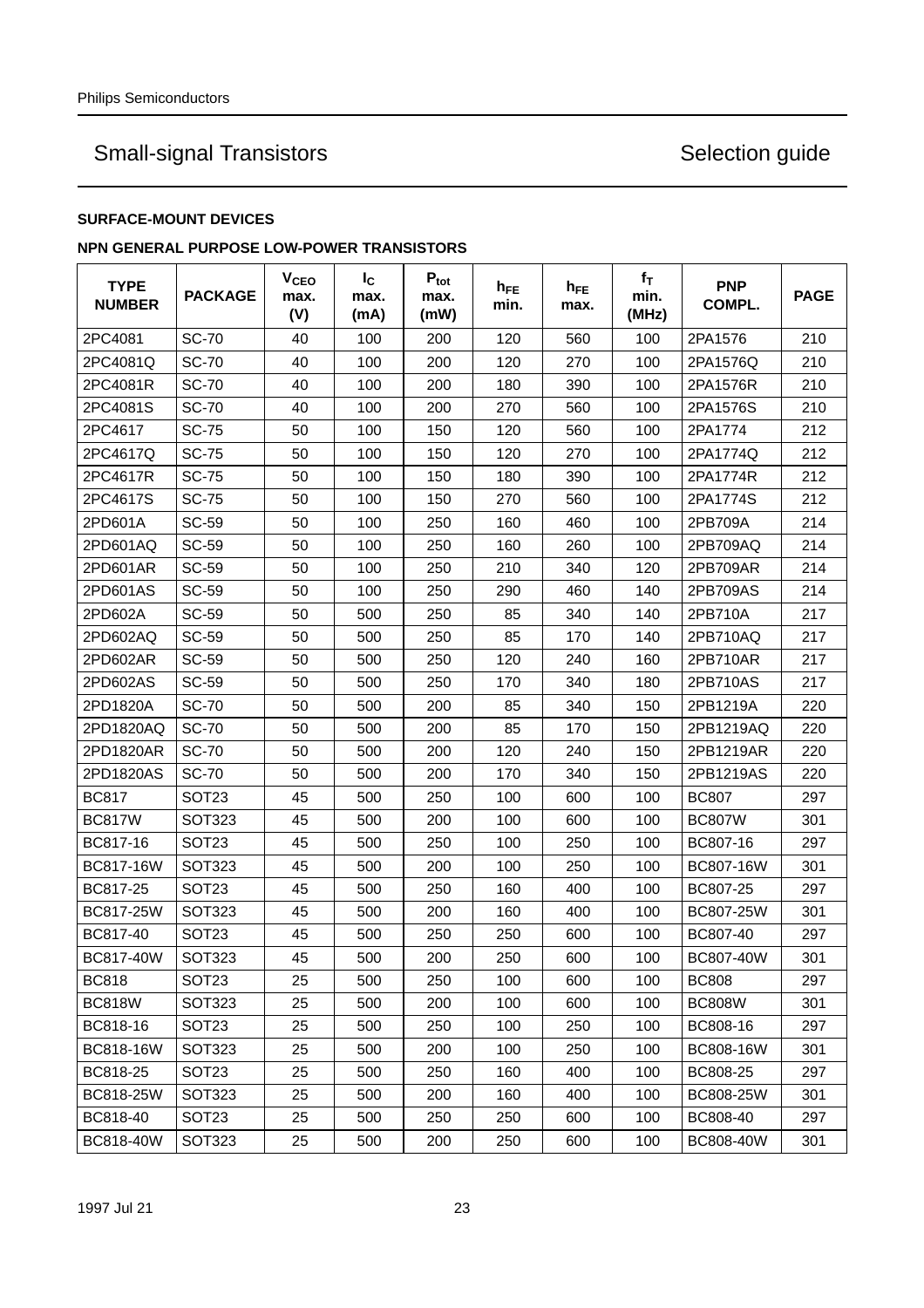# Small-signal Transistors — Selection guide

**SURFACE-MOUNT DEVICES**

**NPN GENERAL PURPOSE LOW-POWER TRANSISTORS**

| TYPE NUMBER | PACKAGE | $V_{CEO}$ max. (V) | $I_C$ max. (mA) | $P_{tot}$ max. (mW) | $h_{FE}$ min. | $h_{FE}$ max. | $f_T$ min. (MHz) | PNP COMPL. | PAGE |
|---|---|---|---|---|---|---|---|---|---|
| 2PC4081 | SC-70 | 40 | 100 | 200 | 120 | 560 | 100 | 2PA1576 | 210 |
| 2PC4081Q | SC-70 | 40 | 100 | 200 | 120 | 270 | 100 | 2PA1576Q | 210 |
| 2PC4081R | SC-70 | 40 | 100 | 200 | 180 | 390 | 100 | 2PA1576R | 210 |
| 2PC4081S | SC-70 | 40 | 100 | 200 | 270 | 560 | 100 | 2PA1576S | 210 |
| 2PC4617 | SC-75 | 50 | 100 | 150 | 120 | 560 | 100 | 2PA1774 | 212 |
| 2PC4617Q | SC-75 | 50 | 100 | 150 | 120 | 270 | 100 | 2PA1774Q | 212 |
| 2PC4617R | SC-75 | 50 | 100 | 150 | 180 | 390 | 100 | 2PA1774R | 212 |
| 2PC4617S | SC-75 | 50 | 100 | 150 | 270 | 560 | 100 | 2PA1774S | 212 |
| 2PD601A | SC-59 | 50 | 100 | 250 | 160 | 460 | 100 | 2PB709A | 214 |
| 2PD601AQ | SC-59 | 50 | 100 | 250 | 160 | 260 | 100 | 2PB709AQ | 214 |
| 2PD601AR | SC-59 | 50 | 100 | 250 | 210 | 340 | 120 | 2PB709AR | 214 |
| 2PD601AS | SC-59 | 50 | 100 | 250 | 290 | 460 | 140 | 2PB709AS | 214 |
| 2PD602A | SC-59 | 50 | 500 | 250 | 85 | 340 | 140 | 2PB710A | 217 |
| 2PD602AQ | SC-59 | 50 | 500 | 250 | 85 | 170 | 140 | 2PB710AQ | 217 |
| 2PD602AR | SC-59 | 50 | 500 | 250 | 120 | 240 | 160 | 2PB710AR | 217 |
| 2PD602AS | SC-59 | 50 | 500 | 250 | 170 | 340 | 180 | 2PB710AS | 217 |
| 2PD1820A | SC-70 | 50 | 500 | 200 | 85 | 340 | 150 | 2PB1219A | 220 |
| 2PD1820AQ | SC-70 | 50 | 500 | 200 | 85 | 170 | 150 | 2PB1219AQ | 220 |
| 2PD1820AR | SC-70 | 50 | 500 | 200 | 120 | 240 | 150 | 2PB1219AR | 220 |
| 2PD1820AS | SC-70 | 50 | 500 | 200 | 170 | 340 | 150 | 2PB1219AS | 220 |
| BC817 | SOT23 | 45 | 500 | 250 | 100 | 600 | 100 | BC807 | 297 |
| BC817W | SOT323 | 45 | 500 | 200 | 100 | 600 | 100 | BC807W | 301 |
| BC817-16 | SOT23 | 45 | 500 | 250 | 100 | 250 | 100 | BC807-16 | 297 |
| BC817-16W | SOT323 | 45 | 500 | 200 | 100 | 250 | 100 | BC807-16W | 301 |
| BC817-25 | SOT23 | 45 | 500 | 250 | 160 | 400 | 100 | BC807-25 | 297 |
| BC817-25W | SOT323 | 45 | 500 | 200 | 160 | 400 | 100 | BC807-25W | 301 |
| BC817-40 | SOT23 | 45 | 500 | 250 | 250 | 600 | 100 | BC807-40 | 297 |
| BC817-40W | SOT323 | 45 | 500 | 200 | 250 | 600 | 100 | BC807-40W | 301 |
| BC818 | SOT23 | 25 | 500 | 250 | 100 | 600 | 100 | BC808 | 297 |
| BC818W | SOT323 | 25 | 500 | 200 | 100 | 600 | 100 | BC808W | 301 |
| BC818-16 | SOT23 | 25 | 500 | 250 | 100 | 250 | 100 | BC808-16 | 297 |
| BC818-16W | SOT323 | 25 | 500 | 200 | 100 | 250 | 100 | BC808-16W | 301 |
| BC818-25 | SOT23 | 25 | 500 | 250 | 160 | 400 | 100 | BC808-25 | 297 |
| BC818-25W | SOT323 | 25 | 500 | 200 | 160 | 400 | 100 | BC808-25W | 301 |
| BC818-40 | SOT23 | 25 | 500 | 250 | 250 | 600 | 100 | BC808-40 | 297 |
| BC818-40W | SOT323 | 25 | 500 | 200 | 250 | 600 | 100 | BC808-40W | 301 |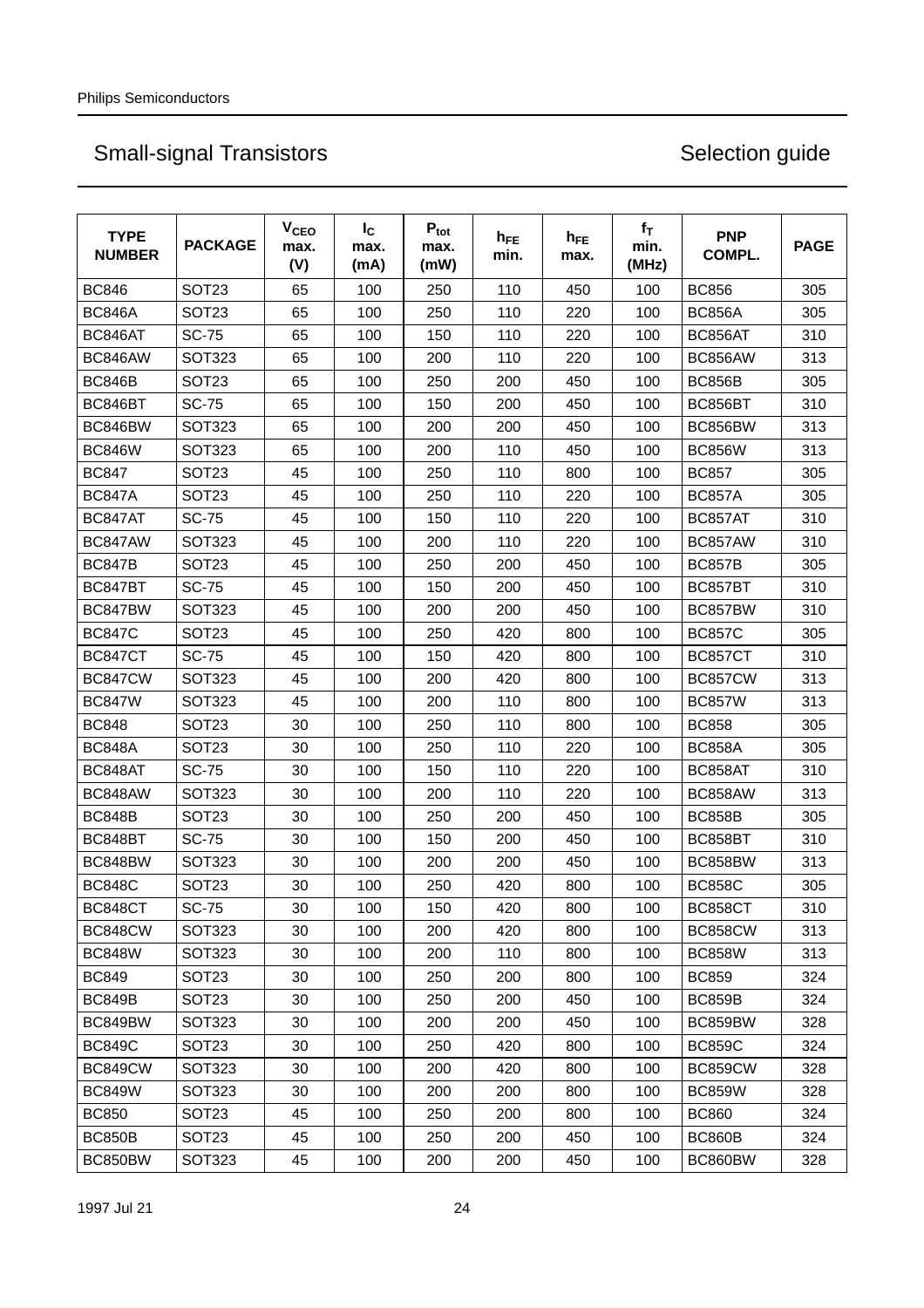## Small-signal Transistors

## Selection guide

| TYPE NUMBER | PACKAGE | $V_{CEO}$ max. (V) | $I_C$ max. (mA) | $P_{tot}$ max. (mW) | $h_{FE}$ min. | $h_{FE}$ max. | $f_T$ min. (MHz) | PNP COMPL. | PAGE |
|---|---|---|---|---|---|---|---|---|---|
| BC846 | SOT23 | 65 | 100 | 250 | 110 | 450 | 100 | BC856 | 305 |
| BC846A | SOT23 | 65 | 100 | 250 | 110 | 220 | 100 | BC856A | 305 |
| BC846AT | SC-75 | 65 | 100 | 150 | 110 | 220 | 100 | BC856AT | 310 |
| BC846AW | SOT323 | 65 | 100 | 200 | 110 | 220 | 100 | BC856AW | 313 |
| BC846B | SOT23 | 65 | 100 | 250 | 200 | 450 | 100 | BC856B | 305 |
| BC846BT | SC-75 | 65 | 100 | 150 | 200 | 450 | 100 | BC856BT | 310 |
| BC846BW | SOT323 | 65 | 100 | 200 | 200 | 450 | 100 | BC856BW | 313 |
| BC846W | SOT323 | 65 | 100 | 200 | 110 | 450 | 100 | BC856W | 313 |
| BC847 | SOT23 | 45 | 100 | 250 | 110 | 800 | 100 | BC857 | 305 |
| BC847A | SOT23 | 45 | 100 | 250 | 110 | 220 | 100 | BC857A | 305 |
| BC847AT | SC-75 | 45 | 100 | 150 | 110 | 220 | 100 | BC857AT | 310 |
| BC847AW | SOT323 | 45 | 100 | 200 | 110 | 220 | 100 | BC857AW | 310 |
| BC847B | SOT23 | 45 | 100 | 250 | 200 | 450 | 100 | BC857B | 305 |
| BC847BT | SC-75 | 45 | 100 | 150 | 200 | 450 | 100 | BC857BT | 310 |
| BC847BW | SOT323 | 45 | 100 | 200 | 200 | 450 | 100 | BC857BW | 310 |
| BC847C | SOT23 | 45 | 100 | 250 | 420 | 800 | 100 | BC857C | 305 |
| BC847CT | SC-75 | 45 | 100 | 150 | 420 | 800 | 100 | BC857CT | 310 |
| BC847CW | SOT323 | 45 | 100 | 200 | 420 | 800 | 100 | BC857CW | 313 |
| BC847W | SOT323 | 45 | 100 | 200 | 110 | 800 | 100 | BC857W | 313 |
| BC848 | SOT23 | 30 | 100 | 250 | 110 | 800 | 100 | BC858 | 305 |
| BC848A | SOT23 | 30 | 100 | 250 | 110 | 220 | 100 | BC858A | 305 |
| BC848AT | SC-75 | 30 | 100 | 150 | 110 | 220 | 100 | BC858AT | 310 |
| BC848AW | SOT323 | 30 | 100 | 200 | 110 | 220 | 100 | BC858AW | 313 |
| BC848B | SOT23 | 30 | 100 | 250 | 200 | 450 | 100 | BC858B | 305 |
| BC848BT | SC-75 | 30 | 100 | 150 | 200 | 450 | 100 | BC858BT | 310 |
| BC848BW | SOT323 | 30 | 100 | 200 | 200 | 450 | 100 | BC858BW | 313 |
| BC848C | SOT23 | 30 | 100 | 250 | 420 | 800 | 100 | BC858C | 305 |
| BC848CT | SC-75 | 30 | 100 | 150 | 420 | 800 | 100 | BC858CT | 310 |
| BC848CW | SOT323 | 30 | 100 | 200 | 420 | 800 | 100 | BC858CW | 313 |
| BC848W | SOT323 | 30 | 100 | 200 | 110 | 800 | 100 | BC858W | 313 |
| BC849 | SOT23 | 30 | 100 | 250 | 200 | 800 | 100 | BC859 | 324 |
| BC849B | SOT23 | 30 | 100 | 250 | 200 | 450 | 100 | BC859B | 324 |
| BC849BW | SOT323 | 30 | 100 | 200 | 200 | 450 | 100 | BC859BW | 328 |
| BC849C | SOT23 | 30 | 100 | 250 | 420 | 800 | 100 | BC859C | 324 |
| BC849CW | SOT323 | 30 | 100 | 200 | 420 | 800 | 100 | BC859CW | 328 |
| BC849W | SOT323 | 30 | 100 | 200 | 200 | 800 | 100 | BC859W | 328 |
| BC850 | SOT23 | 45 | 100 | 250 | 200 | 800 | 100 | BC860 | 324 |
| BC850B | SOT23 | 45 | 100 | 250 | 200 | 450 | 100 | BC860B | 324 |
| BC850BW | SOT323 | 45 | 100 | 200 | 200 | 450 | 100 | BC860BW | 328 |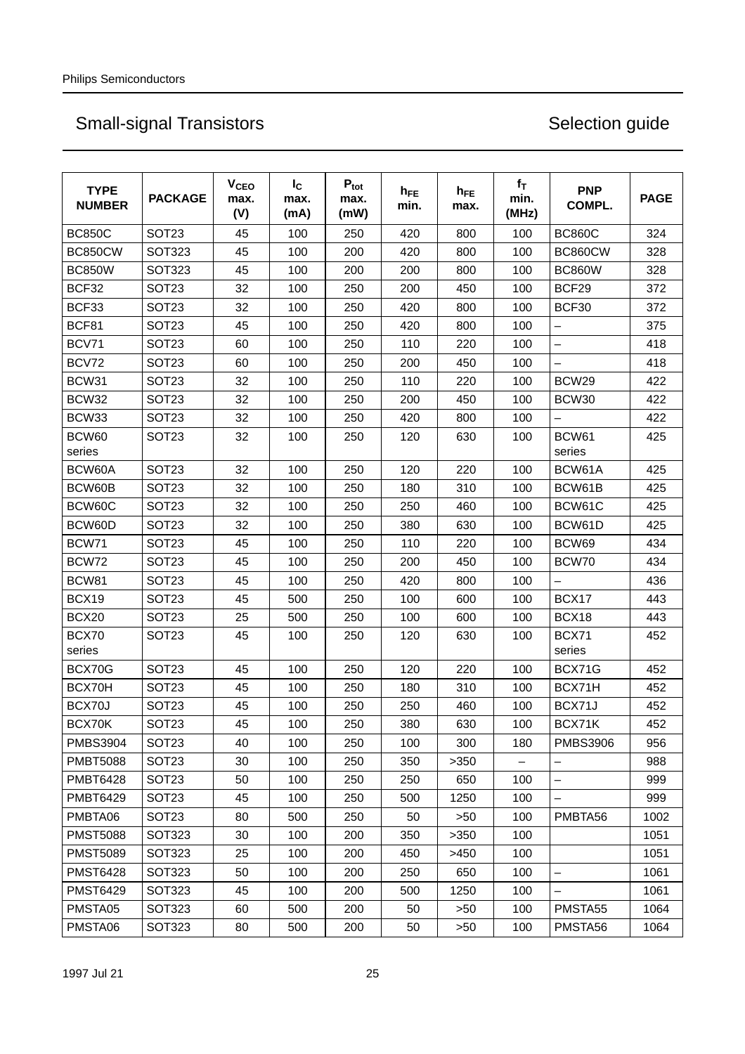## Small-signal Transistors — Selection guide

| TYPE NUMBER | PACKAGE | $V_{CEO}$ max. (V) | $I_C$ max. (mA) | $P_{tot}$ max. (mW) | $h_{FE}$ min. | $h_{FE}$ max. | $f_T$ min. (MHz) | PNP COMPL. | PAGE |
|---|---|---|---|---|---|---|---|---|---|
| BC850C | SOT23 | 45 | 100 | 250 | 420 | 800 | 100 | BC860C | 324 |
| BC850CW | SOT323 | 45 | 100 | 200 | 420 | 800 | 100 | BC860CW | 328 |
| BC850W | SOT323 | 45 | 100 | 200 | 200 | 800 | 100 | BC860W | 328 |
| BCF32 | SOT23 | 32 | 100 | 250 | 200 | 450 | 100 | BCF29 | 372 |
| BCF33 | SOT23 | 32 | 100 | 250 | 420 | 800 | 100 | BCF30 | 372 |
| BCF81 | SOT23 | 45 | 100 | 250 | 420 | 800 | 100 | – | 375 |
| BCV71 | SOT23 | 60 | 100 | 250 | 110 | 220 | 100 | – | 418 |
| BCV72 | SOT23 | 60 | 100 | 250 | 200 | 450 | 100 | – | 418 |
| BCW31 | SOT23 | 32 | 100 | 250 | 110 | 220 | 100 | BCW29 | 422 |
| BCW32 | SOT23 | 32 | 100 | 250 | 200 | 450 | 100 | BCW30 | 422 |
| BCW33 | SOT23 | 32 | 100 | 250 | 420 | 800 | 100 | – | 422 |
| BCW60 series | SOT23 | 32 | 100 | 250 | 120 | 630 | 100 | BCW61 series | 425 |
| BCW60A | SOT23 | 32 | 100 | 250 | 120 | 220 | 100 | BCW61A | 425 |
| BCW60B | SOT23 | 32 | 100 | 250 | 180 | 310 | 100 | BCW61B | 425 |
| BCW60C | SOT23 | 32 | 100 | 250 | 250 | 460 | 100 | BCW61C | 425 |
| BCW60D | SOT23 | 32 | 100 | 250 | 380 | 630 | 100 | BCW61D | 425 |
| BCW71 | SOT23 | 45 | 100 | 250 | 110 | 220 | 100 | BCW69 | 434 |
| BCW72 | SOT23 | 45 | 100 | 250 | 200 | 450 | 100 | BCW70 | 434 |
| BCW81 | SOT23 | 45 | 100 | 250 | 420 | 800 | 100 | – | 436 |
| BCX19 | SOT23 | 45 | 500 | 250 | 100 | 600 | 100 | BCX17 | 443 |
| BCX20 | SOT23 | 25 | 500 | 250 | 100 | 600 | 100 | BCX18 | 443 |
| BCX70 series | SOT23 | 45 | 100 | 250 | 120 | 630 | 100 | BCX71 series | 452 |
| BCX70G | SOT23 | 45 | 100 | 250 | 120 | 220 | 100 | BCX71G | 452 |
| BCX70H | SOT23 | 45 | 100 | 250 | 180 | 310 | 100 | BCX71H | 452 |
| BCX70J | SOT23 | 45 | 100 | 250 | 250 | 460 | 100 | BCX71J | 452 |
| BCX70K | SOT23 | 45 | 100 | 250 | 380 | 630 | 100 | BCX71K | 452 |
| PMBS3904 | SOT23 | 40 | 100 | 250 | 100 | 300 | 180 | PMBS3906 | 956 |
| PMBT5088 | SOT23 | 30 | 100 | 250 | 350 | >350 | – | – | 988 |
| PMBT6428 | SOT23 | 50 | 100 | 250 | 250 | 650 | 100 | – | 999 |
| PMBT6429 | SOT23 | 45 | 100 | 250 | 500 | 1250 | 100 | – | 999 |
| PMBTA06 | SOT23 | 80 | 500 | 250 | 50 | >50 | 100 | PMBTA56 | 1002 |
| PMST5088 | SOT323 | 30 | 100 | 200 | 350 | >350 | 100 | | 1051 |
| PMST5089 | SOT323 | 25 | 100 | 200 | 450 | >450 | 100 | | 1051 |
| PMST6428 | SOT323 | 50 | 100 | 200 | 250 | 650 | 100 | – | 1061 |
| PMST6429 | SOT323 | 45 | 100 | 200 | 500 | 1250 | 100 | – | 1061 |
| PMSTA05 | SOT323 | 60 | 500 | 200 | 50 | >50 | 100 | PMSTA55 | 1064 |
| PMSTA06 | SOT323 | 80 | 500 | 200 | 50 | >50 | 100 | PMSTA56 | 1064 |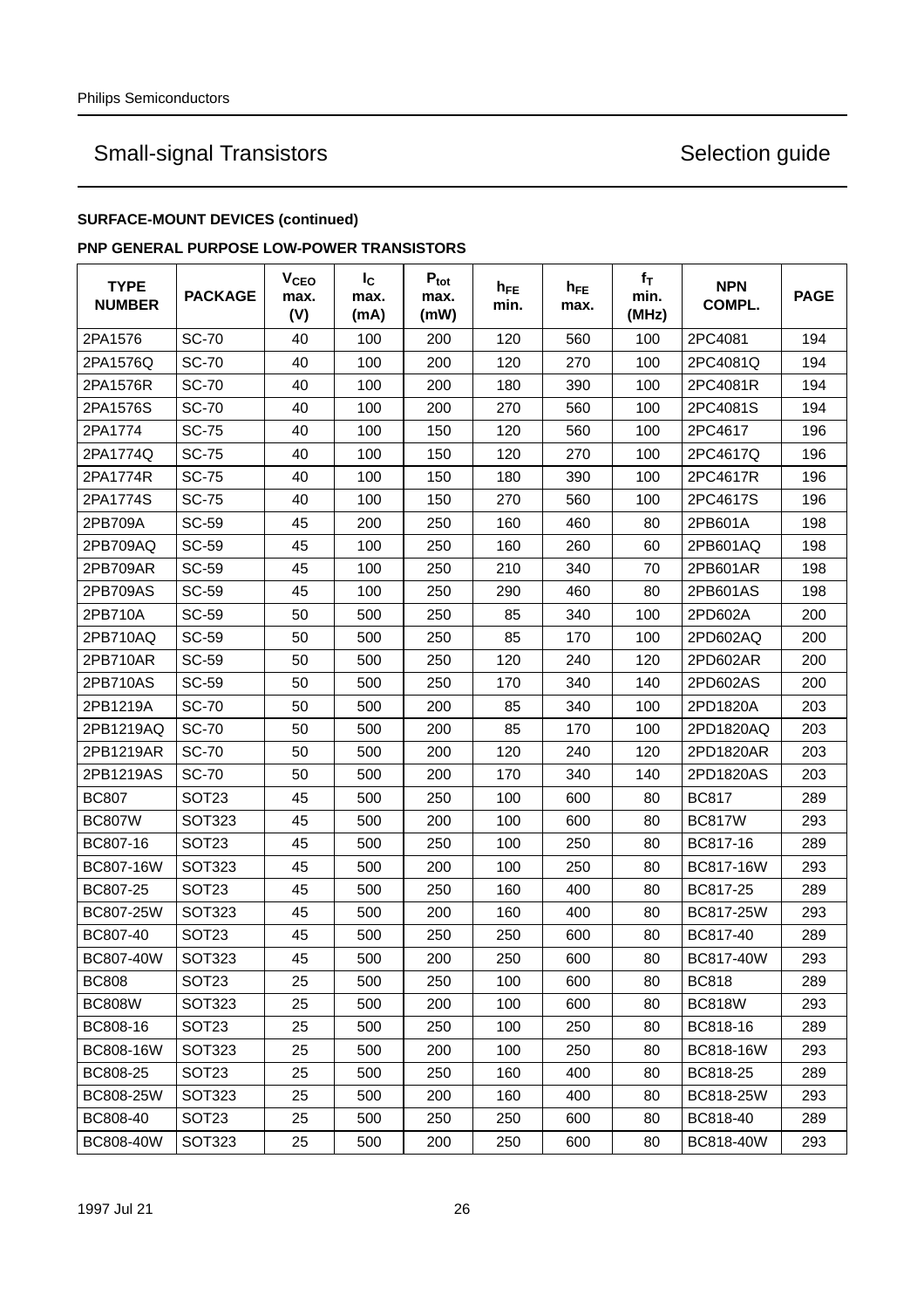# Small-signal Transistors — Selection guide

**SURFACE-MOUNT DEVICES (continued)**

**PNP GENERAL PURPOSE LOW-POWER TRANSISTORS**

| TYPE NUMBER | PACKAGE | $V_{CEO}$ max. (V) | $I_C$ max. (mA) | $P_{tot}$ max. (mW) | $h_{FE}$ min. | $h_{FE}$ max. | $f_T$ min. (MHz) | NPN COMPL. | PAGE |
|---|---|---|---|---|---|---|---|---|---|
| 2PA1576 | SC-70 | 40 | 100 | 200 | 120 | 560 | 100 | 2PC4081 | 194 |
| 2PA1576Q | SC-70 | 40 | 100 | 200 | 120 | 270 | 100 | 2PC4081Q | 194 |
| 2PA1576R | SC-70 | 40 | 100 | 200 | 180 | 390 | 100 | 2PC4081R | 194 |
| 2PA1576S | SC-70 | 40 | 100 | 200 | 270 | 560 | 100 | 2PC4081S | 194 |
| 2PA1774 | SC-75 | 40 | 100 | 150 | 120 | 560 | 100 | 2PC4617 | 196 |
| 2PA1774Q | SC-75 | 40 | 100 | 150 | 120 | 270 | 100 | 2PC4617Q | 196 |
| 2PA1774R | SC-75 | 40 | 100 | 150 | 180 | 390 | 100 | 2PC4617R | 196 |
| 2PA1774S | SC-75 | 40 | 100 | 150 | 270 | 560 | 100 | 2PC4617S | 196 |
| 2PB709A | SC-59 | 45 | 200 | 250 | 160 | 460 | 80 | 2PB601A | 198 |
| 2PB709AQ | SC-59 | 45 | 100 | 250 | 160 | 260 | 60 | 2PB601AQ | 198 |
| 2PB709AR | SC-59 | 45 | 100 | 250 | 210 | 340 | 70 | 2PB601AR | 198 |
| 2PB709AS | SC-59 | 45 | 100 | 250 | 290 | 460 | 80 | 2PB601AS | 198 |
| 2PB710A | SC-59 | 50 | 500 | 250 | 85 | 340 | 100 | 2PD602A | 200 |
| 2PB710AQ | SC-59 | 50 | 500 | 250 | 85 | 170 | 100 | 2PD602AQ | 200 |
| 2PB710AR | SC-59 | 50 | 500 | 250 | 120 | 240 | 120 | 2PD602AR | 200 |
| 2PB710AS | SC-59 | 50 | 500 | 250 | 170 | 340 | 140 | 2PD602AS | 200 |
| 2PB1219A | SC-70 | 50 | 500 | 200 | 85 | 340 | 100 | 2PD1820A | 203 |
| 2PB1219AQ | SC-70 | 50 | 500 | 200 | 85 | 170 | 100 | 2PD1820AQ | 203 |
| 2PB1219AR | SC-70 | 50 | 500 | 200 | 120 | 240 | 120 | 2PD1820AR | 203 |
| 2PB1219AS | SC-70 | 50 | 500 | 200 | 170 | 340 | 140 | 2PD1820AS | 203 |
| BC807 | SOT23 | 45 | 500 | 250 | 100 | 600 | 80 | BC817 | 289 |
| BC807W | SOT323 | 45 | 500 | 200 | 100 | 600 | 80 | BC817W | 293 |
| BC807-16 | SOT23 | 45 | 500 | 250 | 100 | 250 | 80 | BC817-16 | 289 |
| BC807-16W | SOT323 | 45 | 500 | 200 | 100 | 250 | 80 | BC817-16W | 293 |
| BC807-25 | SOT23 | 45 | 500 | 250 | 160 | 400 | 80 | BC817-25 | 289 |
| BC807-25W | SOT323 | 45 | 500 | 200 | 160 | 400 | 80 | BC817-25W | 293 |
| BC807-40 | SOT23 | 45 | 500 | 250 | 250 | 600 | 80 | BC817-40 | 289 |
| BC807-40W | SOT323 | 45 | 500 | 200 | 250 | 600 | 80 | BC817-40W | 293 |
| BC808 | SOT23 | 25 | 500 | 250 | 100 | 600 | 80 | BC818 | 289 |
| BC808W | SOT323 | 25 | 500 | 200 | 100 | 600 | 80 | BC818W | 293 |
| BC808-16 | SOT23 | 25 | 500 | 250 | 100 | 250 | 80 | BC818-16 | 289 |
| BC808-16W | SOT323 | 25 | 500 | 200 | 100 | 250 | 80 | BC818-16W | 293 |
| BC808-25 | SOT23 | 25 | 500 | 250 | 160 | 400 | 80 | BC818-25 | 289 |
| BC808-25W | SOT323 | 25 | 500 | 200 | 160 | 400 | 80 | BC818-25W | 293 |
| BC808-40 | SOT23 | 25 | 500 | 250 | 250 | 600 | 80 | BC818-40 | 289 |
| BC808-40W | SOT323 | 25 | 500 | 200 | 250 | 600 | 80 | BC818-40W | 293 |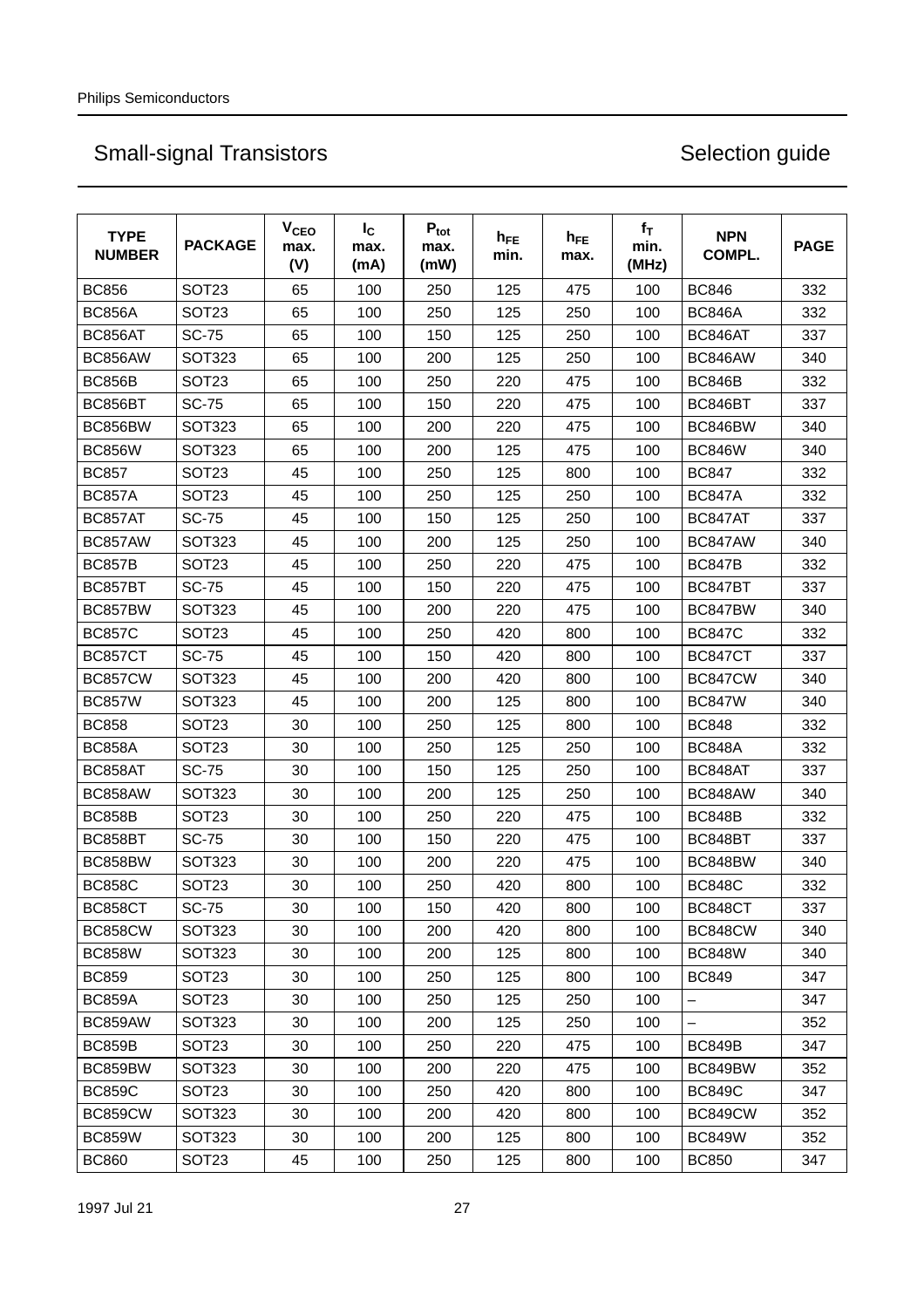## Small-signal Transistors — Selection guide

| TYPE NUMBER | PACKAGE | $V_{CEO}$ max. (V) | $I_C$ max. (mA) | $P_{tot}$ max. (mW) | $h_{FE}$ min. | $h_{FE}$ max. | $f_T$ min. (MHz) | NPN COMPL. | PAGE |
|---|---|---|---|---|---|---|---|---|---|
| BC856 | SOT23 | 65 | 100 | 250 | 125 | 475 | 100 | BC846 | 332 |
| BC856A | SOT23 | 65 | 100 | 250 | 125 | 250 | 100 | BC846A | 332 |
| BC856AT | SC-75 | 65 | 100 | 150 | 125 | 250 | 100 | BC846AT | 337 |
| BC856AW | SOT323 | 65 | 100 | 200 | 125 | 250 | 100 | BC846AW | 340 |
| BC856B | SOT23 | 65 | 100 | 250 | 220 | 475 | 100 | BC846B | 332 |
| BC856BT | SC-75 | 65 | 100 | 150 | 220 | 475 | 100 | BC846BT | 337 |
| BC856BW | SOT323 | 65 | 100 | 200 | 220 | 475 | 100 | BC846BW | 340 |
| BC856W | SOT323 | 65 | 100 | 200 | 125 | 475 | 100 | BC846W | 340 |
| BC857 | SOT23 | 45 | 100 | 250 | 125 | 800 | 100 | BC847 | 332 |
| BC857A | SOT23 | 45 | 100 | 250 | 125 | 250 | 100 | BC847A | 332 |
| BC857AT | SC-75 | 45 | 100 | 150 | 125 | 250 | 100 | BC847AT | 337 |
| BC857AW | SOT323 | 45 | 100 | 200 | 125 | 250 | 100 | BC847AW | 340 |
| BC857B | SOT23 | 45 | 100 | 250 | 220 | 475 | 100 | BC847B | 332 |
| BC857BT | SC-75 | 45 | 100 | 150 | 220 | 475 | 100 | BC847BT | 337 |
| BC857BW | SOT323 | 45 | 100 | 200 | 220 | 475 | 100 | BC847BW | 340 |
| BC857C | SOT23 | 45 | 100 | 250 | 420 | 800 | 100 | BC847C | 332 |
| BC857CT | SC-75 | 45 | 100 | 150 | 420 | 800 | 100 | BC847CT | 337 |
| BC857CW | SOT323 | 45 | 100 | 200 | 420 | 800 | 100 | BC847CW | 340 |
| BC857W | SOT323 | 45 | 100 | 200 | 125 | 800 | 100 | BC847W | 340 |
| BC858 | SOT23 | 30 | 100 | 250 | 125 | 800 | 100 | BC848 | 332 |
| BC858A | SOT23 | 30 | 100 | 250 | 125 | 250 | 100 | BC848A | 332 |
| BC858AT | SC-75 | 30 | 100 | 150 | 125 | 250 | 100 | BC848AT | 337 |
| BC858AW | SOT323 | 30 | 100 | 200 | 125 | 250 | 100 | BC848AW | 340 |
| BC858B | SOT23 | 30 | 100 | 250 | 220 | 475 | 100 | BC848B | 332 |
| BC858BT | SC-75 | 30 | 100 | 150 | 220 | 475 | 100 | BC848BT | 337 |
| BC858BW | SOT323 | 30 | 100 | 200 | 220 | 475 | 100 | BC848BW | 340 |
| BC858C | SOT23 | 30 | 100 | 250 | 420 | 800 | 100 | BC848C | 332 |
| BC858CT | SC-75 | 30 | 100 | 150 | 420 | 800 | 100 | BC848CT | 337 |
| BC858CW | SOT323 | 30 | 100 | 200 | 420 | 800 | 100 | BC848CW | 340 |
| BC858W | SOT323 | 30 | 100 | 200 | 125 | 800 | 100 | BC848W | 340 |
| BC859 | SOT23 | 30 | 100 | 250 | 125 | 800 | 100 | BC849 | 347 |
| BC859A | SOT23 | 30 | 100 | 250 | 125 | 250 | 100 | – | 347 |
| BC859AW | SOT323 | 30 | 100 | 200 | 125 | 250 | 100 | – | 352 |
| BC859B | SOT23 | 30 | 100 | 250 | 220 | 475 | 100 | BC849B | 347 |
| BC859BW | SOT323 | 30 | 100 | 200 | 220 | 475 | 100 | BC849BW | 352 |
| BC859C | SOT23 | 30 | 100 | 250 | 420 | 800 | 100 | BC849C | 347 |
| BC859CW | SOT323 | 30 | 100 | 200 | 420 | 800 | 100 | BC849CW | 352 |
| BC859W | SOT323 | 30 | 100 | 200 | 125 | 800 | 100 | BC849W | 352 |
| BC860 | SOT23 | 45 | 100 | 250 | 125 | 800 | 100 | BC850 | 347 |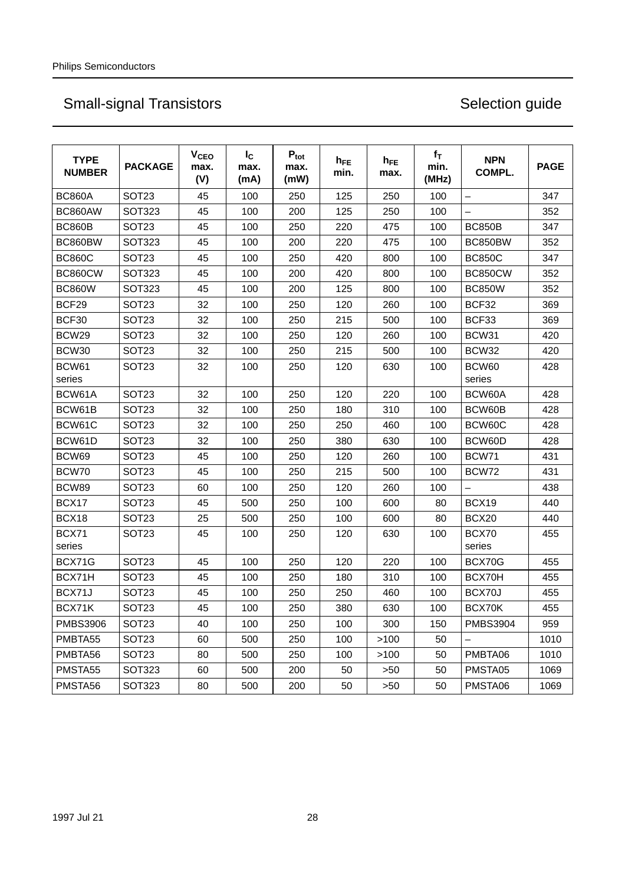## Small-signal Transistors

## Selection guide

| TYPE NUMBER | PACKAGE | $V_{CEO}$ max. (V) | $I_C$ max. (mA) | $P_{tot}$ max. (mW) | $h_{FE}$ min. | $h_{FE}$ max. | $f_T$ min. (MHz) | NPN COMPL. | PAGE |
|---|---|---|---|---|---|---|---|---|---|
| BC860A | SOT23 | 45 | 100 | 250 | 125 | 250 | 100 | – | 347 |
| BC860AW | SOT323 | 45 | 100 | 200 | 125 | 250 | 100 | – | 352 |
| BC860B | SOT23 | 45 | 100 | 250 | 220 | 475 | 100 | BC850B | 347 |
| BC860BW | SOT323 | 45 | 100 | 200 | 220 | 475 | 100 | BC850BW | 352 |
| BC860C | SOT23 | 45 | 100 | 250 | 420 | 800 | 100 | BC850C | 347 |
| BC860CW | SOT323 | 45 | 100 | 200 | 420 | 800 | 100 | BC850CW | 352 |
| BC860W | SOT323 | 45 | 100 | 200 | 125 | 800 | 100 | BC850W | 352 |
| BCF29 | SOT23 | 32 | 100 | 250 | 120 | 260 | 100 | BCF32 | 369 |
| BCF30 | SOT23 | 32 | 100 | 250 | 215 | 500 | 100 | BCF33 | 369 |
| BCW29 | SOT23 | 32 | 100 | 250 | 120 | 260 | 100 | BCW31 | 420 |
| BCW30 | SOT23 | 32 | 100 | 250 | 215 | 500 | 100 | BCW32 | 420 |
| BCW61 series | SOT23 | 32 | 100 | 250 | 120 | 630 | 100 | BCW60 series | 428 |
| BCW61A | SOT23 | 32 | 100 | 250 | 120 | 220 | 100 | BCW60A | 428 |
| BCW61B | SOT23 | 32 | 100 | 250 | 180 | 310 | 100 | BCW60B | 428 |
| BCW61C | SOT23 | 32 | 100 | 250 | 250 | 460 | 100 | BCW60C | 428 |
| BCW61D | SOT23 | 32 | 100 | 250 | 380 | 630 | 100 | BCW60D | 428 |
| BCW69 | SOT23 | 45 | 100 | 250 | 120 | 260 | 100 | BCW71 | 431 |
| BCW70 | SOT23 | 45 | 100 | 250 | 215 | 500 | 100 | BCW72 | 431 |
| BCW89 | SOT23 | 60 | 100 | 250 | 120 | 260 | 100 | – | 438 |
| BCX17 | SOT23 | 45 | 500 | 250 | 100 | 600 | 80 | BCX19 | 440 |
| BCX18 | SOT23 | 25 | 500 | 250 | 100 | 600 | 80 | BCX20 | 440 |
| BCX71 series | SOT23 | 45 | 100 | 250 | 120 | 630 | 100 | BCX70 series | 455 |
| BCX71G | SOT23 | 45 | 100 | 250 | 120 | 220 | 100 | BCX70G | 455 |
| BCX71H | SOT23 | 45 | 100 | 250 | 180 | 310 | 100 | BCX70H | 455 |
| BCX71J | SOT23 | 45 | 100 | 250 | 250 | 460 | 100 | BCX70J | 455 |
| BCX71K | SOT23 | 45 | 100 | 250 | 380 | 630 | 100 | BCX70K | 455 |
| PMBS3906 | SOT23 | 40 | 100 | 250 | 100 | 300 | 150 | PMBS3904 | 959 |
| PMBTA55 | SOT23 | 60 | 500 | 250 | 100 | >100 | 50 | – | 1010 |
| PMBTA56 | SOT23 | 80 | 500 | 250 | 100 | >100 | 50 | PMBTA06 | 1010 |
| PMSTA55 | SOT323 | 60 | 500 | 200 | 50 | >50 | 50 | PMSTA05 | 1069 |
| PMSTA56 | SOT323 | 80 | 500 | 200 | 50 | >50 | 50 | PMSTA06 | 1069 |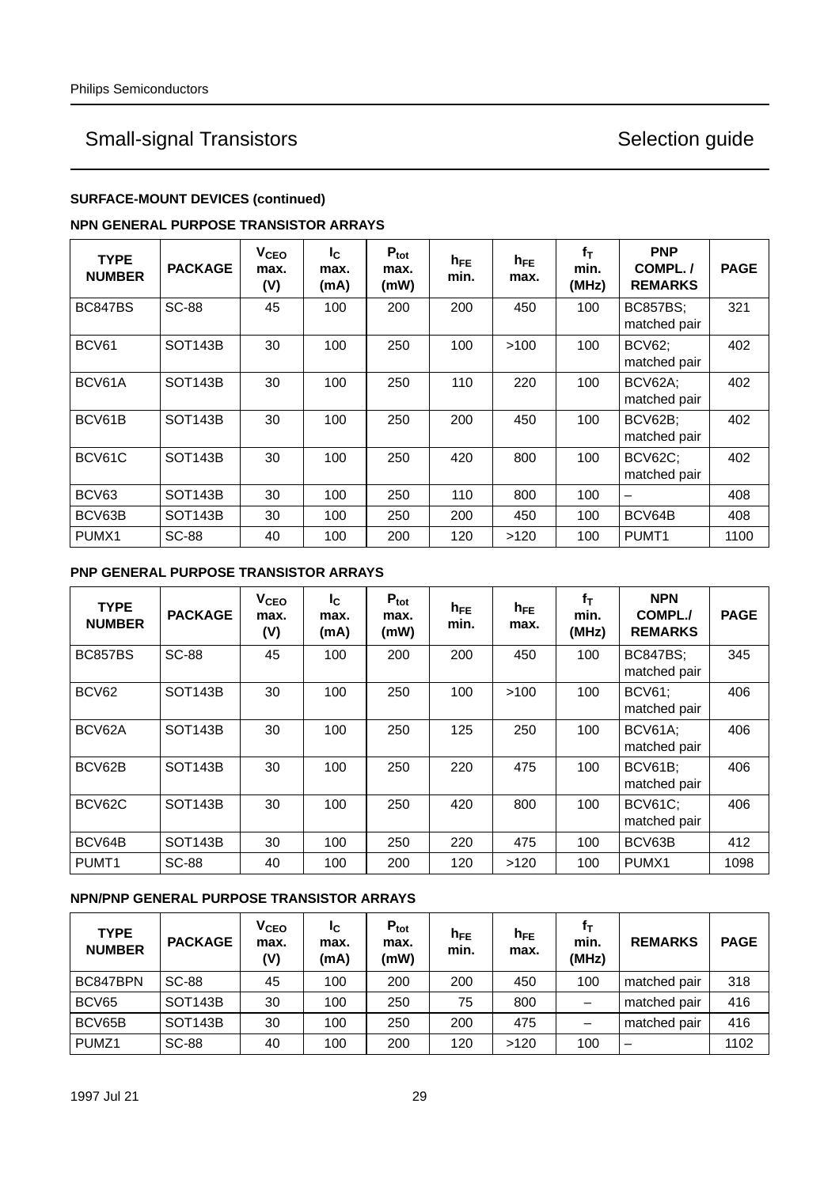Small-signal Transistors — Selection guide

**SURFACE-MOUNT DEVICES (continued)**

**NPN GENERAL PURPOSE TRANSISTOR ARRAYS**

| TYPE NUMBER | PACKAGE | $V_{CEO}$ max. (V) | $I_C$ max. (mA) | $P_{tot}$ max. (mW) | $h_{FE}$ min. | $h_{FE}$ max. | $f_T$ min. (MHz) | PNP COMPL. / REMARKS | PAGE |
|---|---|---|---|---|---|---|---|---|---|
| BC847BS | SC-88 | 45 | 100 | 200 | 200 | 450 | 100 | BC857BS; matched pair | 321 |
| BCV61 | SOT143B | 30 | 100 | 250 | 100 | >100 | 100 | BCV62; matched pair | 402 |
| BCV61A | SOT143B | 30 | 100 | 250 | 110 | 220 | 100 | BCV62A; matched pair | 402 |
| BCV61B | SOT143B | 30 | 100 | 250 | 200 | 450 | 100 | BCV62B; matched pair | 402 |
| BCV61C | SOT143B | 30 | 100 | 250 | 420 | 800 | 100 | BCV62C; matched pair | 402 |
| BCV63 | SOT143B | 30 | 100 | 250 | 110 | 800 | 100 | – | 408 |
| BCV63B | SOT143B | 30 | 100 | 250 | 200 | 450 | 100 | BCV64B | 408 |
| PUMX1 | SC-88 | 40 | 100 | 200 | 120 | >120 | 100 | PUMT1 | 1100 |

**PNP GENERAL PURPOSE TRANSISTOR ARRAYS**

| TYPE NUMBER | PACKAGE | $V_{CEO}$ max. (V) | $I_C$ max. (mA) | $P_{tot}$ max. (mW) | $h_{FE}$ min. | $h_{FE}$ max. | $f_T$ min. (MHz) | NPN COMPL./ REMARKS | PAGE |
|---|---|---|---|---|---|---|---|---|---|
| BC857BS | SC-88 | 45 | 100 | 200 | 200 | 450 | 100 | BC847BS; matched pair | 345 |
| BCV62 | SOT143B | 30 | 100 | 250 | 100 | >100 | 100 | BCV61; matched pair | 406 |
| BCV62A | SOT143B | 30 | 100 | 250 | 125 | 250 | 100 | BCV61A; matched pair | 406 |
| BCV62B | SOT143B | 30 | 100 | 250 | 220 | 475 | 100 | BCV61B; matched pair | 406 |
| BCV62C | SOT143B | 30 | 100 | 250 | 420 | 800 | 100 | BCV61C; matched pair | 406 |
| BCV64B | SOT143B | 30 | 100 | 250 | 220 | 475 | 100 | BCV63B | 412 |
| PUMT1 | SC-88 | 40 | 100 | 200 | 120 | >120 | 100 | PUMX1 | 1098 |

**NPN/PNP GENERAL PURPOSE TRANSISTOR ARRAYS**

| TYPE NUMBER | PACKAGE | $V_{CEO}$ max. (V) | $I_C$ max. (mA) | $P_{tot}$ max. (mW) | $h_{FE}$ min. | $h_{FE}$ max. | $f_T$ min. (MHz) | REMARKS | PAGE |
|---|---|---|---|---|---|---|---|---|---|
| BC847BPN | SC-88 | 45 | 100 | 200 | 200 | 450 | 100 | matched pair | 318 |
| BCV65 | SOT143B | 30 | 100 | 250 | 75 | 800 | – | matched pair | 416 |
| BCV65B | SOT143B | 30 | 100 | 250 | 200 | 475 | – | matched pair | 416 |
| PUMZ1 | SC-88 | 40 | 100 | 200 | 120 | >120 | 100 | – | 1102 |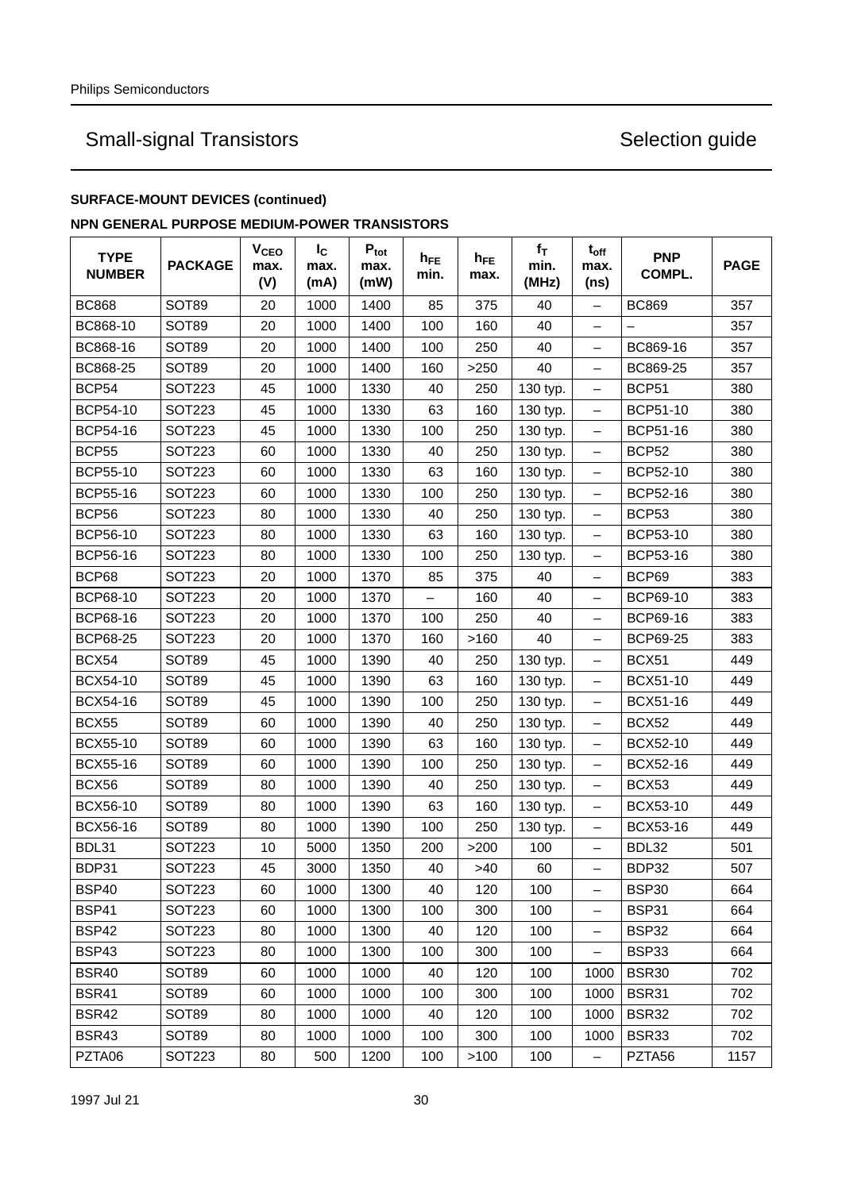## SURFACE-MOUNT DEVICES (continued)

### NPN GENERAL PURPOSE MEDIUM-POWER TRANSISTORS

| TYPE NUMBER | PACKAGE | $V_{CEO}$ max. (V) | $I_C$ max. (mA) | $P_{tot}$ max. (mW) | $h_{FE}$ min. | $h_{FE}$ max. | $f_T$ min. (MHz) | $t_{off}$ max. (ns) | PNP COMPL. | PAGE |
|---|---|---|---|---|---|---|---|---|---|---|
| BC868 | SOT89 | 20 | 1000 | 1400 | 85 | 375 | 40 | – | BC869 | 357 |
| BC868-10 | SOT89 | 20 | 1000 | 1400 | 100 | 160 | 40 | – | – | 357 |
| BC868-16 | SOT89 | 20 | 1000 | 1400 | 100 | 250 | 40 | – | BC869-16 | 357 |
| BC868-25 | SOT89 | 20 | 1000 | 1400 | 160 | >250 | 40 | – | BC869-25 | 357 |
| BCP54 | SOT223 | 45 | 1000 | 1330 | 40 | 250 | 130 typ. | – | BCP51 | 380 |
| BCP54-10 | SOT223 | 45 | 1000 | 1330 | 63 | 160 | 130 typ. | – | BCP51-10 | 380 |
| BCP54-16 | SOT223 | 45 | 1000 | 1330 | 100 | 250 | 130 typ. | – | BCP51-16 | 380 |
| BCP55 | SOT223 | 60 | 1000 | 1330 | 40 | 250 | 130 typ. | – | BCP52 | 380 |
| BCP55-10 | SOT223 | 60 | 1000 | 1330 | 63 | 160 | 130 typ. | – | BCP52-10 | 380 |
| BCP55-16 | SOT223 | 60 | 1000 | 1330 | 100 | 250 | 130 typ. | – | BCP52-16 | 380 |
| BCP56 | SOT223 | 80 | 1000 | 1330 | 40 | 250 | 130 typ. | – | BCP53 | 380 |
| BCP56-10 | SOT223 | 80 | 1000 | 1330 | 63 | 160 | 130 typ. | – | BCP53-10 | 380 |
| BCP56-16 | SOT223 | 80 | 1000 | 1330 | 100 | 250 | 130 typ. | – | BCP53-16 | 380 |
| BCP68 | SOT223 | 20 | 1000 | 1370 | 85 | 375 | 40 | – | BCP69 | 383 |
| BCP68-10 | SOT223 | 20 | 1000 | 1370 | – | 160 | 40 | – | BCP69-10 | 383 |
| BCP68-16 | SOT223 | 20 | 1000 | 1370 | 100 | 250 | 40 | – | BCP69-16 | 383 |
| BCP68-25 | SOT223 | 20 | 1000 | 1370 | 160 | >160 | 40 | – | BCP69-25 | 383 |
| BCX54 | SOT89 | 45 | 1000 | 1390 | 40 | 250 | 130 typ. | – | BCX51 | 449 |
| BCX54-10 | SOT89 | 45 | 1000 | 1390 | 63 | 160 | 130 typ. | – | BCX51-10 | 449 |
| BCX54-16 | SOT89 | 45 | 1000 | 1390 | 100 | 250 | 130 typ. | – | BCX51-16 | 449 |
| BCX55 | SOT89 | 60 | 1000 | 1390 | 40 | 250 | 130 typ. | – | BCX52 | 449 |
| BCX55-10 | SOT89 | 60 | 1000 | 1390 | 63 | 160 | 130 typ. | – | BCX52-10 | 449 |
| BCX55-16 | SOT89 | 60 | 1000 | 1390 | 100 | 250 | 130 typ. | – | BCX52-16 | 449 |
| BCX56 | SOT89 | 80 | 1000 | 1390 | 40 | 250 | 130 typ. | – | BCX53 | 449 |
| BCX56-10 | SOT89 | 80 | 1000 | 1390 | 63 | 160 | 130 typ. | – | BCX53-10 | 449 |
| BCX56-16 | SOT89 | 80 | 1000 | 1390 | 100 | 250 | 130 typ. | – | BCX53-16 | 449 |
| BDL31 | SOT223 | 10 | 5000 | 1350 | 200 | >200 | 100 | – | BDL32 | 501 |
| BDP31 | SOT223 | 45 | 3000 | 1350 | 40 | >40 | 60 | – | BDP32 | 507 |
| BSP40 | SOT223 | 60 | 1000 | 1300 | 40 | 120 | 100 | – | BSP30 | 664 |
| BSP41 | SOT223 | 60 | 1000 | 1300 | 100 | 300 | 100 | – | BSP31 | 664 |
| BSP42 | SOT223 | 80 | 1000 | 1300 | 40 | 120 | 100 | – | BSP32 | 664 |
| BSP43 | SOT223 | 80 | 1000 | 1300 | 100 | 300 | 100 | – | BSP33 | 664 |
| BSR40 | SOT89 | 60 | 1000 | 1000 | 40 | 120 | 100 | 1000 | BSR30 | 702 |
| BSR41 | SOT89 | 60 | 1000 | 1000 | 100 | 300 | 100 | 1000 | BSR31 | 702 |
| BSR42 | SOT89 | 80 | 1000 | 1000 | 40 | 120 | 100 | 1000 | BSR32 | 702 |
| BSR43 | SOT89 | 80 | 1000 | 1000 | 100 | 300 | 100 | 1000 | BSR33 | 702 |
| PZTA06 | SOT223 | 80 | 500 | 1200 | 100 | >100 | 100 | – | PZTA56 | 1157 |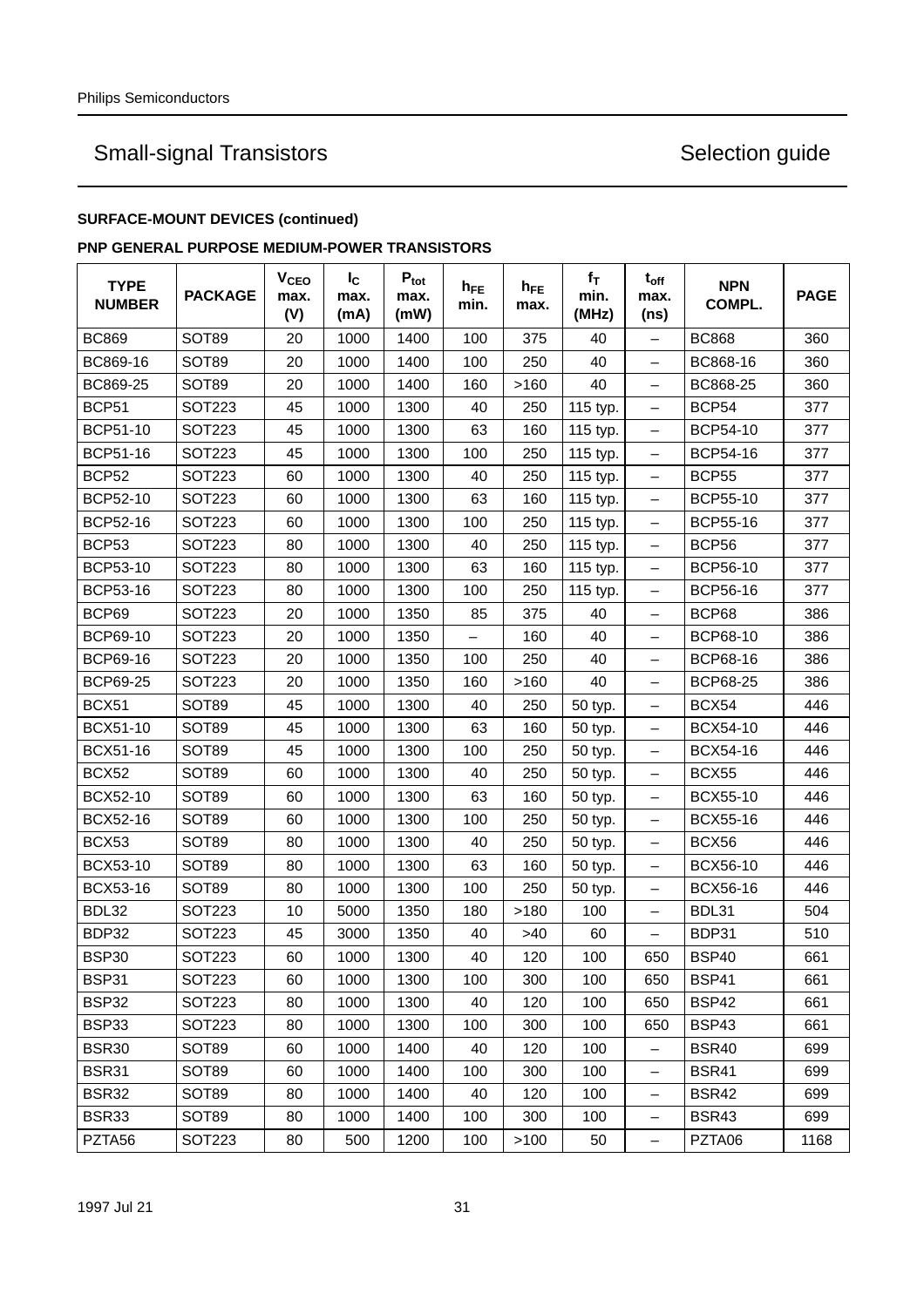## Small-signal Transistors — Selection guide

**SURFACE-MOUNT DEVICES (continued)**

**PNP GENERAL PURPOSE MEDIUM-POWER TRANSISTORS**

| TYPE NUMBER | PACKAGE | $V_{CEO}$ max. (V) | $I_C$ max. (mA) | $P_{tot}$ max. (mW) | $h_{FE}$ min. | $h_{FE}$ max. | $f_T$ min. (MHz) | $t_{off}$ max. (ns) | NPN COMPL. | PAGE |
|---|---|---|---|---|---|---|---|---|---|---|
| BC869 | SOT89 | 20 | 1000 | 1400 | 100 | 375 | 40 | – | BC868 | 360 |
| BC869-16 | SOT89 | 20 | 1000 | 1400 | 100 | 250 | 40 | – | BC868-16 | 360 |
| BC869-25 | SOT89 | 20 | 1000 | 1400 | 160 | >160 | 40 | – | BC868-25 | 360 |
| BCP51 | SOT223 | 45 | 1000 | 1300 | 40 | 250 | 115 typ. | – | BCP54 | 377 |
| BCP51-10 | SOT223 | 45 | 1000 | 1300 | 63 | 160 | 115 typ. | – | BCP54-10 | 377 |
| BCP51-16 | SOT223 | 45 | 1000 | 1300 | 100 | 250 | 115 typ. | – | BCP54-16 | 377 |
| BCP52 | SOT223 | 60 | 1000 | 1300 | 40 | 250 | 115 typ. | – | BCP55 | 377 |
| BCP52-10 | SOT223 | 60 | 1000 | 1300 | 63 | 160 | 115 typ. | – | BCP55-10 | 377 |
| BCP52-16 | SOT223 | 60 | 1000 | 1300 | 100 | 250 | 115 typ. | – | BCP55-16 | 377 |
| BCP53 | SOT223 | 80 | 1000 | 1300 | 40 | 250 | 115 typ. | – | BCP56 | 377 |
| BCP53-10 | SOT223 | 80 | 1000 | 1300 | 63 | 160 | 115 typ. | – | BCP56-10 | 377 |
| BCP53-16 | SOT223 | 80 | 1000 | 1300 | 100 | 250 | 115 typ. | – | BCP56-16 | 377 |
| BCP69 | SOT223 | 20 | 1000 | 1350 | 85 | 375 | 40 | – | BCP68 | 386 |
| BCP69-10 | SOT223 | 20 | 1000 | 1350 | – | 160 | 40 | – | BCP68-10 | 386 |
| BCP69-16 | SOT223 | 20 | 1000 | 1350 | 100 | 250 | 40 | – | BCP68-16 | 386 |
| BCP69-25 | SOT223 | 20 | 1000 | 1350 | 160 | >160 | 40 | – | BCP68-25 | 386 |
| BCX51 | SOT89 | 45 | 1000 | 1300 | 40 | 250 | 50 typ. | – | BCX54 | 446 |
| BCX51-10 | SOT89 | 45 | 1000 | 1300 | 63 | 160 | 50 typ. | – | BCX54-10 | 446 |
| BCX51-16 | SOT89 | 45 | 1000 | 1300 | 100 | 250 | 50 typ. | – | BCX54-16 | 446 |
| BCX52 | SOT89 | 60 | 1000 | 1300 | 40 | 250 | 50 typ. | – | BCX55 | 446 |
| BCX52-10 | SOT89 | 60 | 1000 | 1300 | 63 | 160 | 50 typ. | – | BCX55-10 | 446 |
| BCX52-16 | SOT89 | 60 | 1000 | 1300 | 100 | 250 | 50 typ. | – | BCX55-16 | 446 |
| BCX53 | SOT89 | 80 | 1000 | 1300 | 40 | 250 | 50 typ. | – | BCX56 | 446 |
| BCX53-10 | SOT89 | 80 | 1000 | 1300 | 63 | 160 | 50 typ. | – | BCX56-10 | 446 |
| BCX53-16 | SOT89 | 80 | 1000 | 1300 | 100 | 250 | 50 typ. | – | BCX56-16 | 446 |
| BDL32 | SOT223 | 10 | 5000 | 1350 | 180 | >180 | 100 | – | BDL31 | 504 |
| BDP32 | SOT223 | 45 | 3000 | 1350 | 40 | >40 | 60 | – | BDP31 | 510 |
| BSP30 | SOT223 | 60 | 1000 | 1300 | 40 | 120 | 100 | 650 | BSP40 | 661 |
| BSP31 | SOT223 | 60 | 1000 | 1300 | 100 | 300 | 100 | 650 | BSP41 | 661 |
| BSP32 | SOT223 | 80 | 1000 | 1300 | 40 | 120 | 100 | 650 | BSP42 | 661 |
| BSP33 | SOT223 | 80 | 1000 | 1300 | 100 | 300 | 100 | 650 | BSP43 | 661 |
| BSR30 | SOT89 | 60 | 1000 | 1400 | 40 | 120 | 100 | – | BSR40 | 699 |
| BSR31 | SOT89 | 60 | 1000 | 1400 | 100 | 300 | 100 | – | BSR41 | 699 |
| BSR32 | SOT89 | 80 | 1000 | 1400 | 40 | 120 | 100 | – | BSR42 | 699 |
| BSR33 | SOT89 | 80 | 1000 | 1400 | 100 | 300 | 100 | – | BSR43 | 699 |
| PZTA56 | SOT223 | 80 | 500 | 1200 | 100 | >100 | 50 | – | PZTA06 | 1168 |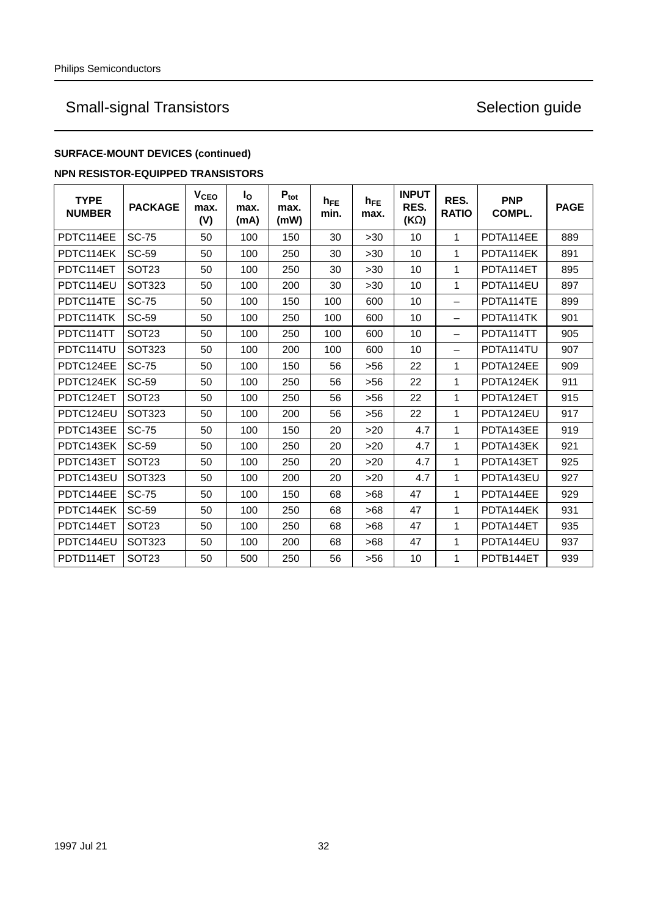## SURFACE-MOUNT DEVICES (continued)

### NPN RESISTOR-EQUIPPED TRANSISTORS

| TYPE NUMBER | PACKAGE | $V_{CEO}$ max. (V) | $I_O$ max. (mA) | $P_{tot}$ max. (mW) | $h_{FE}$ min. | $h_{FE}$ max. | INPUT RES. (KΩ) | RES. RATIO | PNP COMPL. | PAGE |
|---|---|---|---|---|---|---|---|---|---|---|
| PDTC114EE | SC-75 | 50 | 100 | 150 | 30 | >30 | 10 | 1 | PDTA114EE | 889 |
| PDTC114EK | SC-59 | 50 | 100 | 250 | 30 | >30 | 10 | 1 | PDTA114EK | 891 |
| PDTC114ET | SOT23 | 50 | 100 | 250 | 30 | >30 | 10 | 1 | PDTA114ET | 895 |
| PDTC114EU | SOT323 | 50 | 100 | 200 | 30 | >30 | 10 | 1 | PDTA114EU | 897 |
| PDTC114TE | SC-75 | 50 | 100 | 150 | 100 | 600 | 10 | – | PDTA114TE | 899 |
| PDTC114TK | SC-59 | 50 | 100 | 250 | 100 | 600 | 10 | – | PDTA114TK | 901 |
| PDTC114TT | SOT23 | 50 | 100 | 250 | 100 | 600 | 10 | – | PDTA114TT | 905 |
| PDTC114TU | SOT323 | 50 | 100 | 200 | 100 | 600 | 10 | – | PDTA114TU | 907 |
| PDTC124EE | SC-75 | 50 | 100 | 150 | 56 | >56 | 22 | 1 | PDTA124EE | 909 |
| PDTC124EK | SC-59 | 50 | 100 | 250 | 56 | >56 | 22 | 1 | PDTA124EK | 911 |
| PDTC124ET | SOT23 | 50 | 100 | 250 | 56 | >56 | 22 | 1 | PDTA124ET | 915 |
| PDTC124EU | SOT323 | 50 | 100 | 200 | 56 | >56 | 22 | 1 | PDTA124EU | 917 |
| PDTC143EE | SC-75 | 50 | 100 | 150 | 20 | >20 | 4.7 | 1 | PDTA143EE | 919 |
| PDTC143EK | SC-59 | 50 | 100 | 250 | 20 | >20 | 4.7 | 1 | PDTA143EK | 921 |
| PDTC143ET | SOT23 | 50 | 100 | 250 | 20 | >20 | 4.7 | 1 | PDTA143ET | 925 |
| PDTC143EU | SOT323 | 50 | 100 | 200 | 20 | >20 | 4.7 | 1 | PDTA143EU | 927 |
| PDTC144EE | SC-75 | 50 | 100 | 150 | 68 | >68 | 47 | 1 | PDTA144EE | 929 |
| PDTC144EK | SC-59 | 50 | 100 | 250 | 68 | >68 | 47 | 1 | PDTA144EK | 931 |
| PDTC144ET | SOT23 | 50 | 100 | 250 | 68 | >68 | 47 | 1 | PDTA144ET | 935 |
| PDTC144EU | SOT323 | 50 | 100 | 200 | 68 | >68 | 47 | 1 | PDTA144EU | 937 |
| PDTD114ET | SOT23 | 50 | 500 | 250 | 56 | >56 | 10 | 1 | PDTB144ET | 939 |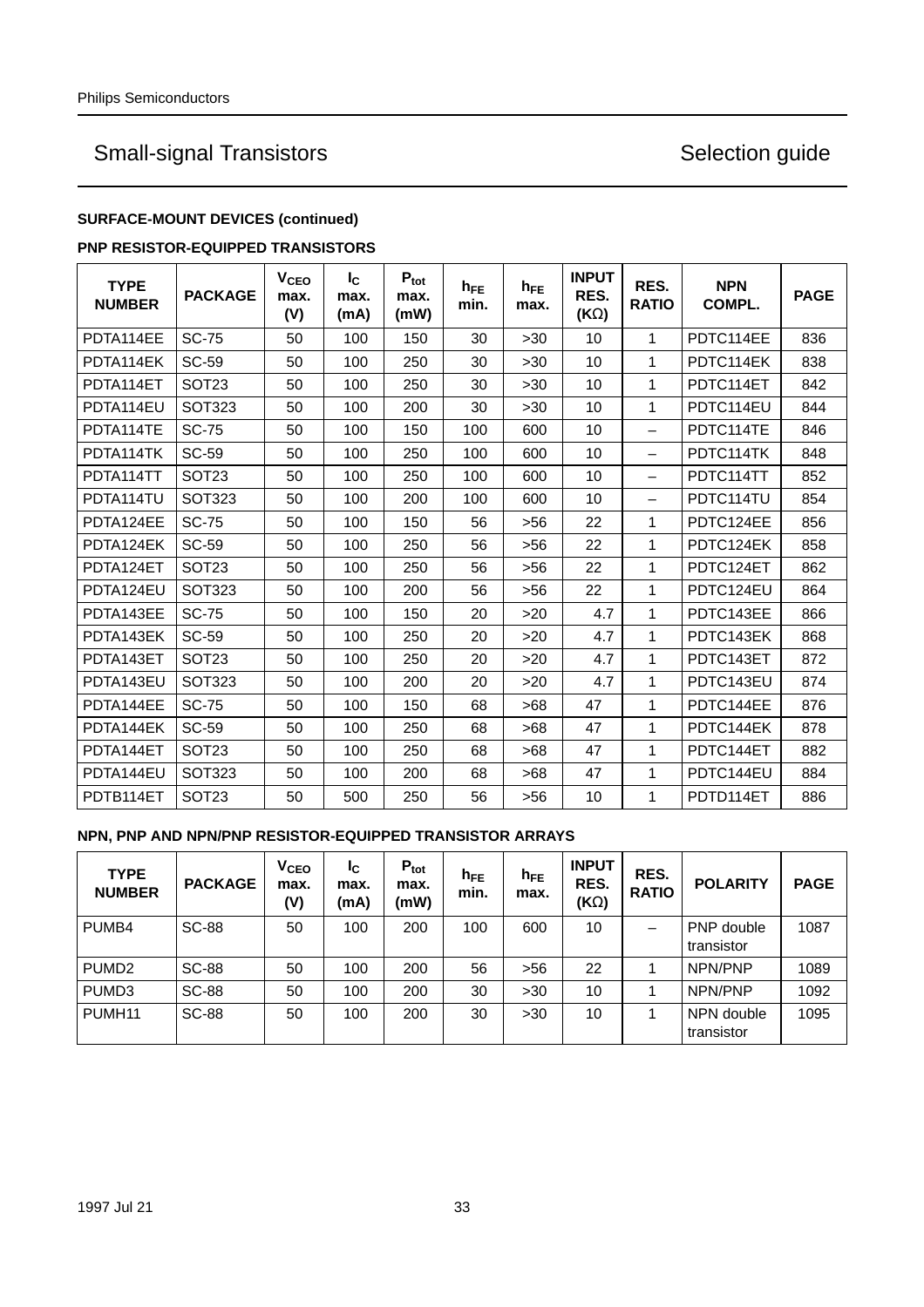## Small-signal Transistors — Selection guide

**SURFACE-MOUNT DEVICES (continued)**

**PNP RESISTOR-EQUIPPED TRANSISTORS**

| TYPE NUMBER | PACKAGE | $V_{CEO}$ max. (V) | $I_C$ max. (mA) | $P_{tot}$ max. (mW) | $h_{FE}$ min. | $h_{FE}$ max. | INPUT RES. (KΩ) | RES. RATIO | NPN COMPL. | PAGE |
|---|---|---|---|---|---|---|---|---|---|---|
| PDTA114EE | SC-75 | 50 | 100 | 150 | 30 | >30 | 10 | 1 | PDTC114EE | 836 |
| PDTA114EK | SC-59 | 50 | 100 | 250 | 30 | >30 | 10 | 1 | PDTC114EK | 838 |
| PDTA114ET | SOT23 | 50 | 100 | 250 | 30 | >30 | 10 | 1 | PDTC114ET | 842 |
| PDTA114EU | SOT323 | 50 | 100 | 200 | 30 | >30 | 10 | 1 | PDTC114EU | 844 |
| PDTA114TE | SC-75 | 50 | 100 | 150 | 100 | 600 | 10 | – | PDTC114TE | 846 |
| PDTA114TK | SC-59 | 50 | 100 | 250 | 100 | 600 | 10 | – | PDTC114TK | 848 |
| PDTA114TT | SOT23 | 50 | 100 | 250 | 100 | 600 | 10 | – | PDTC114TT | 852 |
| PDTA114TU | SOT323 | 50 | 100 | 200 | 100 | 600 | 10 | – | PDTC114TU | 854 |
| PDTA124EE | SC-75 | 50 | 100 | 150 | 56 | >56 | 22 | 1 | PDTC124EE | 856 |
| PDTA124EK | SC-59 | 50 | 100 | 250 | 56 | >56 | 22 | 1 | PDTC124EK | 858 |
| PDTA124ET | SOT23 | 50 | 100 | 250 | 56 | >56 | 22 | 1 | PDTC124ET | 862 |
| PDTA124EU | SOT323 | 50 | 100 | 200 | 56 | >56 | 22 | 1 | PDTC124EU | 864 |
| PDTA143EE | SC-75 | 50 | 100 | 150 | 20 | >20 | 4.7 | 1 | PDTC143EE | 866 |
| PDTA143EK | SC-59 | 50 | 100 | 250 | 20 | >20 | 4.7 | 1 | PDTC143EK | 868 |
| PDTA143ET | SOT23 | 50 | 100 | 250 | 20 | >20 | 4.7 | 1 | PDTC143ET | 872 |
| PDTA143EU | SOT323 | 50 | 100 | 200 | 20 | >20 | 4.7 | 1 | PDTC143EU | 874 |
| PDTA144EE | SC-75 | 50 | 100 | 150 | 68 | >68 | 47 | 1 | PDTC144EE | 876 |
| PDTA144EK | SC-59 | 50 | 100 | 250 | 68 | >68 | 47 | 1 | PDTC144EK | 878 |
| PDTA144ET | SOT23 | 50 | 100 | 250 | 68 | >68 | 47 | 1 | PDTC144ET | 882 |
| PDTA144EU | SOT323 | 50 | 100 | 200 | 68 | >68 | 47 | 1 | PDTC144EU | 884 |
| PDTB114ET | SOT23 | 50 | 500 | 250 | 56 | >56 | 10 | 1 | PDTD114ET | 886 |

**NPN, PNP AND NPN/PNP RESISTOR-EQUIPPED TRANSISTOR ARRAYS**

| TYPE NUMBER | PACKAGE | $V_{CEO}$ max. (V) | $I_C$ max. (mA) | $P_{tot}$ max. (mW) | $h_{FE}$ min. | $h_{FE}$ max. | INPUT RES. (KΩ) | RES. RATIO | POLARITY | PAGE |
|---|---|---|---|---|---|---|---|---|---|---|
| PUMB4 | SC-88 | 50 | 100 | 200 | 100 | 600 | 10 | – | PNP double transistor | 1087 |
| PUMD2 | SC-88 | 50 | 100 | 200 | 56 | >56 | 22 | 1 | NPN/PNP | 1089 |
| PUMD3 | SC-88 | 50 | 100 | 200 | 30 | >30 | 10 | 1 | NPN/PNP | 1092 |
| PUMH11 | SC-88 | 50 | 100 | 200 | 30 | >30 | 10 | 1 | NPN double transistor | 1095 |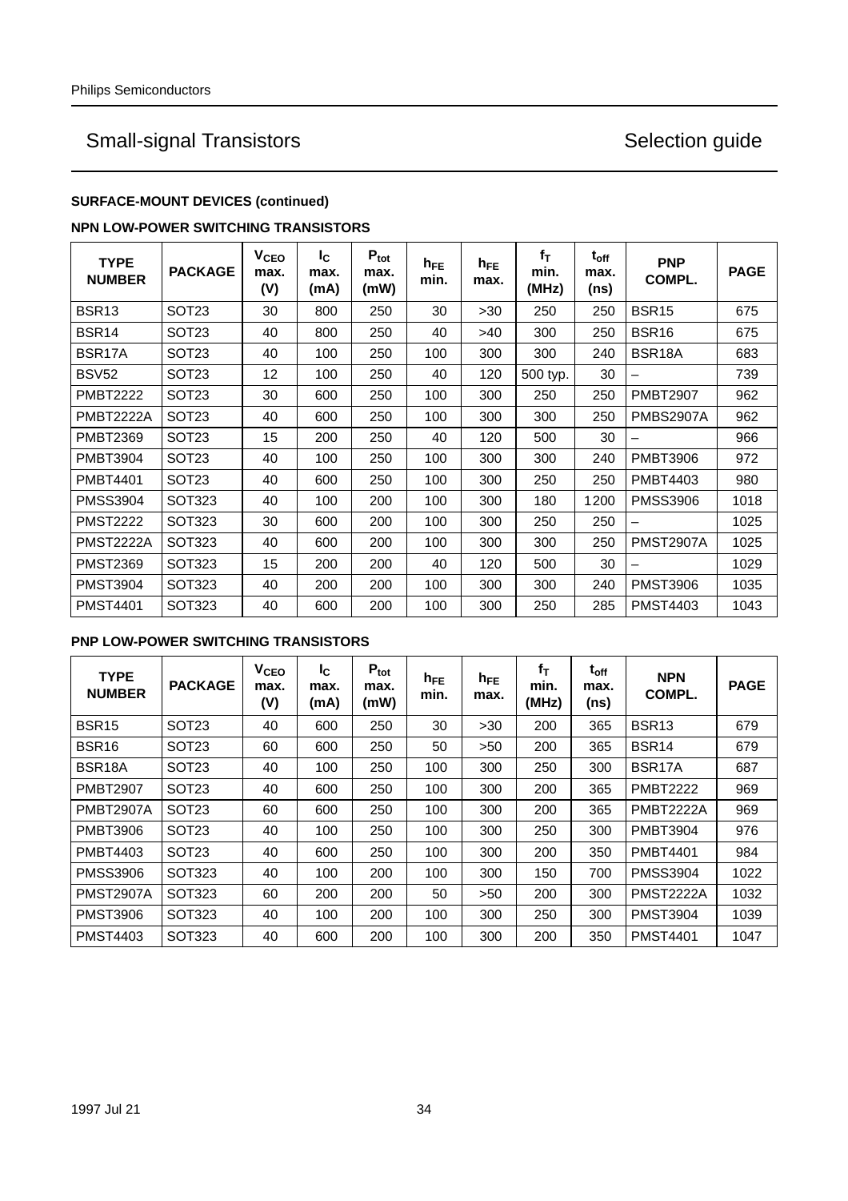# Small-signal Transistors

## Selection guide

### SURFACE-MOUNT DEVICES (continued)

### NPN LOW-POWER SWITCHING TRANSISTORS

| TYPE NUMBER | PACKAGE | $V_{CEO}$ max. (V) | $I_C$ max. (mA) | $P_{tot}$ max. (mW) | $h_{FE}$ min. | $h_{FE}$ max. | $f_T$ min. (MHz) | $t_{off}$ max. (ns) | PNP COMPL. | PAGE |
|---|---|---|---|---|---|---|---|---|---|---|
| BSR13 | SOT23 | 30 | 800 | 250 | 30 | >30 | 250 | 250 | BSR15 | 675 |
| BSR14 | SOT23 | 40 | 800 | 250 | 40 | >40 | 300 | 250 | BSR16 | 675 |
| BSR17A | SOT23 | 40 | 100 | 250 | 100 | 300 | 300 | 240 | BSR18A | 683 |
| BSV52 | SOT23 | 12 | 100 | 250 | 40 | 120 | 500 typ. | 30 | – | 739 |
| PMBT2222 | SOT23 | 30 | 600 | 250 | 100 | 300 | 250 | 250 | PMBT2907 | 962 |
| PMBT2222A | SOT23 | 40 | 600 | 250 | 100 | 300 | 300 | 250 | PMBS2907A | 962 |
| PMBT2369 | SOT23 | 15 | 200 | 250 | 40 | 120 | 500 | 30 | – | 966 |
| PMBT3904 | SOT23 | 40 | 100 | 250 | 100 | 300 | 300 | 240 | PMBT3906 | 972 |
| PMBT4401 | SOT23 | 40 | 600 | 250 | 100 | 300 | 250 | 250 | PMBT4403 | 980 |
| PMSS3904 | SOT323 | 40 | 100 | 200 | 100 | 300 | 180 | 1200 | PMSS3906 | 1018 |
| PMST2222 | SOT323 | 30 | 600 | 200 | 100 | 300 | 250 | 250 | – | 1025 |
| PMST2222A | SOT323 | 40 | 600 | 200 | 100 | 300 | 300 | 250 | PMST2907A | 1025 |
| PMST2369 | SOT323 | 15 | 200 | 200 | 40 | 120 | 500 | 30 | – | 1029 |
| PMST3904 | SOT323 | 40 | 200 | 200 | 100 | 300 | 300 | 240 | PMST3906 | 1035 |
| PMST4401 | SOT323 | 40 | 600 | 200 | 100 | 300 | 250 | 285 | PMST4403 | 1043 |

### PNP LOW-POWER SWITCHING TRANSISTORS

| TYPE NUMBER | PACKAGE | $V_{CEO}$ max. (V) | $I_C$ max. (mA) | $P_{tot}$ max. (mW) | $h_{FE}$ min. | $h_{FE}$ max. | $f_T$ min. (MHz) | $t_{off}$ max. (ns) | NPN COMPL. | PAGE |
|---|---|---|---|---|---|---|---|---|---|---|
| BSR15 | SOT23 | 40 | 600 | 250 | 30 | >30 | 200 | 365 | BSR13 | 679 |
| BSR16 | SOT23 | 60 | 600 | 250 | 50 | >50 | 200 | 365 | BSR14 | 679 |
| BSR18A | SOT23 | 40 | 100 | 250 | 100 | 300 | 250 | 300 | BSR17A | 687 |
| PMBT2907 | SOT23 | 40 | 600 | 250 | 100 | 300 | 200 | 365 | PMBT2222 | 969 |
| PMBT2907A | SOT23 | 60 | 600 | 250 | 100 | 300 | 200 | 365 | PMBT2222A | 969 |
| PMBT3906 | SOT23 | 40 | 100 | 250 | 100 | 300 | 250 | 300 | PMBT3904 | 976 |
| PMBT4403 | SOT23 | 40 | 600 | 250 | 100 | 300 | 200 | 350 | PMBT4401 | 984 |
| PMSS3906 | SOT323 | 40 | 100 | 200 | 100 | 300 | 150 | 700 | PMSS3904 | 1022 |
| PMST2907A | SOT323 | 60 | 200 | 200 | 50 | >50 | 200 | 300 | PMST2222A | 1032 |
| PMST3906 | SOT323 | 40 | 100 | 200 | 100 | 300 | 250 | 300 | PMST3904 | 1039 |
| PMST4403 | SOT323 | 40 | 600 | 200 | 100 | 300 | 200 | 350 | PMST4401 | 1047 |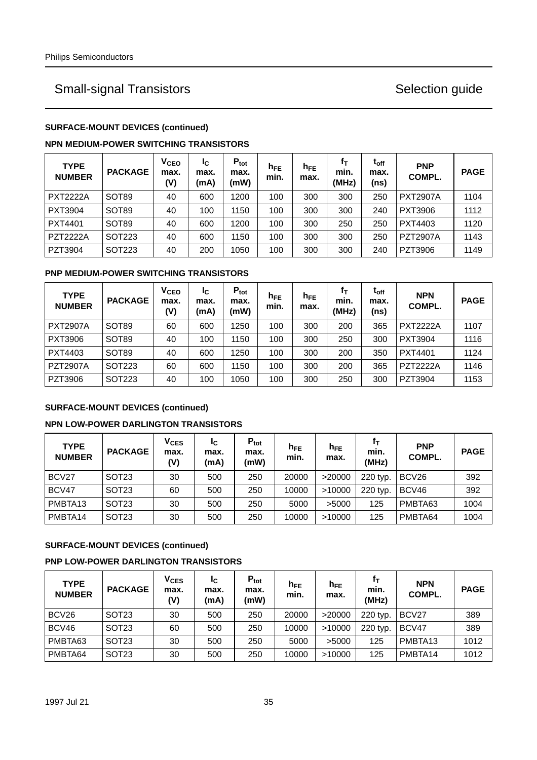## Small-signal Transistors — Selection guide

**SURFACE-MOUNT DEVICES (continued)**

**NPN MEDIUM-POWER SWITCHING TRANSISTORS**

| TYPE NUMBER | PACKAGE | $V_{CEO}$ max. (V) | $I_C$ max. (mA) | $P_{tot}$ max. (mW) | $h_{FE}$ min. | $h_{FE}$ max. | $f_T$ min. (MHz) | $t_{off}$ max. (ns) | PNP COMPL. | PAGE |
|---|---|---|---|---|---|---|---|---|---|---|
| PXT2222A | SOT89 | 40 | 600 | 1200 | 100 | 300 | 300 | 250 | PXT2907A | 1104 |
| PXT3904 | SOT89 | 40 | 100 | 1150 | 100 | 300 | 300 | 240 | PXT3906 | 1112 |
| PXT4401 | SOT89 | 40 | 600 | 1200 | 100 | 300 | 250 | 250 | PXT4403 | 1120 |
| PZT2222A | SOT223 | 40 | 600 | 1150 | 100 | 300 | 300 | 250 | PZT2907A | 1143 |
| PZT3904 | SOT223 | 40 | 200 | 1050 | 100 | 300 | 300 | 240 | PZT3906 | 1149 |

**PNP MEDIUM-POWER SWITCHING TRANSISTORS**

| TYPE NUMBER | PACKAGE | $V_{CEO}$ max. (V) | $I_C$ max. (mA) | $P_{tot}$ max. (mW) | $h_{FE}$ min. | $h_{FE}$ max. | $f_T$ min. (MHz) | $t_{off}$ max. (ns) | NPN COMPL. | PAGE |
|---|---|---|---|---|---|---|---|---|---|---|
| PXT2907A | SOT89 | 60 | 600 | 1250 | 100 | 300 | 200 | 365 | PXT2222A | 1107 |
| PXT3906 | SOT89 | 40 | 100 | 1150 | 100 | 300 | 250 | 300 | PXT3904 | 1116 |
| PXT4403 | SOT89 | 40 | 600 | 1250 | 100 | 300 | 200 | 350 | PXT4401 | 1124 |
| PZT2907A | SOT223 | 60 | 600 | 1150 | 100 | 300 | 200 | 365 | PZT2222A | 1146 |
| PZT3906 | SOT223 | 40 | 100 | 1050 | 100 | 300 | 250 | 300 | PZT3904 | 1153 |

**SURFACE-MOUNT DEVICES (continued)**

**NPN LOW-POWER DARLINGTON TRANSISTORS**

| TYPE NUMBER | PACKAGE | $V_{CES}$ max. (V) | $I_C$ max. (mA) | $P_{tot}$ max. (mW) | $h_{FE}$ min. | $h_{FE}$ max. | $f_T$ min. (MHz) | PNP COMPL. | PAGE |
|---|---|---|---|---|---|---|---|---|---|
| BCV27 | SOT23 | 30 | 500 | 250 | 20000 | >20000 | 220 typ. | BCV26 | 392 |
| BCV47 | SOT23 | 60 | 500 | 250 | 10000 | >10000 | 220 typ. | BCV46 | 392 |
| PMBTA13 | SOT23 | 30 | 500 | 250 | 5000 | >5000 | 125 | PMBTA63 | 1004 |
| PMBTA14 | SOT23 | 30 | 500 | 250 | 10000 | >10000 | 125 | PMBTA64 | 1004 |

**SURFACE-MOUNT DEVICES (continued)**

**PNP LOW-POWER DARLINGTON TRANSISTORS**

| TYPE NUMBER | PACKAGE | $V_{CES}$ max. (V) | $I_C$ max. (mA) | $P_{tot}$ max. (mW) | $h_{FE}$ min. | $h_{FE}$ max. | $f_T$ min. (MHz) | NPN COMPL. | PAGE |
|---|---|---|---|---|---|---|---|---|---|
| BCV26 | SOT23 | 30 | 500 | 250 | 20000 | >20000 | 220 typ. | BCV27 | 389 |
| BCV46 | SOT23 | 60 | 500 | 250 | 10000 | >10000 | 220 typ. | BCV47 | 389 |
| PMBTA63 | SOT23 | 30 | 500 | 250 | 5000 | >5000 | 125 | PMBTA13 | 1012 |
| PMBTA64 | SOT23 | 30 | 500 | 250 | 10000 | >10000 | 125 | PMBTA14 | 1012 |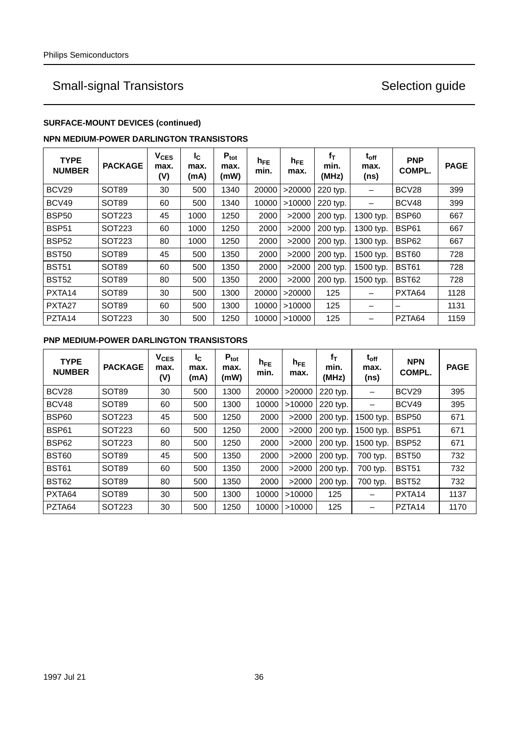## SURFACE-MOUNT DEVICES (continued)

### NPN MEDIUM-POWER DARLINGTON TRANSISTORS

| TYPE NUMBER | PACKAGE | $V_{CES}$ max. (V) | $I_C$ max. (mA) | $P_{tot}$ max. (mW) | $h_{FE}$ min. | $h_{FE}$ max. | $f_T$ min. (MHz) | $t_{off}$ max. (ns) | PNP COMPL. | PAGE |
|---|---|---|---|---|---|---|---|---|---|---|
| BCV29 | SOT89 | 30 | 500 | 1340 | 20000 | >20000 | 220 typ. | – | BCV28 | 399 |
| BCV49 | SOT89 | 60 | 500 | 1340 | 10000 | >10000 | 220 typ. | – | BCV48 | 399 |
| BSP50 | SOT223 | 45 | 1000 | 1250 | 2000 | >2000 | 200 typ. | 1300 typ. | BSP60 | 667 |
| BSP51 | SOT223 | 60 | 1000 | 1250 | 2000 | >2000 | 200 typ. | 1300 typ. | BSP61 | 667 |
| BSP52 | SOT223 | 80 | 1000 | 1250 | 2000 | >2000 | 200 typ. | 1300 typ. | BSP62 | 667 |
| BST50 | SOT89 | 45 | 500 | 1350 | 2000 | >2000 | 200 typ. | 1500 typ. | BST60 | 728 |
| BST51 | SOT89 | 60 | 500 | 1350 | 2000 | >2000 | 200 typ. | 1500 typ. | BST61 | 728 |
| BST52 | SOT89 | 80 | 500 | 1350 | 2000 | >2000 | 200 typ. | 1500 typ. | BST62 | 728 |
| PXTA14 | SOT89 | 30 | 500 | 1300 | 20000 | >20000 | 125 | – | PXTA64 | 1128 |
| PXTA27 | SOT89 | 60 | 500 | 1300 | 10000 | >10000 | 125 | – | – | 1131 |
| PZTA14 | SOT223 | 30 | 500 | 1250 | 10000 | >10000 | 125 | – | PZTA64 | 1159 |

### PNP MEDIUM-POWER DARLINGTON TRANSISTORS

| TYPE NUMBER | PACKAGE | $V_{CES}$ max. (V) | $I_C$ max. (mA) | $P_{tot}$ max. (mW) | $h_{FE}$ min. | $h_{FE}$ max. | $f_T$ min. (MHz) | $t_{off}$ max. (ns) | NPN COMPL. | PAGE |
|---|---|---|---|---|---|---|---|---|---|---|
| BCV28 | SOT89 | 30 | 500 | 1300 | 20000 | >20000 | 220 typ. | – | BCV29 | 395 |
| BCV48 | SOT89 | 60 | 500 | 1300 | 10000 | >10000 | 220 typ. | – | BCV49 | 395 |
| BSP60 | SOT223 | 45 | 500 | 1250 | 2000 | >2000 | 200 typ. | 1500 typ. | BSP50 | 671 |
| BSP61 | SOT223 | 60 | 500 | 1250 | 2000 | >2000 | 200 typ. | 1500 typ. | BSP51 | 671 |
| BSP62 | SOT223 | 80 | 500 | 1250 | 2000 | >2000 | 200 typ. | 1500 typ. | BSP52 | 671 |
| BST60 | SOT89 | 45 | 500 | 1350 | 2000 | >2000 | 200 typ. | 700 typ. | BST50 | 732 |
| BST61 | SOT89 | 60 | 500 | 1350 | 2000 | >2000 | 200 typ. | 700 typ. | BST51 | 732 |
| BST62 | SOT89 | 80 | 500 | 1350 | 2000 | >2000 | 200 typ. | 700 typ. | BST52 | 732 |
| PXTA64 | SOT89 | 30 | 500 | 1300 | 10000 | >10000 | 125 | – | PXTA14 | 1137 |
| PZTA64 | SOT223 | 30 | 500 | 1250 | 10000 | >10000 | 125 | – | PZTA14 | 1170 |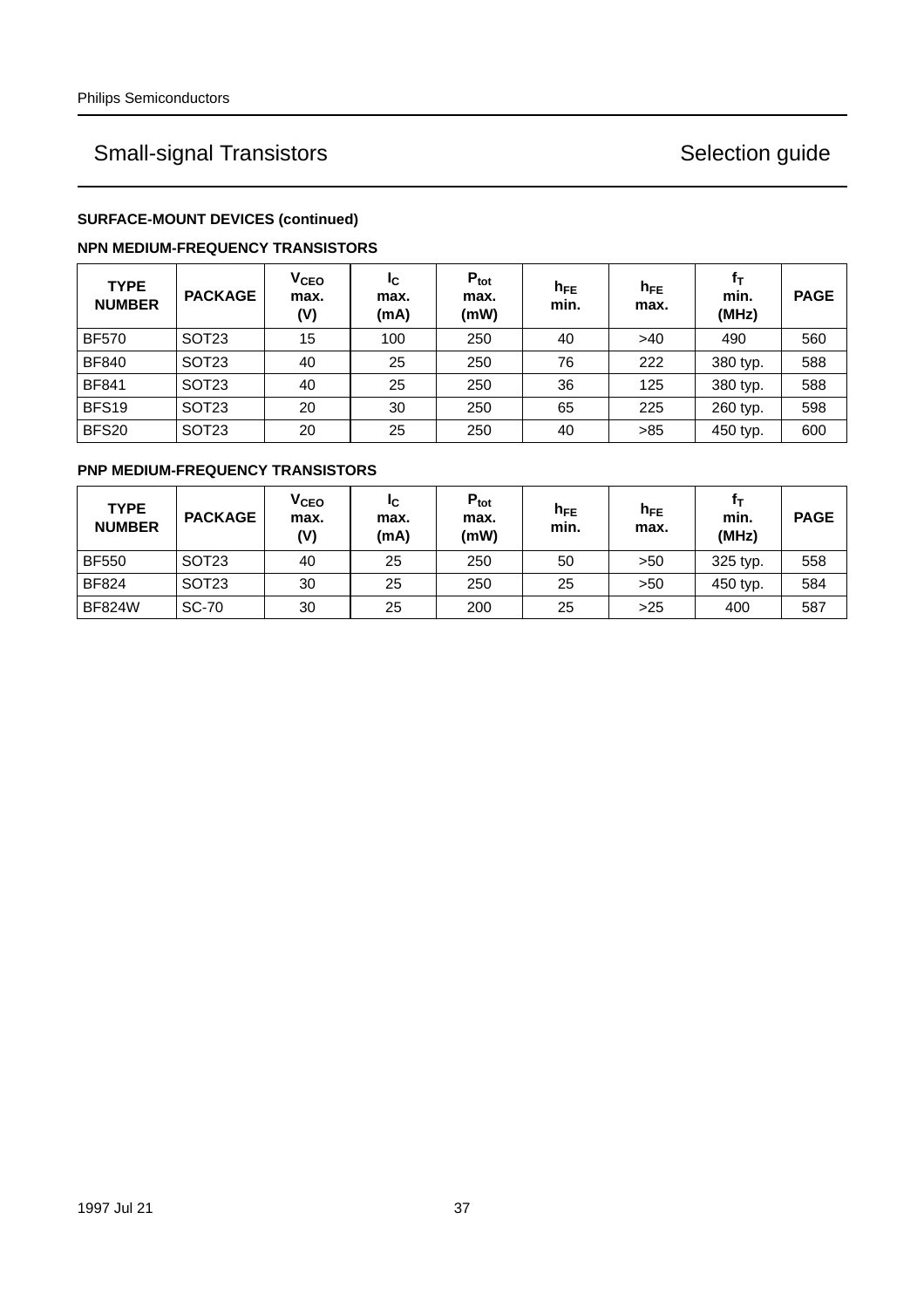## Small-signal Transistors — Selection guide

### SURFACE-MOUNT DEVICES (continued)

### NPN MEDIUM-FREQUENCY TRANSISTORS

| TYPE NUMBER | PACKAGE | $V_{CEO}$ max. (V) | $I_C$ max. (mA) | $P_{tot}$ max. (mW) | $h_{FE}$ min. | $h_{FE}$ max. | $f_T$ min. (MHz) | PAGE |
|---|---|---|---|---|---|---|---|---|
| BF570 | SOT23 | 15 | 100 | 250 | 40 | >40 | 490 | 560 |
| BF840 | SOT23 | 40 | 25 | 250 | 76 | 222 | 380 typ. | 588 |
| BF841 | SOT23 | 40 | 25 | 250 | 36 | 125 | 380 typ. | 588 |
| BFS19 | SOT23 | 20 | 30 | 250 | 65 | 225 | 260 typ. | 598 |
| BFS20 | SOT23 | 20 | 25 | 250 | 40 | >85 | 450 typ. | 600 |

### PNP MEDIUM-FREQUENCY TRANSISTORS

| TYPE NUMBER | PACKAGE | $V_{CEO}$ max. (V) | $I_C$ max. (mA) | $P_{tot}$ max. (mW) | $h_{FE}$ min. | $h_{FE}$ max. | $f_T$ min. (MHz) | PAGE |
|---|---|---|---|---|---|---|---|---|
| BF550 | SOT23 | 40 | 25 | 250 | 50 | >50 | 325 typ. | 558 |
| BF824 | SOT23 | 30 | 25 | 250 | 25 | >50 | 450 typ. | 584 |
| BF824W | SC-70 | 30 | 25 | 200 | 25 | >25 | 400 | 587 |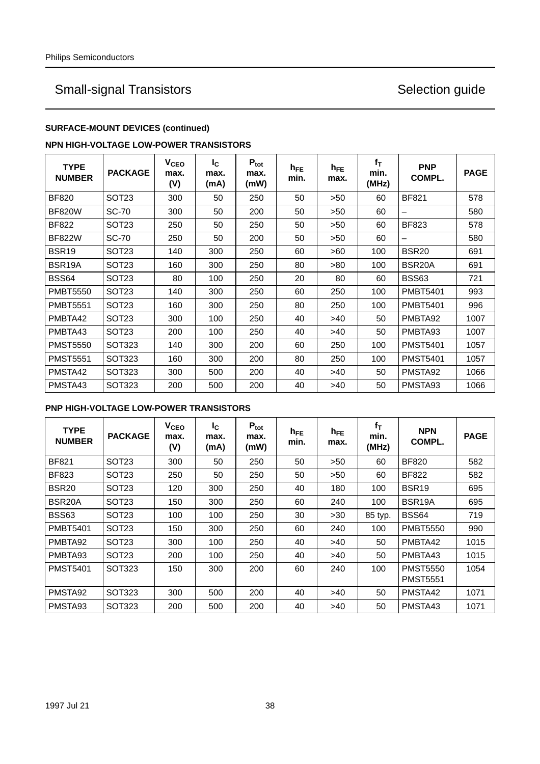## SURFACE-MOUNT DEVICES (continued)

### NPN HIGH-VOLTAGE LOW-POWER TRANSISTORS

| TYPE NUMBER | PACKAGE | $V_{CEO}$ max. (V) | $I_C$ max. (mA) | $P_{tot}$ max. (mW) | $h_{FE}$ min. | $h_{FE}$ max. | $f_T$ min. (MHz) | PNP COMPL. | PAGE |
|---|---|---|---|---|---|---|---|---|---|
| BF820 | SOT23 | 300 | 50 | 250 | 50 | >50 | 60 | BF821 | 578 |
| BF820W | SC-70 | 300 | 50 | 200 | 50 | >50 | 60 | – | 580 |
| BF822 | SOT23 | 250 | 50 | 250 | 50 | >50 | 60 | BF823 | 578 |
| BF822W | SC-70 | 250 | 50 | 200 | 50 | >50 | 60 | – | 580 |
| BSR19 | SOT23 | 140 | 300 | 250 | 60 | >60 | 100 | BSR20 | 691 |
| BSR19A | SOT23 | 160 | 300 | 250 | 80 | >80 | 100 | BSR20A | 691 |
| BSS64 | SOT23 | 80 | 100 | 250 | 20 | 80 | 60 | BSS63 | 721 |
| PMBT5550 | SOT23 | 140 | 300 | 250 | 60 | 250 | 100 | PMBT5401 | 993 |
| PMBT5551 | SOT23 | 160 | 300 | 250 | 80 | 250 | 100 | PMBT5401 | 996 |
| PMBTA42 | SOT23 | 300 | 100 | 250 | 40 | >40 | 50 | PMBTA92 | 1007 |
| PMBTA43 | SOT23 | 200 | 100 | 250 | 40 | >40 | 50 | PMBTA93 | 1007 |
| PMST5550 | SOT323 | 140 | 300 | 200 | 60 | 250 | 100 | PMST5401 | 1057 |
| PMST5551 | SOT323 | 160 | 300 | 200 | 80 | 250 | 100 | PMST5401 | 1057 |
| PMSTA42 | SOT323 | 300 | 500 | 200 | 40 | >40 | 50 | PMSTA92 | 1066 |
| PMSTA43 | SOT323 | 200 | 500 | 200 | 40 | >40 | 50 | PMSTA93 | 1066 |

### PNP HIGH-VOLTAGE LOW-POWER TRANSISTORS

| TYPE NUMBER | PACKAGE | $V_{CEO}$ max. (V) | $I_C$ max. (mA) | $P_{tot}$ max. (mW) | $h_{FE}$ min. | $h_{FE}$ max. | $f_T$ min. (MHz) | NPN COMPL. | PAGE |
|---|---|---|---|---|---|---|---|---|---|
| BF821 | SOT23 | 300 | 50 | 250 | 50 | >50 | 60 | BF820 | 582 |
| BF823 | SOT23 | 250 | 50 | 250 | 50 | >50 | 60 | BF822 | 582 |
| BSR20 | SOT23 | 120 | 300 | 250 | 40 | 180 | 100 | BSR19 | 695 |
| BSR20A | SOT23 | 150 | 300 | 250 | 60 | 240 | 100 | BSR19A | 695 |
| BSS63 | SOT23 | 100 | 100 | 250 | 30 | >30 | 85 typ. | BSS64 | 719 |
| PMBT5401 | SOT23 | 150 | 300 | 250 | 60 | 240 | 100 | PMBT5550 | 990 |
| PMBTA92 | SOT23 | 300 | 100 | 250 | 40 | >40 | 50 | PMBTA42 | 1015 |
| PMBTA93 | SOT23 | 200 | 100 | 250 | 40 | >40 | 50 | PMBTA43 | 1015 |
| PMST5401 | SOT323 | 150 | 300 | 200 | 60 | 240 | 100 | PMST5550 PMST5551 | 1054 |
| PMSTA92 | SOT323 | 300 | 500 | 200 | 40 | >40 | 50 | PMSTA42 | 1071 |
| PMSTA93 | SOT323 | 200 | 500 | 200 | 40 | >40 | 50 | PMSTA43 | 1071 |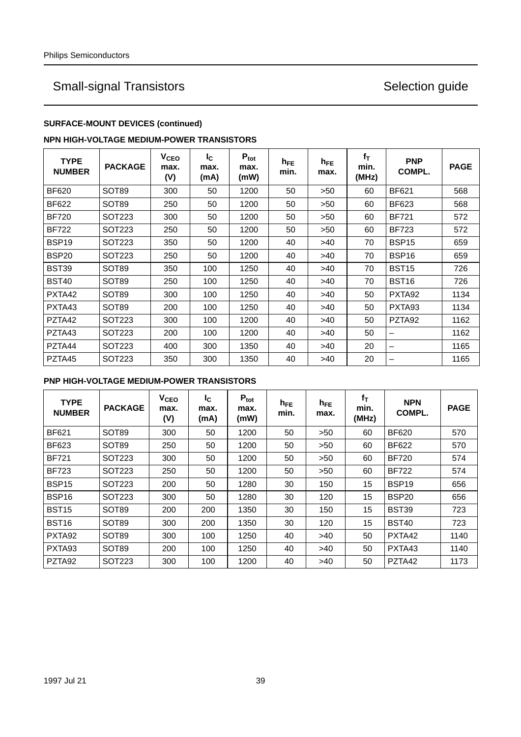# Small-signal Transistors — Selection guide

**SURFACE-MOUNT DEVICES (continued)**

**NPN HIGH-VOLTAGE MEDIUM-POWER TRANSISTORS**

| TYPE NUMBER | PACKAGE | $V_{CEO}$ max. (V) | $I_C$ max. (mA) | $P_{tot}$ max. (mW) | $h_{FE}$ min. | $h_{FE}$ max. | $f_T$ min. (MHz) | PNP COMPL. | PAGE |
|---|---|---|---|---|---|---|---|---|---|
| BF620 | SOT89 | 300 | 50 | 1200 | 50 | >50 | 60 | BF621 | 568 |
| BF622 | SOT89 | 250 | 50 | 1200 | 50 | >50 | 60 | BF623 | 568 |
| BF720 | SOT223 | 300 | 50 | 1200 | 50 | >50 | 60 | BF721 | 572 |
| BF722 | SOT223 | 250 | 50 | 1200 | 50 | >50 | 60 | BF723 | 572 |
| BSP19 | SOT223 | 350 | 50 | 1200 | 40 | >40 | 70 | BSP15 | 659 |
| BSP20 | SOT223 | 250 | 50 | 1200 | 40 | >40 | 70 | BSP16 | 659 |
| BST39 | SOT89 | 350 | 100 | 1250 | 40 | >40 | 70 | BST15 | 726 |
| BST40 | SOT89 | 250 | 100 | 1250 | 40 | >40 | 70 | BST16 | 726 |
| PXTA42 | SOT89 | 300 | 100 | 1250 | 40 | >40 | 50 | PXTA92 | 1134 |
| PXTA43 | SOT89 | 200 | 100 | 1250 | 40 | >40 | 50 | PXTA93 | 1134 |
| PZTA42 | SOT223 | 300 | 100 | 1200 | 40 | >40 | 50 | PZTA92 | 1162 |
| PZTA43 | SOT223 | 200 | 100 | 1200 | 40 | >40 | 50 | – | 1162 |
| PZTA44 | SOT223 | 400 | 300 | 1350 | 40 | >40 | 20 | – | 1165 |
| PZTA45 | SOT223 | 350 | 300 | 1350 | 40 | >40 | 20 | – | 1165 |

**PNP HIGH-VOLTAGE MEDIUM-POWER TRANSISTORS**

| TYPE NUMBER | PACKAGE | $V_{CEO}$ max. (V) | $I_C$ max. (mA) | $P_{tot}$ max. (mW) | $h_{FE}$ min. | $h_{FE}$ max. | $f_T$ min. (MHz) | NPN COMPL. | PAGE |
|---|---|---|---|---|---|---|---|---|---|
| BF621 | SOT89 | 300 | 50 | 1200 | 50 | >50 | 60 | BF620 | 570 |
| BF623 | SOT89 | 250 | 50 | 1200 | 50 | >50 | 60 | BF622 | 570 |
| BF721 | SOT223 | 300 | 50 | 1200 | 50 | >50 | 60 | BF720 | 574 |
| BF723 | SOT223 | 250 | 50 | 1200 | 50 | >50 | 60 | BF722 | 574 |
| BSP15 | SOT223 | 200 | 50 | 1280 | 30 | 150 | 15 | BSP19 | 656 |
| BSP16 | SOT223 | 300 | 50 | 1280 | 30 | 120 | 15 | BSP20 | 656 |
| BST15 | SOT89 | 200 | 200 | 1350 | 30 | 150 | 15 | BST39 | 723 |
| BST16 | SOT89 | 300 | 200 | 1350 | 30 | 120 | 15 | BST40 | 723 |
| PXTA92 | SOT89 | 300 | 100 | 1250 | 40 | >40 | 50 | PXTA42 | 1140 |
| PXTA93 | SOT89 | 200 | 100 | 1250 | 40 | >40 | 50 | PXTA43 | 1140 |
| PZTA92 | SOT223 | 300 | 100 | 1200 | 40 | >40 | 50 | PZTA42 | 1173 |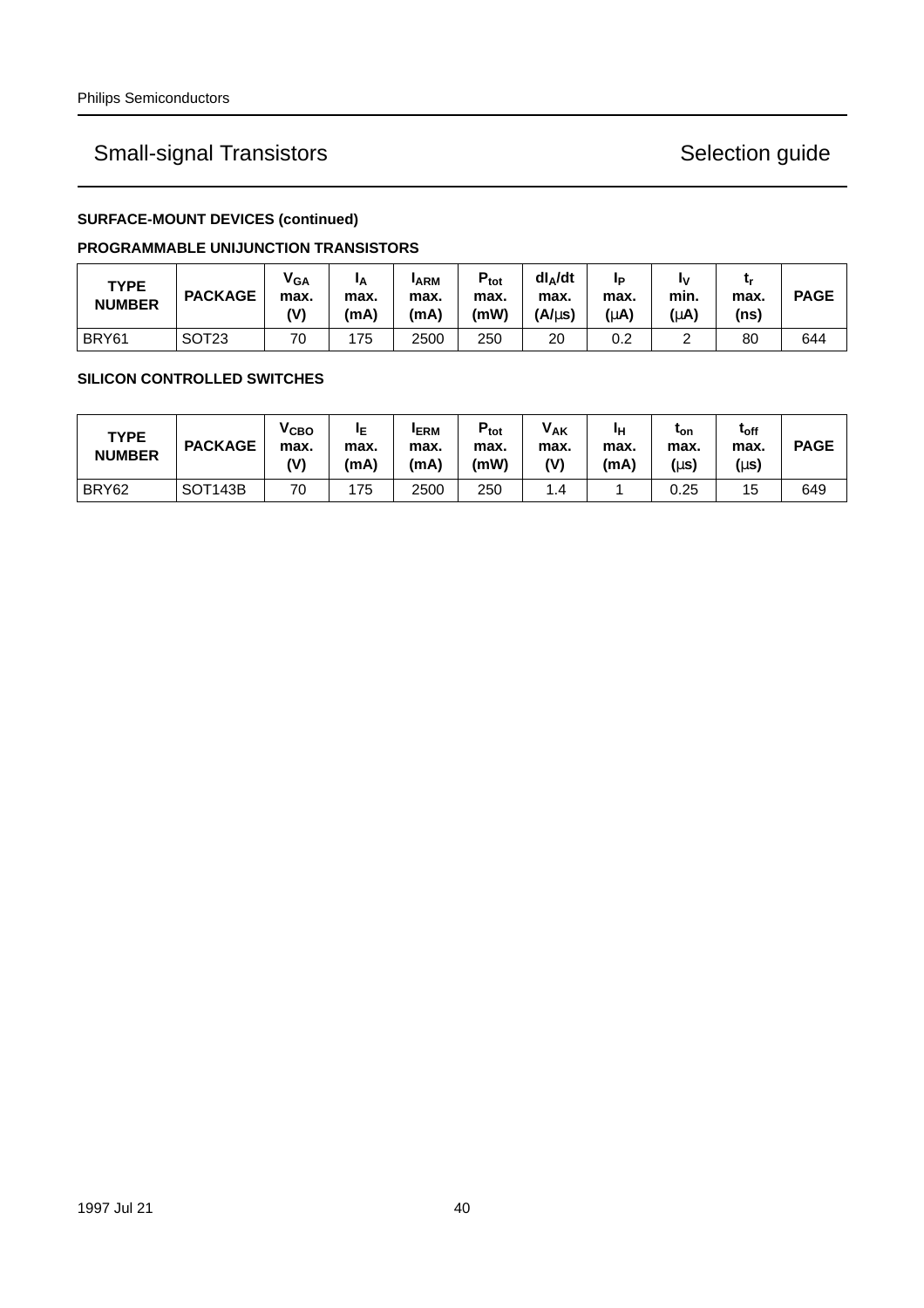# Small-signal Transistors

Selection guide

**SURFACE-MOUNT DEVICES (continued)**

**PROGRAMMABLE UNIJUNCTION TRANSISTORS**

| TYPE NUMBER | PACKAGE | $V_{GA}$ max. (V) | $I_A$ max. (mA) | $I_{ARM}$ max. (mA) | $P_{tot}$ max. (mW) | $dI_A/dt$ max. (A/μs) | $I_P$ max. (μA) | $I_V$ min. (μA) | $t_r$ max. (ns) | PAGE |
|---|---|---|---|---|---|---|---|---|---|---|
| BRY61 | SOT23 | 70 | 175 | 2500 | 250 | 20 | 0.2 | 2 | 80 | 644 |

**SILICON CONTROLLED SWITCHES**

| TYPE NUMBER | PACKAGE | $V_{CBO}$ max. (V) | $I_E$ max. (mA) | $I_{ERM}$ max. (mA) | $P_{tot}$ max. (mW) | $V_{AK}$ max. (V) | $I_H$ max. (mA) | $t_{on}$ max. (μs) | $t_{off}$ max. (μs) | PAGE |
|---|---|---|---|---|---|---|---|---|---|---|
| BRY62 | SOT143B | 70 | 175 | 2500 | 250 | 1.4 | 1 | 0.25 | 15 | 649 |